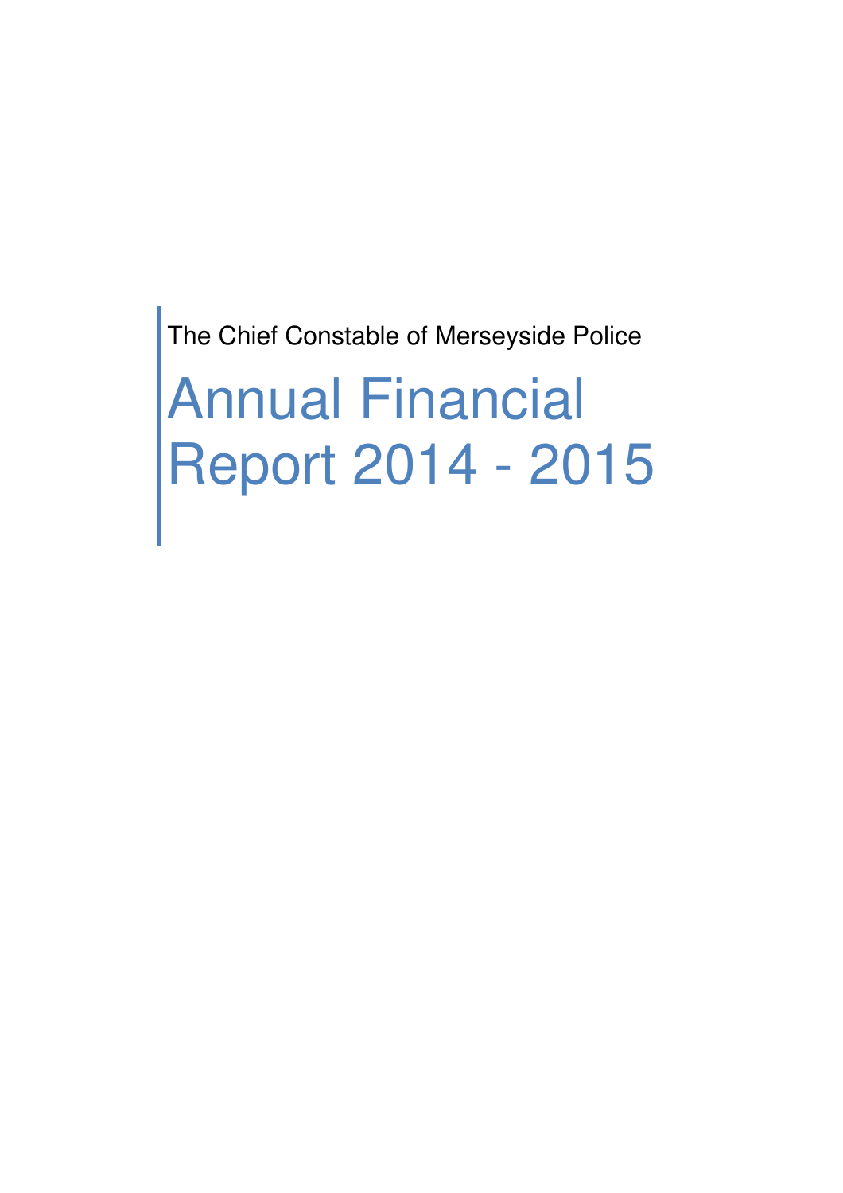The Chief Constable of Merseyside Police

# Annual Financial Report 2014 - 2015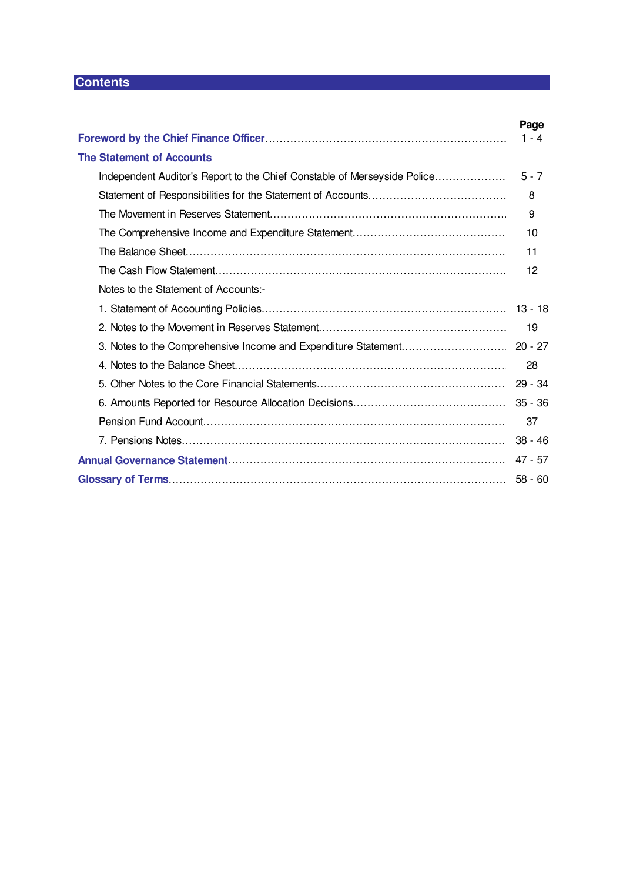# Contents

| | Page |
|---|---|
| **Foreword by the Chief Finance Officer** | 1 - 4 |
| **The Statement of Accounts** | |
| Independent Auditor's Report to the Chief Constable of Merseyside Police | 5 - 7 |
| Statement of Responsibilities for the Statement of Accounts | 8 |
| The Movement in Reserves Statement | 9 |
| The Comprehensive Income and Expenditure Statement | 10 |
| The Balance Sheet | 11 |
| The Cash Flow Statement | 12 |
| Notes to the Statement of Accounts:- | |
| 1. Statement of Accounting Policies | 13 - 18 |
| 2. Notes to the Movement in Reserves Statement | 19 |
| 3. Notes to the Comprehensive Income and Expenditure Statement | 20 - 27 |
| 4. Notes to the Balance Sheet | 28 |
| 5. Other Notes to the Core Financial Statements | 29 - 34 |
| 6. Amounts Reported for Resource Allocation Decisions | 35 - 36 |
| Pension Fund Account | 37 |
| 7. Pensions Notes | 38 - 46 |
| **Annual Governance Statement** | 47 - 57 |
| **Glossary of Terms** | 58 - 60 |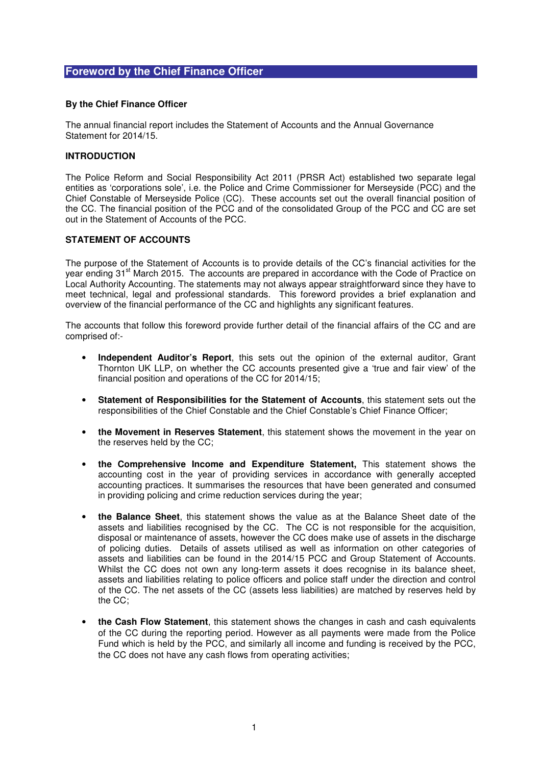# Foreword by the Chief Finance Officer

**By the Chief Finance Officer**

The annual financial report includes the Statement of Accounts and the Annual Governance Statement for 2014/15.

**INTRODUCTION**

The Police Reform and Social Responsibility Act 2011 (PRSR Act) established two separate legal entities as 'corporations sole', i.e. the Police and Crime Commissioner for Merseyside (PCC) and the Chief Constable of Merseyside Police (CC). These accounts set out the overall financial position of the CC. The financial position of the PCC and of the consolidated Group of the PCC and CC are set out in the Statement of Accounts of the PCC.

**STATEMENT OF ACCOUNTS**

The purpose of the Statement of Accounts is to provide details of the CC's financial activities for the year ending 31st March 2015. The accounts are prepared in accordance with the Code of Practice on Local Authority Accounting. The statements may not always appear straightforward since they have to meet technical, legal and professional standards. This foreword provides a brief explanation and overview of the financial performance of the CC and highlights any significant features.

The accounts that follow this foreword provide further detail of the financial affairs of the CC and are comprised of:-

- **Independent Auditor's Report**, this sets out the opinion of the external auditor, Grant Thornton UK LLP, on whether the CC accounts presented give a 'true and fair view' of the financial position and operations of the CC for 2014/15;

- **Statement of Responsibilities for the Statement of Accounts**, this statement sets out the responsibilities of the Chief Constable and the Chief Constable's Chief Finance Officer;

- **the Movement in Reserves Statement**, this statement shows the movement in the year on the reserves held by the CC;

- **the Comprehensive Income and Expenditure Statement,** This statement shows the accounting cost in the year of providing services in accordance with generally accepted accounting practices. It summarises the resources that have been generated and consumed in providing policing and crime reduction services during the year;

- **the Balance Sheet**, this statement shows the value as at the Balance Sheet date of the assets and liabilities recognised by the CC. The CC is not responsible for the acquisition, disposal or maintenance of assets, however the CC does make use of assets in the discharge of policing duties. Details of assets utilised as well as information on other categories of assets and liabilities can be found in the 2014/15 PCC and Group Statement of Accounts. Whilst the CC does not own any long-term assets it does recognise in its balance sheet, assets and liabilities relating to police officers and police staff under the direction and control of the CC. The net assets of the CC (assets less liabilities) are matched by reserves held by the CC;

- **the Cash Flow Statement**, this statement shows the changes in cash and cash equivalents of the CC during the reporting period. However as all payments were made from the Police Fund which is held by the PCC, and similarly all income and funding is received by the PCC, the CC does not have any cash flows from operating activities;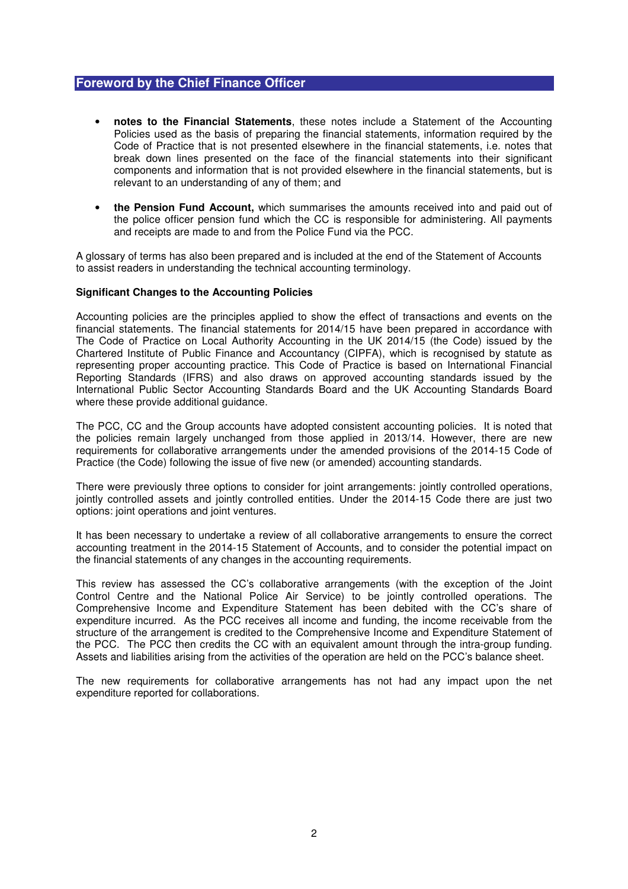## Foreword by the Chief Finance Officer

- **notes to the Financial Statements**, these notes include a Statement of the Accounting Policies used as the basis of preparing the financial statements, information required by the Code of Practice that is not presented elsewhere in the financial statements, i.e. notes that break down lines presented on the face of the financial statements into their significant components and information that is not provided elsewhere in the financial statements, but is relevant to an understanding of any of them; and

- **the Pension Fund Account,** which summarises the amounts received into and paid out of the police officer pension fund which the CC is responsible for administering. All payments and receipts are made to and from the Police Fund via the PCC.

A glossary of terms has also been prepared and is included at the end of the Statement of Accounts to assist readers in understanding the technical accounting terminology.

**Significant Changes to the Accounting Policies**

Accounting policies are the principles applied to show the effect of transactions and events on the financial statements. The financial statements for 2014/15 have been prepared in accordance with The Code of Practice on Local Authority Accounting in the UK 2014/15 (the Code) issued by the Chartered Institute of Public Finance and Accountancy (CIPFA), which is recognised by statute as representing proper accounting practice. This Code of Practice is based on International Financial Reporting Standards (IFRS) and also draws on approved accounting standards issued by the International Public Sector Accounting Standards Board and the UK Accounting Standards Board where these provide additional guidance.

The PCC, CC and the Group accounts have adopted consistent accounting policies. It is noted that the policies remain largely unchanged from those applied in 2013/14. However, there are new requirements for collaborative arrangements under the amended provisions of the 2014-15 Code of Practice (the Code) following the issue of five new (or amended) accounting standards.

There were previously three options to consider for joint arrangements: jointly controlled operations, jointly controlled assets and jointly controlled entities. Under the 2014-15 Code there are just two options: joint operations and joint ventures.

It has been necessary to undertake a review of all collaborative arrangements to ensure the correct accounting treatment in the 2014-15 Statement of Accounts, and to consider the potential impact on the financial statements of any changes in the accounting requirements.

This review has assessed the CC's collaborative arrangements (with the exception of the Joint Control Centre and the National Police Air Service) to be jointly controlled operations. The Comprehensive Income and Expenditure Statement has been debited with the CC's share of expenditure incurred. As the PCC receives all income and funding, the income receivable from the structure of the arrangement is credited to the Comprehensive Income and Expenditure Statement of the PCC. The PCC then credits the CC with an equivalent amount through the intra-group funding. Assets and liabilities arising from the activities of the operation are held on the PCC's balance sheet.

The new requirements for collaborative arrangements has not had any impact upon the net expenditure reported for collaborations.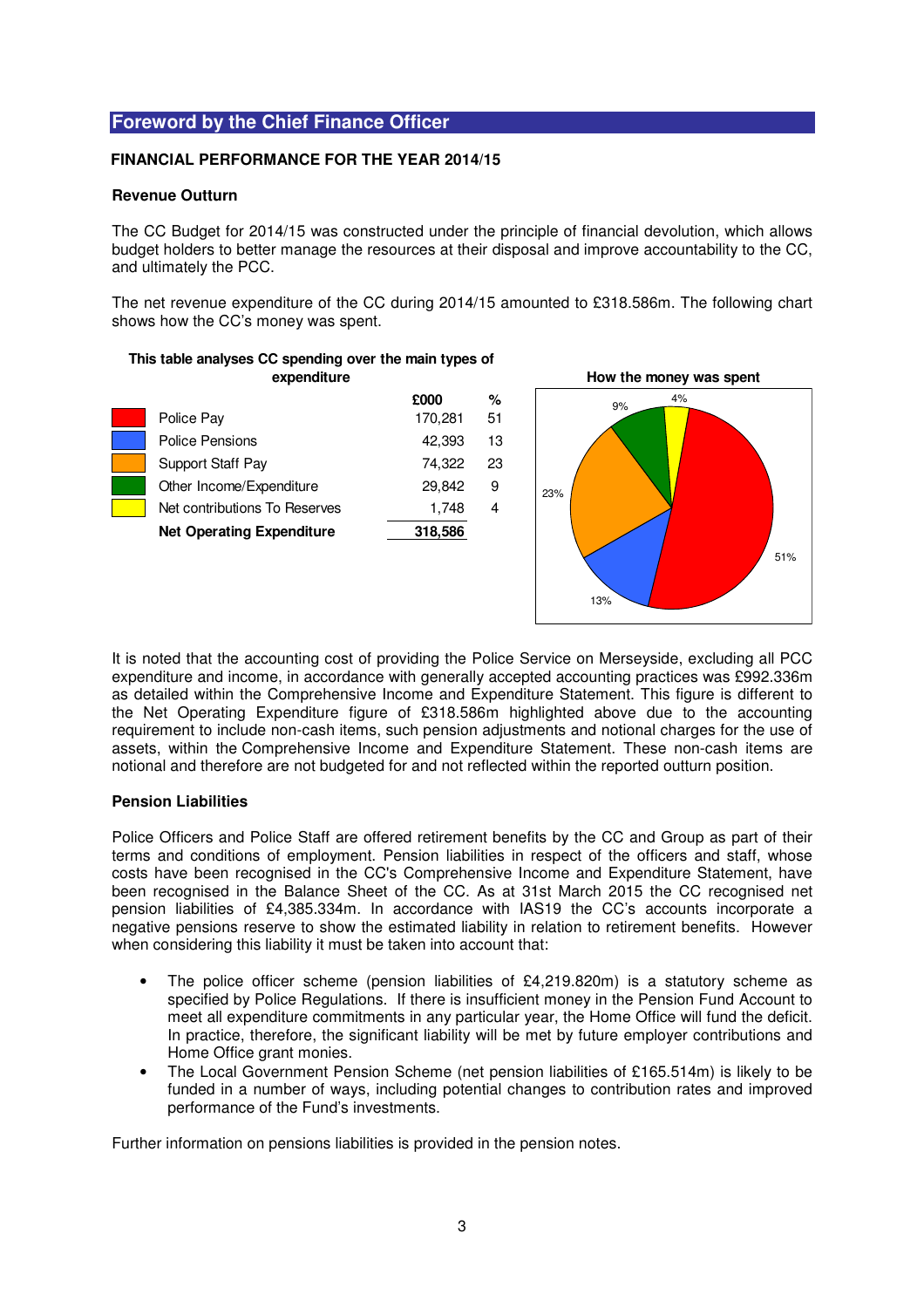## Foreword by the Chief Finance Officer

**FINANCIAL PERFORMANCE FOR THE YEAR 2014/15**

**Revenue Outturn**

The CC Budget for 2014/15 was constructed under the principle of financial devolution, which allows budget holders to better manage the resources at their disposal and improve accountability to the CC, and ultimately the PCC.

The net revenue expenditure of the CC during 2014/15 amounted to £318.586m. The following chart shows how the CC's money was spent.

**This table analyses CC spending over the main types of expenditure**

| | £000 | % |
|---|---|---|
| Police Pay | 170,281 | 51 |
| Police Pensions | 42,393 | 13 |
| Support Staff Pay | 74,322 | 23 |
| Other Income/Expenditure | 29,842 | 9 |
| Net contributions To Reserves | 1,748 | 4 |
| **Net Operating Expenditure** | **318,586** | |

**How the money was spent**

It is noted that the accounting cost of providing the Police Service on Merseyside, excluding all PCC expenditure and income, in accordance with generally accepted accounting practices was £992.336m as detailed within the Comprehensive Income and Expenditure Statement. This figure is different to the Net Operating Expenditure figure of £318.586m highlighted above due to the accounting requirement to include non-cash items, such pension adjustments and notional charges for the use of assets, within the Comprehensive Income and Expenditure Statement. These non-cash items are notional and therefore are not budgeted for and not reflected within the reported outturn position.

**Pension Liabilities**

Police Officers and Police Staff are offered retirement benefits by the CC and Group as part of their terms and conditions of employment. Pension liabilities in respect of the officers and staff, whose costs have been recognised in the CC's Comprehensive Income and Expenditure Statement, have been recognised in the Balance Sheet of the CC. As at 31st March 2015 the CC recognised net pension liabilities of £4,385.334m. In accordance with IAS19 the CC's accounts incorporate a negative pensions reserve to show the estimated liability in relation to retirement benefits. However when considering this liability it must be taken into account that:

- The police officer scheme (pension liabilities of £4,219.820m) is a statutory scheme as specified by Police Regulations. If there is insufficient money in the Pension Fund Account to meet all expenditure commitments in any particular year, the Home Office will fund the deficit. In practice, therefore, the significant liability will be met by future employer contributions and Home Office grant monies.
- The Local Government Pension Scheme (net pension liabilities of £165.514m) is likely to be funded in a number of ways, including potential changes to contribution rates and improved performance of the Fund's investments.

Further information on pensions liabilities is provided in the pension notes.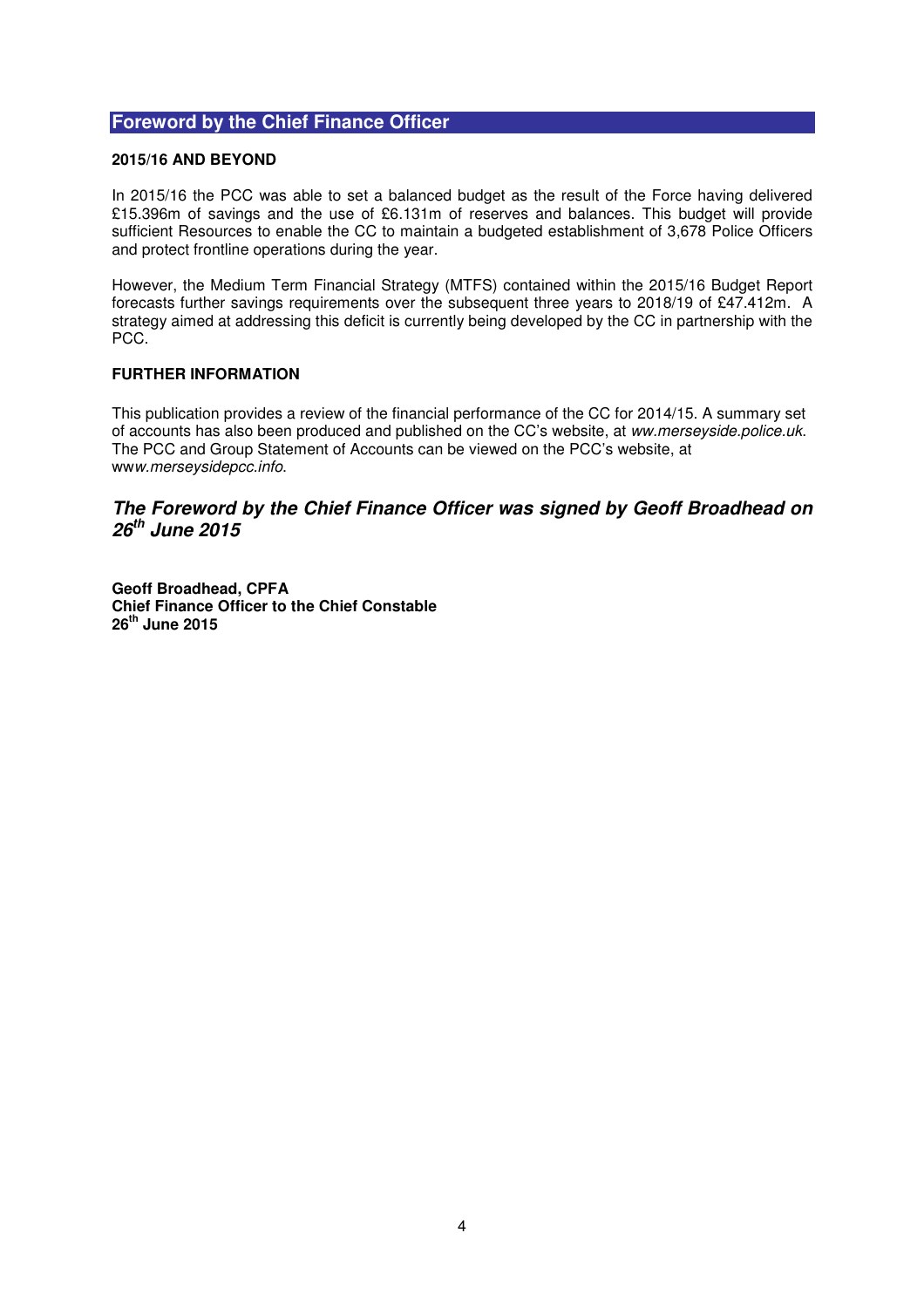## Foreword by the Chief Finance Officer

### 2015/16 AND BEYOND

In 2015/16 the PCC was able to set a balanced budget as the result of the Force having delivered £15.396m of savings and the use of £6.131m of reserves and balances. This budget will provide sufficient Resources to enable the CC to maintain a budgeted establishment of 3,678 Police Officers and protect frontline operations during the year.

However, the Medium Term Financial Strategy (MTFS) contained within the 2015/16 Budget Report forecasts further savings requirements over the subsequent three years to 2018/19 of £47.412m. A strategy aimed at addressing this deficit is currently being developed by the CC in partnership with the PCC.

### FURTHER INFORMATION

This publication provides a review of the financial performance of the CC for 2014/15. A summary set of accounts has also been produced and published on the CC's website, at *ww.merseyside.police.uk*. The PCC and Group Statement of Accounts can be viewed on the PCC's website, at ww*w.merseysidepcc.info*.

***The Foreword by the Chief Finance Officer was signed by Geoff Broadhead on 26th June 2015***

**Geoff Broadhead, CPFA**
**Chief Finance Officer to the Chief Constable**
**26th June 2015**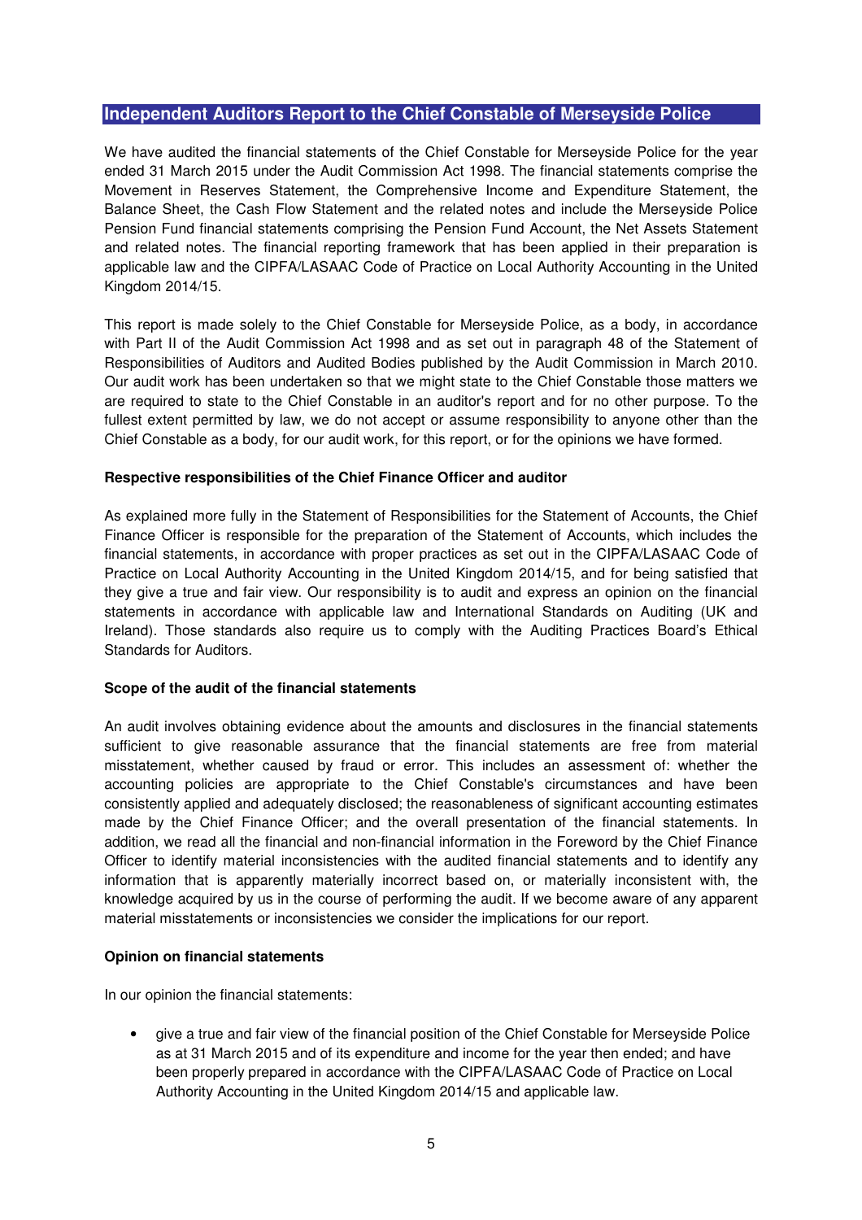# Independent Auditors Report to the Chief Constable of Merseyside Police

We have audited the financial statements of the Chief Constable for Merseyside Police for the year ended 31 March 2015 under the Audit Commission Act 1998. The financial statements comprise the Movement in Reserves Statement, the Comprehensive Income and Expenditure Statement, the Balance Sheet, the Cash Flow Statement and the related notes and include the Merseyside Police Pension Fund financial statements comprising the Pension Fund Account, the Net Assets Statement and related notes. The financial reporting framework that has been applied in their preparation is applicable law and the CIPFA/LASAAC Code of Practice on Local Authority Accounting in the United Kingdom 2014/15.

This report is made solely to the Chief Constable for Merseyside Police, as a body, in accordance with Part II of the Audit Commission Act 1998 and as set out in paragraph 48 of the Statement of Responsibilities of Auditors and Audited Bodies published by the Audit Commission in March 2010. Our audit work has been undertaken so that we might state to the Chief Constable those matters we are required to state to the Chief Constable in an auditor's report and for no other purpose. To the fullest extent permitted by law, we do not accept or assume responsibility to anyone other than the Chief Constable as a body, for our audit work, for this report, or for the opinions we have formed.

**Respective responsibilities of the Chief Finance Officer and auditor**

As explained more fully in the Statement of Responsibilities for the Statement of Accounts, the Chief Finance Officer is responsible for the preparation of the Statement of Accounts, which includes the financial statements, in accordance with proper practices as set out in the CIPFA/LASAAC Code of Practice on Local Authority Accounting in the United Kingdom 2014/15, and for being satisfied that they give a true and fair view. Our responsibility is to audit and express an opinion on the financial statements in accordance with applicable law and International Standards on Auditing (UK and Ireland). Those standards also require us to comply with the Auditing Practices Board's Ethical Standards for Auditors.

**Scope of the audit of the financial statements**

An audit involves obtaining evidence about the amounts and disclosures in the financial statements sufficient to give reasonable assurance that the financial statements are free from material misstatement, whether caused by fraud or error. This includes an assessment of: whether the accounting policies are appropriate to the Chief Constable's circumstances and have been consistently applied and adequately disclosed; the reasonableness of significant accounting estimates made by the Chief Finance Officer; and the overall presentation of the financial statements. In addition, we read all the financial and non-financial information in the Foreword by the Chief Finance Officer to identify material inconsistencies with the audited financial statements and to identify any information that is apparently materially incorrect based on, or materially inconsistent with, the knowledge acquired by us in the course of performing the audit. If we become aware of any apparent material misstatements or inconsistencies we consider the implications for our report.

**Opinion on financial statements**

In our opinion the financial statements:

- give a true and fair view of the financial position of the Chief Constable for Merseyside Police as at 31 March 2015 and of its expenditure and income for the year then ended; and have been properly prepared in accordance with the CIPFA/LASAAC Code of Practice on Local Authority Accounting in the United Kingdom 2014/15 and applicable law.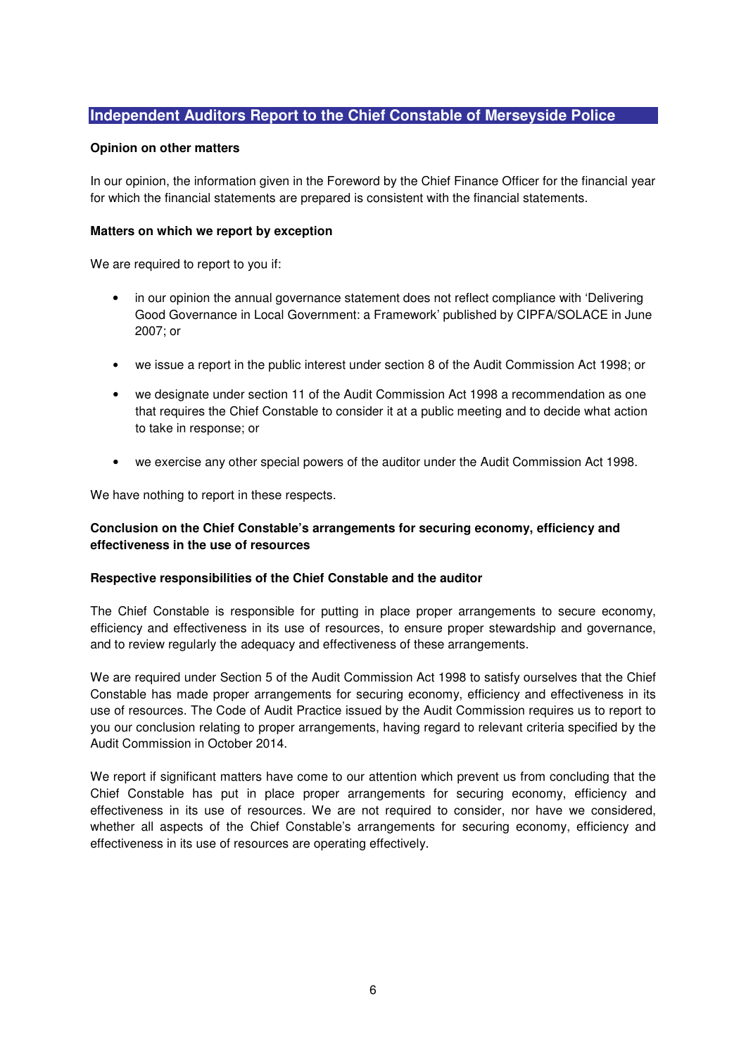## Independent Auditors Report to the Chief Constable of Merseyside Police

**Opinion on other matters**

In our opinion, the information given in the Foreword by the Chief Finance Officer for the financial year for which the financial statements are prepared is consistent with the financial statements.

**Matters on which we report by exception**

We are required to report to you if:

- in our opinion the annual governance statement does not reflect compliance with 'Delivering Good Governance in Local Government: a Framework' published by CIPFA/SOLACE in June 2007; or
- we issue a report in the public interest under section 8 of the Audit Commission Act 1998; or
- we designate under section 11 of the Audit Commission Act 1998 a recommendation as one that requires the Chief Constable to consider it at a public meeting and to decide what action to take in response; or
- we exercise any other special powers of the auditor under the Audit Commission Act 1998.

We have nothing to report in these respects.

**Conclusion on the Chief Constable's arrangements for securing economy, efficiency and effectiveness in the use of resources**

**Respective responsibilities of the Chief Constable and the auditor**

The Chief Constable is responsible for putting in place proper arrangements to secure economy, efficiency and effectiveness in its use of resources, to ensure proper stewardship and governance, and to review regularly the adequacy and effectiveness of these arrangements.

We are required under Section 5 of the Audit Commission Act 1998 to satisfy ourselves that the Chief Constable has made proper arrangements for securing economy, efficiency and effectiveness in its use of resources. The Code of Audit Practice issued by the Audit Commission requires us to report to you our conclusion relating to proper arrangements, having regard to relevant criteria specified by the Audit Commission in October 2014.

We report if significant matters have come to our attention which prevent us from concluding that the Chief Constable has put in place proper arrangements for securing economy, efficiency and effectiveness in its use of resources. We are not required to consider, nor have we considered, whether all aspects of the Chief Constable's arrangements for securing economy, efficiency and effectiveness in its use of resources are operating effectively.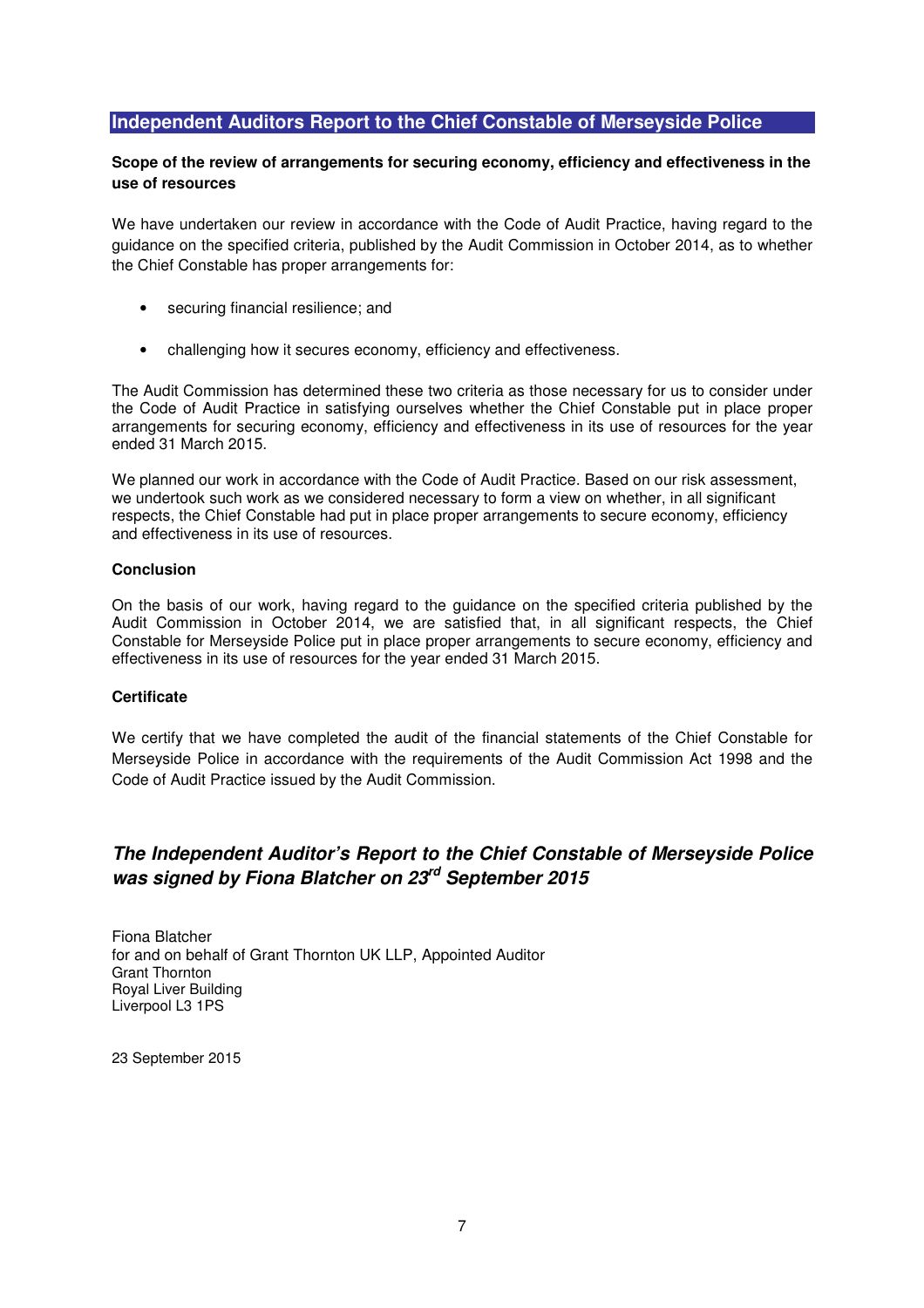## Independent Auditors Report to the Chief Constable of Merseyside Police

**Scope of the review of arrangements for securing economy, efficiency and effectiveness in the use of resources**

We have undertaken our review in accordance with the Code of Audit Practice, having regard to the guidance on the specified criteria, published by the Audit Commission in October 2014, as to whether the Chief Constable has proper arrangements for:

- securing financial resilience; and
- challenging how it secures economy, efficiency and effectiveness.

The Audit Commission has determined these two criteria as those necessary for us to consider under the Code of Audit Practice in satisfying ourselves whether the Chief Constable put in place proper arrangements for securing economy, efficiency and effectiveness in its use of resources for the year ended 31 March 2015.

We planned our work in accordance with the Code of Audit Practice. Based on our risk assessment, we undertook such work as we considered necessary to form a view on whether, in all significant respects, the Chief Constable had put in place proper arrangements to secure economy, efficiency and effectiveness in its use of resources.

**Conclusion**

On the basis of our work, having regard to the guidance on the specified criteria published by the Audit Commission in October 2014, we are satisfied that, in all significant respects, the Chief Constable for Merseyside Police put in place proper arrangements to secure economy, efficiency and effectiveness in its use of resources for the year ended 31 March 2015.

**Certificate**

We certify that we have completed the audit of the financial statements of the Chief Constable for Merseyside Police in accordance with the requirements of the Audit Commission Act 1998 and the Code of Audit Practice issued by the Audit Commission.

***The Independent Auditor's Report to the Chief Constable of Merseyside Police was signed by Fiona Blatcher on 23rd September 2015***

Fiona Blatcher
for and on behalf of Grant Thornton UK LLP, Appointed Auditor
Grant Thornton
Royal Liver Building
Liverpool L3 1PS

23 September 2015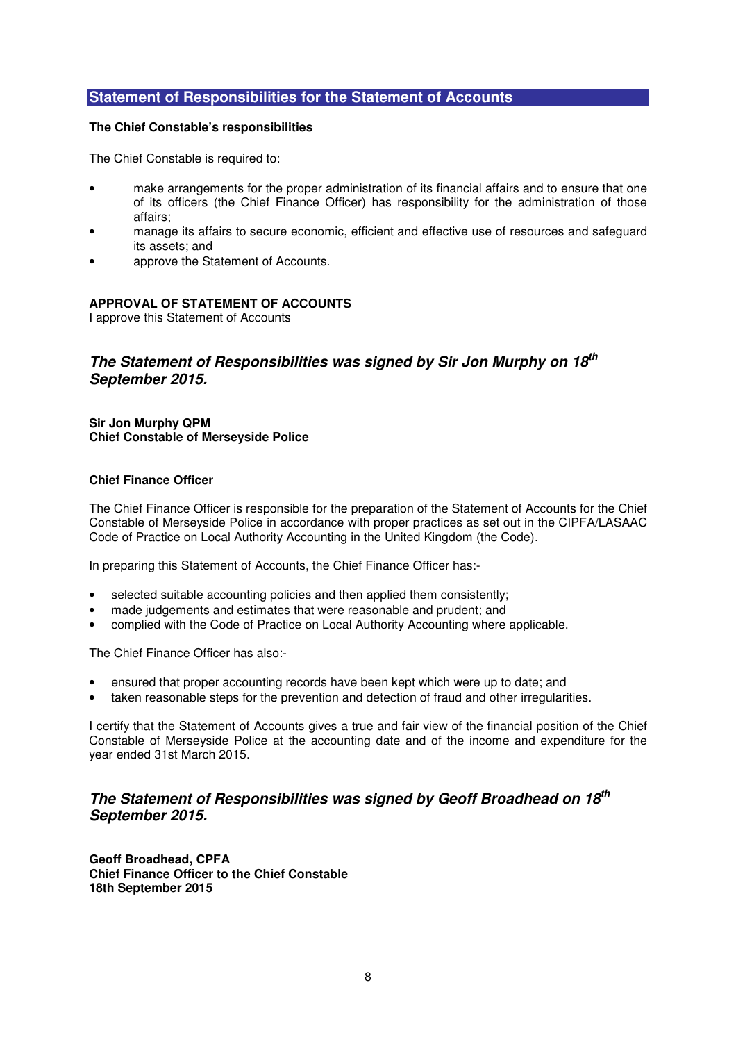## Statement of Responsibilities for the Statement of Accounts

**The Chief Constable's responsibilities**

The Chief Constable is required to:

- make arrangements for the proper administration of its financial affairs and to ensure that one of its officers (the Chief Finance Officer) has responsibility for the administration of those affairs;
- manage its affairs to secure economic, efficient and effective use of resources and safeguard its assets; and
- approve the Statement of Accounts.

**APPROVAL OF STATEMENT OF ACCOUNTS**
I approve this Statement of Accounts

***The Statement of Responsibilities was signed by Sir Jon Murphy on 18th September 2015.***

**Sir Jon Murphy QPM**
**Chief Constable of Merseyside Police**

**Chief Finance Officer**

The Chief Finance Officer is responsible for the preparation of the Statement of Accounts for the Chief Constable of Merseyside Police in accordance with proper practices as set out in the CIPFA/LASAAC Code of Practice on Local Authority Accounting in the United Kingdom (the Code).

In preparing this Statement of Accounts, the Chief Finance Officer has:-

- selected suitable accounting policies and then applied them consistently;
- made judgements and estimates that were reasonable and prudent; and
- complied with the Code of Practice on Local Authority Accounting where applicable.

The Chief Finance Officer has also:-

- ensured that proper accounting records have been kept which were up to date; and
- taken reasonable steps for the prevention and detection of fraud and other irregularities.

I certify that the Statement of Accounts gives a true and fair view of the financial position of the Chief Constable of Merseyside Police at the accounting date and of the income and expenditure for the year ended 31st March 2015.

***The Statement of Responsibilities was signed by Geoff Broadhead on 18th September 2015.***

**Geoff Broadhead, CPFA**
**Chief Finance Officer to the Chief Constable**
**18th September 2015**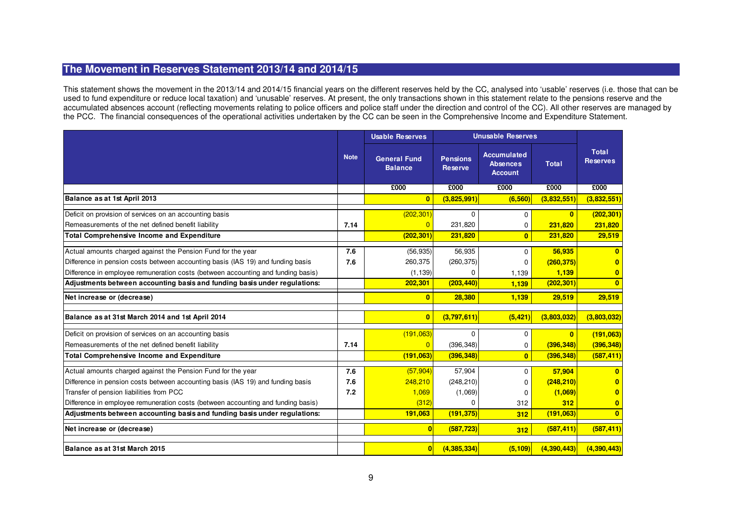# The Movement in Reserves Statement 2013/14 and 2014/15

This statement shows the movement in the 2013/14 and 2014/15 financial years on the different reserves held by the CC, analysed into 'usable' reserves (i.e. those that can be used to fund expenditure or reduce local taxation) and 'unusable' reserves. At present, the only transactions shown in this statement relate to the pensions reserve and the accumulated absences account (reflecting movements relating to police officers and police staff under the direction and control of the CC). All other reserves are managed by the PCC. The financial consequences of the operational activities undertaken by the CC can be seen in the Comprehensive Income and Expenditure Statement.

| | Note | Usable Reserves | Unusable Reserves | | | |
|---|---|---|---|---|---|---|
| | | General Fund Balance | Pensions Reserve | Accumulated Absences Account | Total | Total Reserves |
| | | £000 | £000 | £000 | £000 | £000 |
| **Balance as at 1st April 2013** | | **0** | **(3,825,991)** | **(6,560)** | **(3,832,551)** | **(3,832,551)** |
| Deficit on provision of services on an accounting basis | | (202,301) | 0 | 0 | **0** | **(202,301)** |
| Remeasurements of the net defined benefit liability | 7.14 | 0 | 231,820 | 0 | **231,820** | **231,820** |
| **Total Comprehensive Income and Expenditure** | | **(202,301)** | **231,820** | **0** | **231,820** | **29,519** |
| Actual amounts charged against the Pension Fund for the year | 7.6 | (56,935) | 56,935 | 0 | **56,935** | **0** |
| Difference in pension costs between accounting basis (IAS 19) and funding basis | 7.6 | 260,375 | (260,375) | 0 | **(260,375)** | **0** |
| Difference in employee remuneration costs (between accounting and funding basis) | | (1,139) | 0 | 1,139 | **1,139** | **0** |
| **Adjustments between accounting basis and funding basis under regulations:** | | **202,301** | **(203,440)** | **1,139** | **(202,301)** | **0** |
| **Net increase or (decrease)** | | **0** | **28,380** | **1,139** | **29,519** | **29,519** |
| **Balance as at 31st March 2014 and 1st April 2014** | | **0** | **(3,797,611)** | **(5,421)** | **(3,803,032)** | **(3,803,032)** |
| Deficit on provision of services on an accounting basis | | (191,063) | 0 | 0 | **0** | **(191,063)** |
| Remeasurements of the net defined benefit liability | 7.14 | 0 | (396,348) | 0 | **(396,348)** | **(396,348)** |
| **Total Comprehensive Income and Expenditure** | | **(191,063)** | **(396,348)** | **0** | **(396,348)** | **(587,411)** |
| Actual amounts charged against the Pension Fund for the year | 7.6 | (57,904) | 57,904 | 0 | **57,904** | **0** |
| Difference in pension costs between accounting basis (IAS 19) and funding basis | 7.6 | 248,210 | (248,210) | 0 | **(248,210)** | **0** |
| Transfer of pension liabilities from PCC | 7.2 | 1,069 | (1,069) | 0 | **(1,069)** | **0** |
| Difference in employee remuneration costs (between accounting and funding basis) | | (312) | 0 | 312 | **312** | **0** |
| **Adjustments between accounting basis and funding basis under regulations:** | | **191,063** | **(191,375)** | **312** | **(191,063)** | **0** |
| **Net increase or (decrease)** | | **0** | **(587,723)** | **312** | **(587,411)** | **(587,411)** |
| **Balance as at 31st March 2015** | | **0** | **(4,385,334)** | **(5,109)** | **(4,390,443)** | **(4,390,443)** |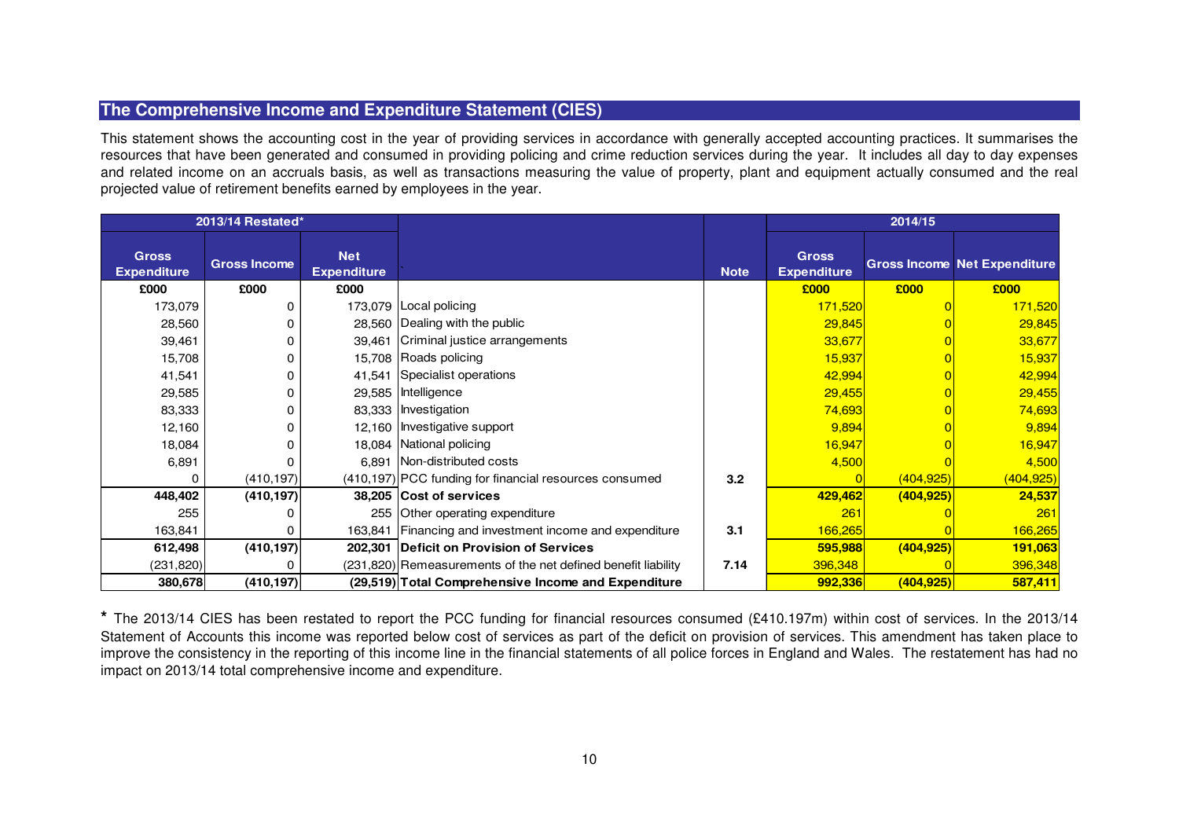## The Comprehensive Income and Expenditure Statement (CIES)

This statement shows the accounting cost in the year of providing services in accordance with generally accepted accounting practices. It summarises the resources that have been generated and consumed in providing policing and crime reduction services during the year. It includes all day to day expenses and related income on an accruals basis, as well as transactions measuring the value of property, plant and equipment actually consumed and the real projected value of retirement benefits earned by employees in the year.

| 2013/14 Restated* | | | | | 2014/15 | | |
|---|---|---|---|---|---|---|---|
| Gross Expenditure | Gross Income | Net Expenditure | | Note | Gross Expenditure | Gross Income | Net Expenditure |
| £000 | £000 | £000 | | | £000 | £000 | £000 |
| 173,079 | 0 | 173,079 | Local policing | | 171,520 | 0 | 171,520 |
| 28,560 | 0 | 28,560 | Dealing with the public | | 29,845 | 0 | 29,845 |
| 39,461 | 0 | 39,461 | Criminal justice arrangements | | 33,677 | 0 | 33,677 |
| 15,708 | 0 | 15,708 | Roads policing | | 15,937 | 0 | 15,937 |
| 41,541 | 0 | 41,541 | Specialist operations | | 42,994 | 0 | 42,994 |
| 29,585 | 0 | 29,585 | Intelligence | | 29,455 | 0 | 29,455 |
| 83,333 | 0 | 83,333 | Investigation | | 74,693 | 0 | 74,693 |
| 12,160 | 0 | 12,160 | Investigative support | | 9,894 | 0 | 9,894 |
| 18,084 | 0 | 18,084 | National policing | | 16,947 | 0 | 16,947 |
| 6,891 | 0 | 6,891 | Non-distributed costs | | 4,500 | 0 | 4,500 |
| 0 | (410,197) | (410,197) | PCC funding for financial resources consumed | 3.2 | 0 | (404,925) | (404,925) |
| **448,402** | **(410,197)** | **38,205** | **Cost of services** | | **429,462** | **(404,925)** | **24,537** |
| 255 | 0 | 255 | Other operating expenditure | | 261 | 0 | 261 |
| 163,841 | 0 | 163,841 | Financing and investment income and expenditure | 3.1 | 166,265 | 0 | 166,265 |
| **612,498** | **(410,197)** | **202,301** | **Deficit on Provision of Services** | | **595,988** | **(404,925)** | **191,063** |
| (231,820) | 0 | (231,820) | Remeasurements of the net defined benefit liability | 7.14 | 396,348 | 0 | 396,348 |
| **380,678** | **(410,197)** | **(29,519)** | **Total Comprehensive Income and Expenditure** | | **992,336** | **(404,925)** | **587,411** |

**\*** The 2013/14 CIES has been restated to report the PCC funding for financial resources consumed (£410.197m) within cost of services. In the 2013/14 Statement of Accounts this income was reported below cost of services as part of the deficit on provision of services. This amendment has taken place to improve the consistency in the reporting of this income line in the financial statements of all police forces in England and Wales. The restatement has had no impact on 2013/14 total comprehensive income and expenditure.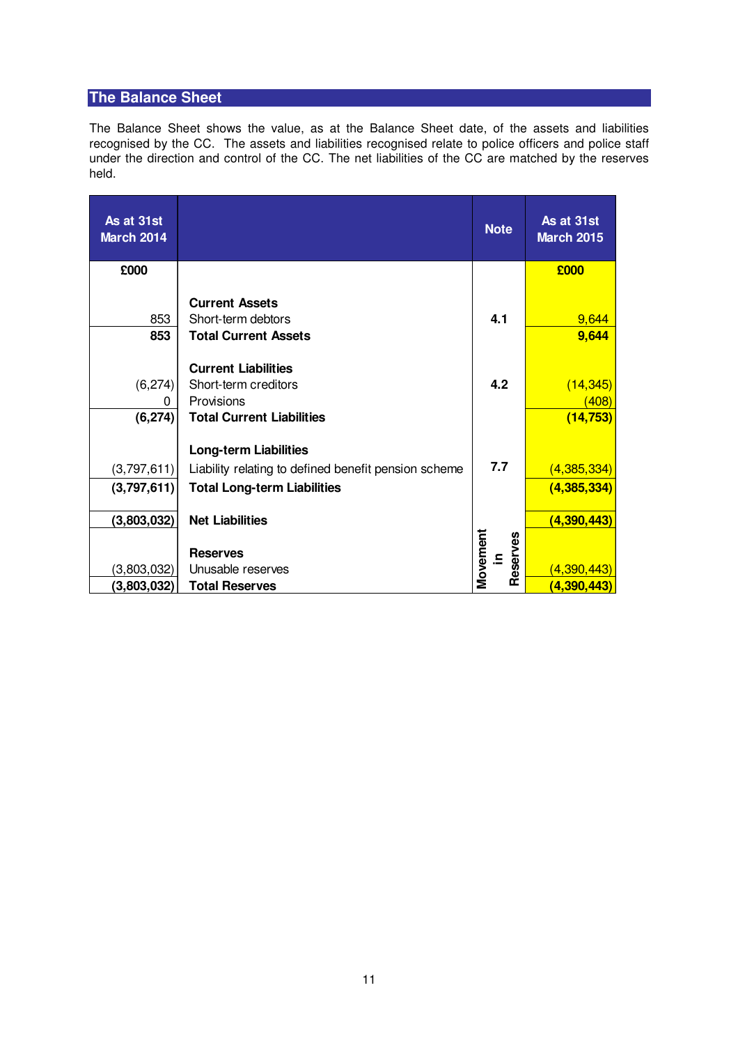## The Balance Sheet

The Balance Sheet shows the value, as at the Balance Sheet date, of the assets and liabilities recognised by the CC. The assets and liabilities recognised relate to police officers and police staff under the direction and control of the CC. The net liabilities of the CC are matched by the reserves held.

| As at 31st March 2014 | | Note | As at 31st March 2015 |
|---|---|---|---|
| **£000** | | | **£000** |
| | **Current Assets** | | |
| 853 | Short-term debtors | **4.1** | 9,644 |
| **853** | **Total Current Assets** | | **9,644** |
| | **Current Liabilities** | | |
| (6,274) | Short-term creditors | **4.2** | (14,345) |
| 0 | Provisions | | (408) |
| **(6,274)** | **Total Current Liabilities** | | **(14,753)** |
| | **Long-term Liabilities** | | |
| (3,797,611) | Liability relating to defined benefit pension scheme | **7.7** | (4,385,334) |
| **(3,797,611)** | **Total Long-term Liabilities** | | **(4,385,334)** |
| **(3,803,032)** | **Net Liabilities** | | **(4,390,443)** |
| | **Reserves** | **Movement in Reserves** | |
| (3,803,032) | Unusable reserves | | (4,390,443) |
| **(3,803,032)** | **Total Reserves** | | **(4,390,443)** |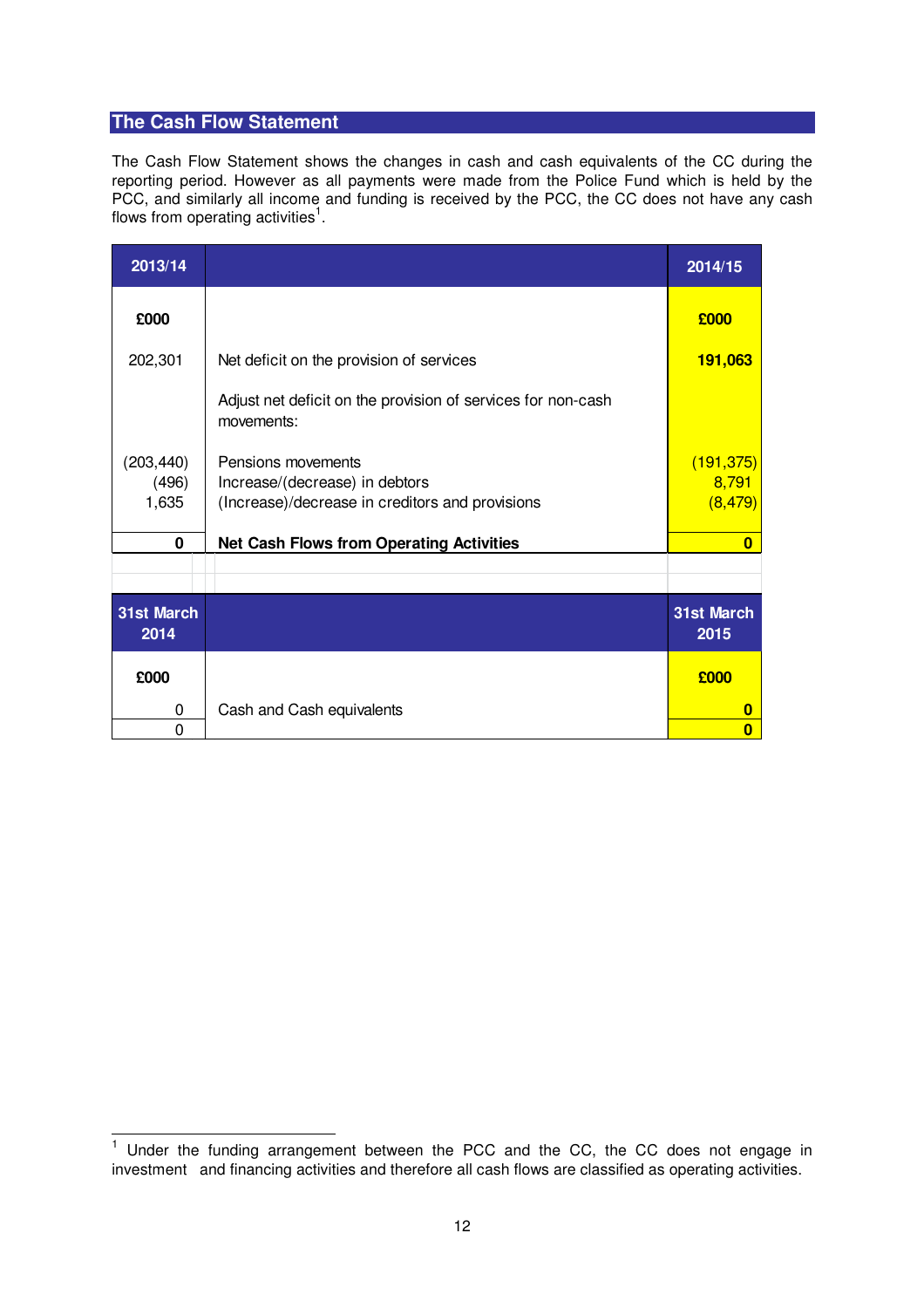## The Cash Flow Statement

The Cash Flow Statement shows the changes in cash and cash equivalents of the CC during the reporting period. However as all payments were made from the Police Fund which is held by the PCC, and similarly all income and funding is received by the PCC, the CC does not have any cash flows from operating activities[1].

| 2013/14 | | 2014/15 |
|---|---|---|
| £000 | | £000 |
| 202,301 | Net deficit on the provision of services | **191,063** |
| | Adjust net deficit on the provision of services for non-cash movements: | |
| (203,440) | Pensions movements | (191,375) |
| (496) | Increase/(decrease) in debtors | 8,791 |
| 1,635 | (Increase)/decrease in creditors and provisions | (8,479) |
| **0** | **Net Cash Flows from Operating Activities** | **0** |

| 31st March 2014 | | 31st March 2015 |
|---|---|---|
| £000 | | £000 |
| 0 | Cash and Cash equivalents | **0** |
| 0 | | **0** |

[1] Under the funding arrangement between the PCC and the CC, the CC does not engage in investment and financing activities and therefore all cash flows are classified as operating activities.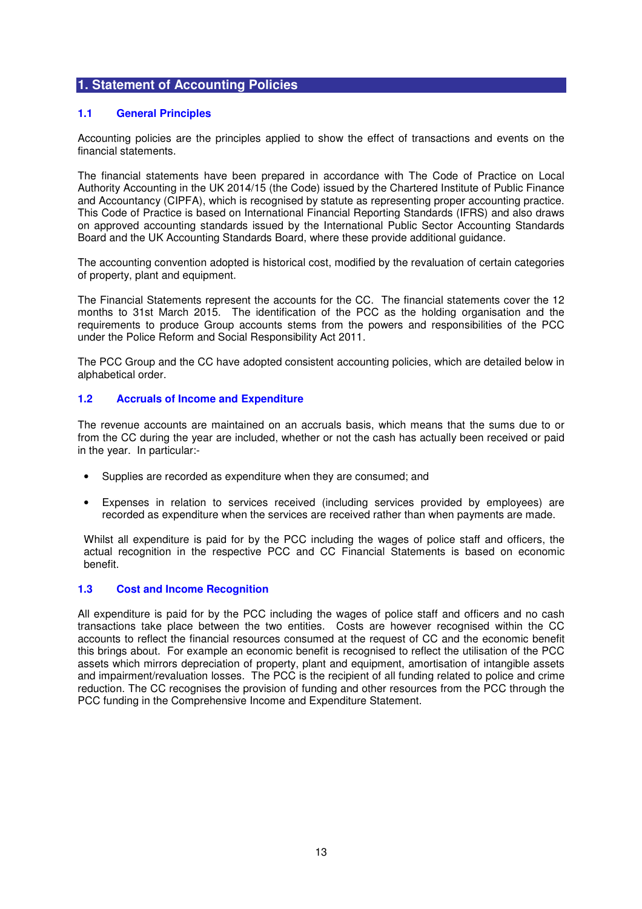# 1. Statement of Accounting Policies

## 1.1 General Principles

Accounting policies are the principles applied to show the effect of transactions and events on the financial statements.

The financial statements have been prepared in accordance with The Code of Practice on Local Authority Accounting in the UK 2014/15 (the Code) issued by the Chartered Institute of Public Finance and Accountancy (CIPFA), which is recognised by statute as representing proper accounting practice. This Code of Practice is based on International Financial Reporting Standards (IFRS) and also draws on approved accounting standards issued by the International Public Sector Accounting Standards Board and the UK Accounting Standards Board, where these provide additional guidance.

The accounting convention adopted is historical cost, modified by the revaluation of certain categories of property, plant and equipment.

The Financial Statements represent the accounts for the CC. The financial statements cover the 12 months to 31st March 2015. The identification of the PCC as the holding organisation and the requirements to produce Group accounts stems from the powers and responsibilities of the PCC under the Police Reform and Social Responsibility Act 2011.

The PCC Group and the CC have adopted consistent accounting policies, which are detailed below in alphabetical order.

## 1.2 Accruals of Income and Expenditure

The revenue accounts are maintained on an accruals basis, which means that the sums due to or from the CC during the year are included, whether or not the cash has actually been received or paid in the year. In particular:-

- Supplies are recorded as expenditure when they are consumed; and
- Expenses in relation to services received (including services provided by employees) are recorded as expenditure when the services are received rather than when payments are made.

Whilst all expenditure is paid for by the PCC including the wages of police staff and officers, the actual recognition in the respective PCC and CC Financial Statements is based on economic benefit.

## 1.3 Cost and Income Recognition

All expenditure is paid for by the PCC including the wages of police staff and officers and no cash transactions take place between the two entities. Costs are however recognised within the CC accounts to reflect the financial resources consumed at the request of CC and the economic benefit this brings about. For example an economic benefit is recognised to reflect the utilisation of the PCC assets which mirrors depreciation of property, plant and equipment, amortisation of intangible assets and impairment/revaluation losses. The PCC is the recipient of all funding related to police and crime reduction. The CC recognises the provision of funding and other resources from the PCC through the PCC funding in the Comprehensive Income and Expenditure Statement.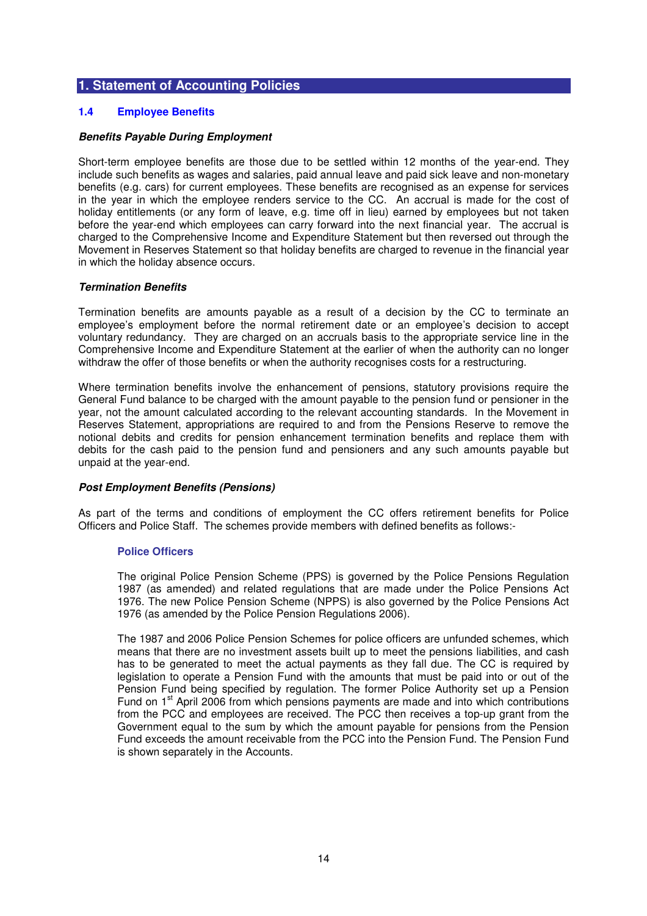## 1. Statement of Accounting Policies

### 1.4 Employee Benefits

***Benefits Payable During Employment***

Short-term employee benefits are those due to be settled within 12 months of the year-end. They include such benefits as wages and salaries, paid annual leave and paid sick leave and non-monetary benefits (e.g. cars) for current employees. These benefits are recognised as an expense for services in the year in which the employee renders service to the CC. An accrual is made for the cost of holiday entitlements (or any form of leave, e.g. time off in lieu) earned by employees but not taken before the year-end which employees can carry forward into the next financial year. The accrual is charged to the Comprehensive Income and Expenditure Statement but then reversed out through the Movement in Reserves Statement so that holiday benefits are charged to revenue in the financial year in which the holiday absence occurs.

***Termination Benefits***

Termination benefits are amounts payable as a result of a decision by the CC to terminate an employee's employment before the normal retirement date or an employee's decision to accept voluntary redundancy. They are charged on an accruals basis to the appropriate service line in the Comprehensive Income and Expenditure Statement at the earlier of when the authority can no longer withdraw the offer of those benefits or when the authority recognises costs for a restructuring.

Where termination benefits involve the enhancement of pensions, statutory provisions require the General Fund balance to be charged with the amount payable to the pension fund or pensioner in the year, not the amount calculated according to the relevant accounting standards. In the Movement in Reserves Statement, appropriations are required to and from the Pensions Reserve to remove the notional debits and credits for pension enhancement termination benefits and replace them with debits for the cash paid to the pension fund and pensioners and any such amounts payable but unpaid at the year-end.

***Post Employment Benefits (Pensions)***

As part of the terms and conditions of employment the CC offers retirement benefits for Police Officers and Police Staff. The schemes provide members with defined benefits as follows:-

#### Police Officers

The original Police Pension Scheme (PPS) is governed by the Police Pensions Regulation 1987 (as amended) and related regulations that are made under the Police Pensions Act 1976. The new Police Pension Scheme (NPPS) is also governed by the Police Pensions Act 1976 (as amended by the Police Pension Regulations 2006).

The 1987 and 2006 Police Pension Schemes for police officers are unfunded schemes, which means that there are no investment assets built up to meet the pensions liabilities, and cash has to be generated to meet the actual payments as they fall due. The CC is required by legislation to operate a Pension Fund with the amounts that must be paid into or out of the Pension Fund being specified by regulation. The former Police Authority set up a Pension Fund on 1st April 2006 from which pensions payments are made and into which contributions from the PCC and employees are received. The PCC then receives a top-up grant from the Government equal to the sum by which the amount payable for pensions from the Pension Fund exceeds the amount receivable from the PCC into the Pension Fund. The Pension Fund is shown separately in the Accounts.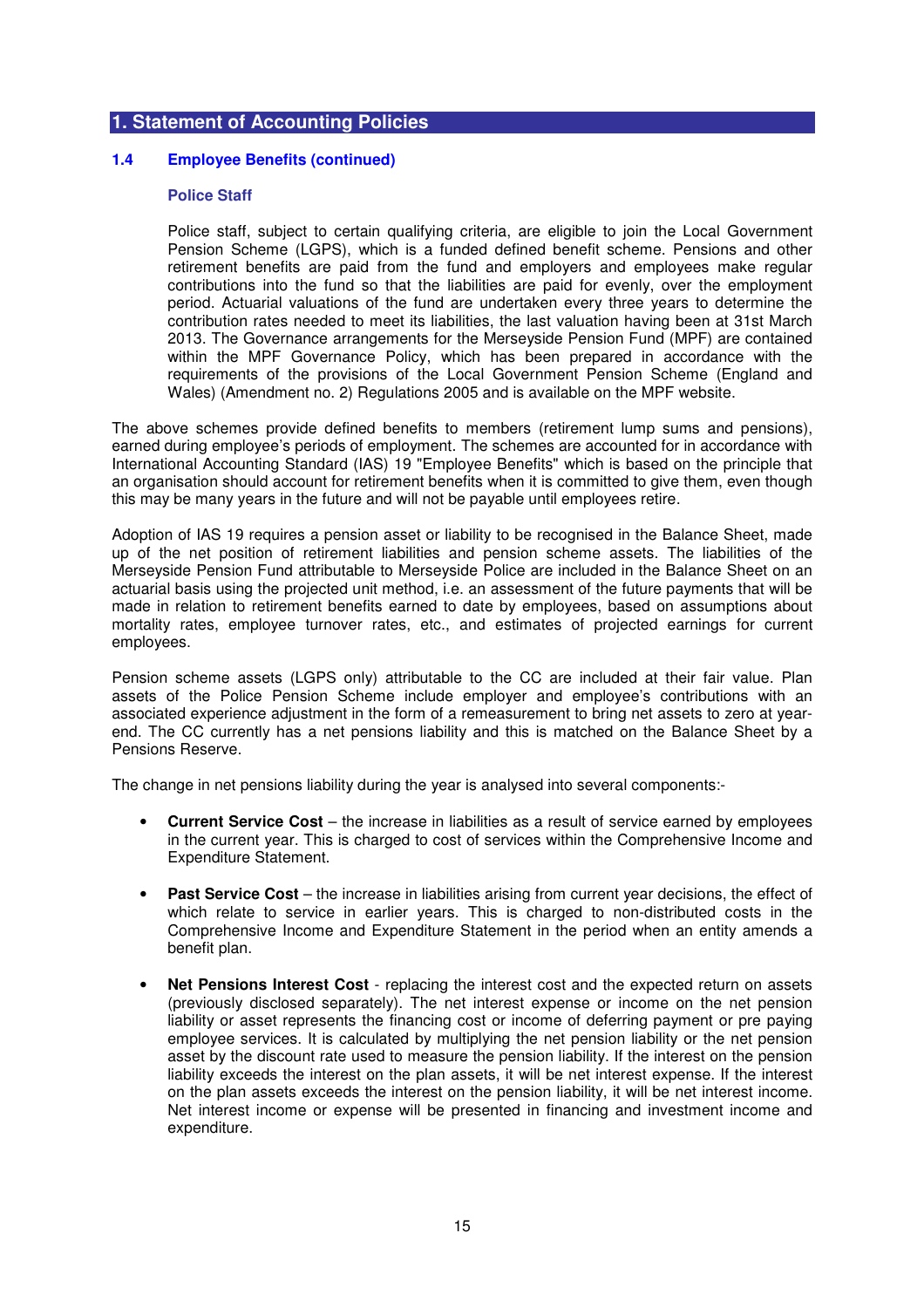# 1. Statement of Accounting Policies

## 1.4 Employee Benefits (continued)

### Police Staff

Police staff, subject to certain qualifying criteria, are eligible to join the Local Government Pension Scheme (LGPS), which is a funded defined benefit scheme. Pensions and other retirement benefits are paid from the fund and employers and employees make regular contributions into the fund so that the liabilities are paid for evenly, over the employment period. Actuarial valuations of the fund are undertaken every three years to determine the contribution rates needed to meet its liabilities, the last valuation having been at 31st March 2013. The Governance arrangements for the Merseyside Pension Fund (MPF) are contained within the MPF Governance Policy, which has been prepared in accordance with the requirements of the provisions of the Local Government Pension Scheme (England and Wales) (Amendment no. 2) Regulations 2005 and is available on the MPF website.

The above schemes provide defined benefits to members (retirement lump sums and pensions), earned during employee's periods of employment. The schemes are accounted for in accordance with International Accounting Standard (IAS) 19 "Employee Benefits" which is based on the principle that an organisation should account for retirement benefits when it is committed to give them, even though this may be many years in the future and will not be payable until employees retire.

Adoption of IAS 19 requires a pension asset or liability to be recognised in the Balance Sheet, made up of the net position of retirement liabilities and pension scheme assets. The liabilities of the Merseyside Pension Fund attributable to Merseyside Police are included in the Balance Sheet on an actuarial basis using the projected unit method, i.e. an assessment of the future payments that will be made in relation to retirement benefits earned to date by employees, based on assumptions about mortality rates, employee turnover rates, etc., and estimates of projected earnings for current employees.

Pension scheme assets (LGPS only) attributable to the CC are included at their fair value. Plan assets of the Police Pension Scheme include employer and employee's contributions with an associated experience adjustment in the form of a remeasurement to bring net assets to zero at year-end. The CC currently has a net pensions liability and this is matched on the Balance Sheet by a Pensions Reserve.

The change in net pensions liability during the year is analysed into several components:-

- **Current Service Cost** – the increase in liabilities as a result of service earned by employees in the current year. This is charged to cost of services within the Comprehensive Income and Expenditure Statement.

- **Past Service Cost** – the increase in liabilities arising from current year decisions, the effect of which relate to service in earlier years. This is charged to non-distributed costs in the Comprehensive Income and Expenditure Statement in the period when an entity amends a benefit plan.

- **Net Pensions Interest Cost** - replacing the interest cost and the expected return on assets (previously disclosed separately). The net interest expense or income on the net pension liability or asset represents the financing cost or income of deferring payment or pre paying employee services. It is calculated by multiplying the net pension liability or the net pension asset by the discount rate used to measure the pension liability. If the interest on the pension liability exceeds the interest on the plan assets, it will be net interest expense. If the interest on the plan assets exceeds the interest on the pension liability, it will be net interest income. Net interest income or expense will be presented in financing and investment income and expenditure.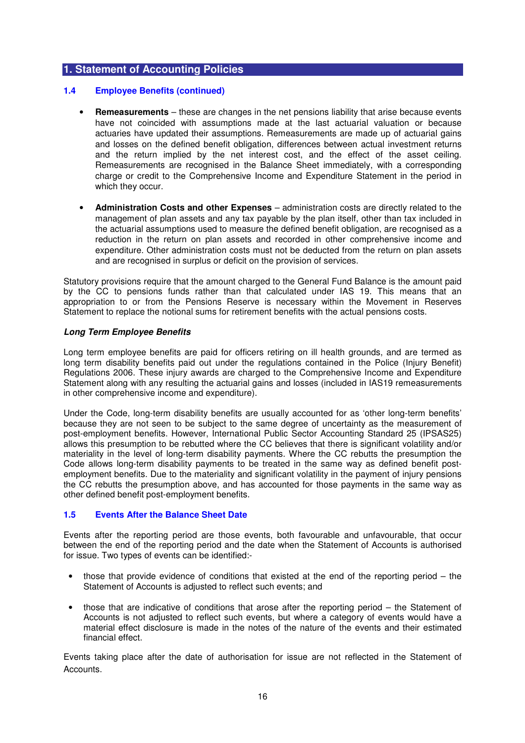## 1. Statement of Accounting Policies

### 1.4 Employee Benefits (continued)

- **Remeasurements** – these are changes in the net pensions liability that arise because events have not coincided with assumptions made at the last actuarial valuation or because actuaries have updated their assumptions. Remeasurements are made up of actuarial gains and losses on the defined benefit obligation, differences between actual investment returns and the return implied by the net interest cost, and the effect of the asset ceiling. Remeasurements are recognised in the Balance Sheet immediately, with a corresponding charge or credit to the Comprehensive Income and Expenditure Statement in the period in which they occur.

- **Administration Costs and other Expenses** – administration costs are directly related to the management of plan assets and any tax payable by the plan itself, other than tax included in the actuarial assumptions used to measure the defined benefit obligation, are recognised as a reduction in the return on plan assets and recorded in other comprehensive income and expenditure. Other administration costs must not be deducted from the return on plan assets and are recognised in surplus or deficit on the provision of services.

Statutory provisions require that the amount charged to the General Fund Balance is the amount paid by the CC to pensions funds rather than that calculated under IAS 19. This means that an appropriation to or from the Pensions Reserve is necessary within the Movement in Reserves Statement to replace the notional sums for retirement benefits with the actual pensions costs.

***Long Term Employee Benefits***

Long term employee benefits are paid for officers retiring on ill health grounds, and are termed as long term disability benefits paid out under the regulations contained in the Police (Injury Benefit) Regulations 2006. These injury awards are charged to the Comprehensive Income and Expenditure Statement along with any resulting the actuarial gains and losses (included in IAS19 remeasurements in other comprehensive income and expenditure).

Under the Code, long-term disability benefits are usually accounted for as 'other long-term benefits' because they are not seen to be subject to the same degree of uncertainty as the measurement of post-employment benefits. However, International Public Sector Accounting Standard 25 (IPSAS25) allows this presumption to be rebutted where the CC believes that there is significant volatility and/or materiality in the level of long-term disability payments. Where the CC rebutts the presumption the Code allows long-term disability payments to be treated in the same way as defined benefit post-employment benefits. Due to the materiality and significant volatility in the payment of injury pensions the CC rebutts the presumption above, and has accounted for those payments in the same way as other defined benefit post-employment benefits.

### 1.5 Events After the Balance Sheet Date

Events after the reporting period are those events, both favourable and unfavourable, that occur between the end of the reporting period and the date when the Statement of Accounts is authorised for issue. Two types of events can be identified:-

- those that provide evidence of conditions that existed at the end of the reporting period – the Statement of Accounts is adjusted to reflect such events; and

- those that are indicative of conditions that arose after the reporting period – the Statement of Accounts is not adjusted to reflect such events, but where a category of events would have a material effect disclosure is made in the notes of the nature of the events and their estimated financial effect.

Events taking place after the date of authorisation for issue are not reflected in the Statement of Accounts.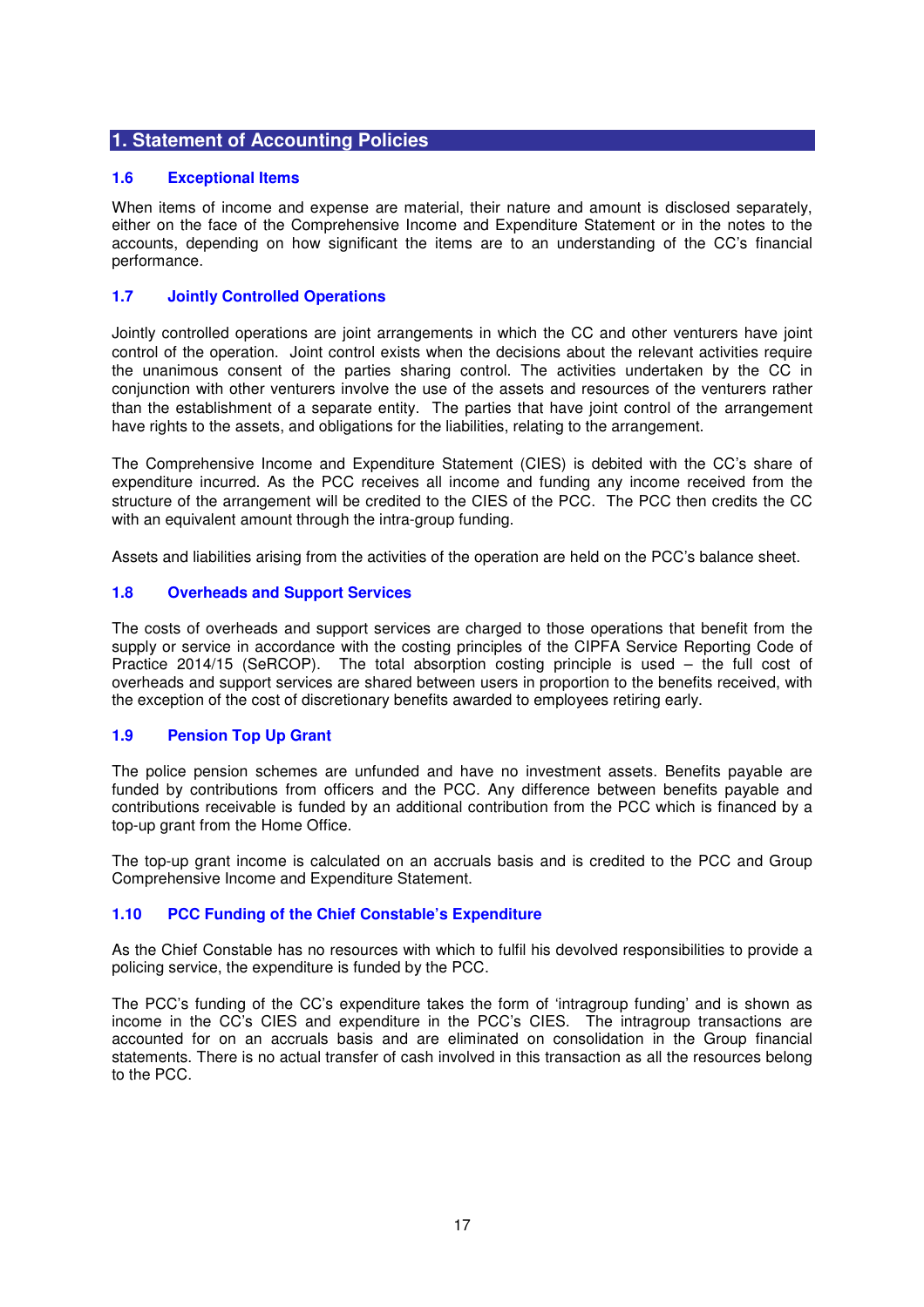## 1. Statement of Accounting Policies

### 1.6 Exceptional Items

When items of income and expense are material, their nature and amount is disclosed separately, either on the face of the Comprehensive Income and Expenditure Statement or in the notes to the accounts, depending on how significant the items are to an understanding of the CC's financial performance.

### 1.7 Jointly Controlled Operations

Jointly controlled operations are joint arrangements in which the CC and other venturers have joint control of the operation. Joint control exists when the decisions about the relevant activities require the unanimous consent of the parties sharing control. The activities undertaken by the CC in conjunction with other venturers involve the use of the assets and resources of the venturers rather than the establishment of a separate entity. The parties that have joint control of the arrangement have rights to the assets, and obligations for the liabilities, relating to the arrangement.

The Comprehensive Income and Expenditure Statement (CIES) is debited with the CC's share of expenditure incurred. As the PCC receives all income and funding any income received from the structure of the arrangement will be credited to the CIES of the PCC. The PCC then credits the CC with an equivalent amount through the intra-group funding.

Assets and liabilities arising from the activities of the operation are held on the PCC's balance sheet.

### 1.8 Overheads and Support Services

The costs of overheads and support services are charged to those operations that benefit from the supply or service in accordance with the costing principles of the CIPFA Service Reporting Code of Practice 2014/15 (SeRCOP). The total absorption costing principle is used – the full cost of overheads and support services are shared between users in proportion to the benefits received, with the exception of the cost of discretionary benefits awarded to employees retiring early.

### 1.9 Pension Top Up Grant

The police pension schemes are unfunded and have no investment assets. Benefits payable are funded by contributions from officers and the PCC. Any difference between benefits payable and contributions receivable is funded by an additional contribution from the PCC which is financed by a top-up grant from the Home Office.

The top-up grant income is calculated on an accruals basis and is credited to the PCC and Group Comprehensive Income and Expenditure Statement.

### 1.10 PCC Funding of the Chief Constable's Expenditure

As the Chief Constable has no resources with which to fulfil his devolved responsibilities to provide a policing service, the expenditure is funded by the PCC.

The PCC's funding of the CC's expenditure takes the form of 'intragroup funding' and is shown as income in the CC's CIES and expenditure in the PCC's CIES. The intragroup transactions are accounted for on an accruals basis and are eliminated on consolidation in the Group financial statements. There is no actual transfer of cash involved in this transaction as all the resources belong to the PCC.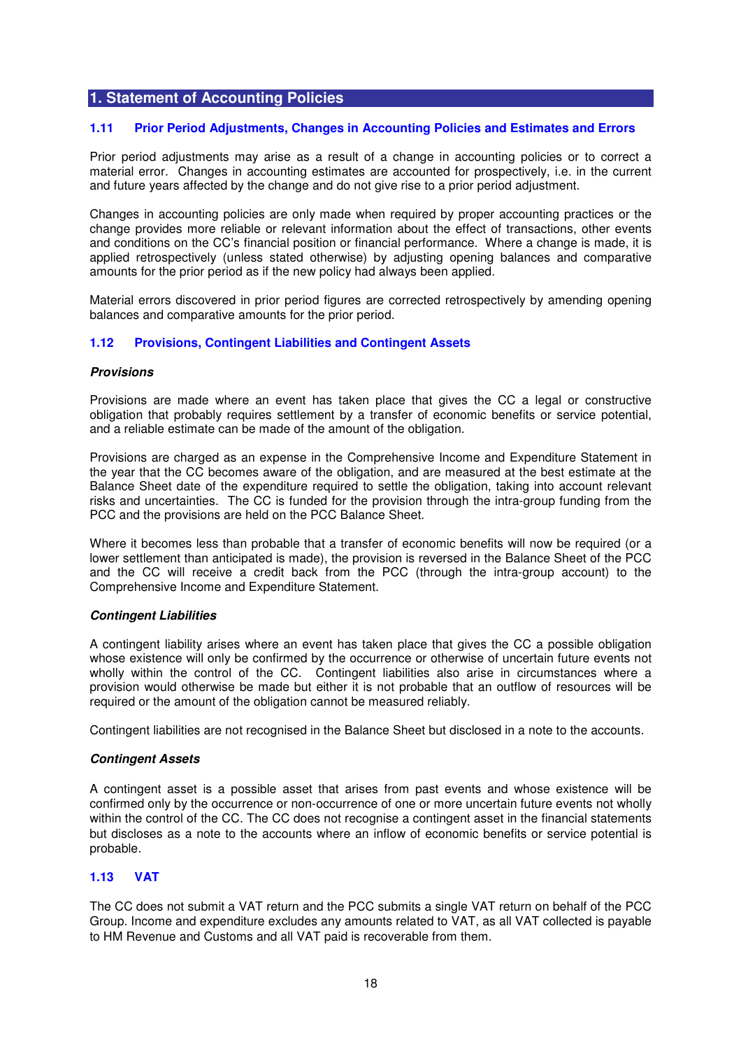## 1. Statement of Accounting Policies

### 1.11 Prior Period Adjustments, Changes in Accounting Policies and Estimates and Errors

Prior period adjustments may arise as a result of a change in accounting policies or to correct a material error. Changes in accounting estimates are accounted for prospectively, i.e. in the current and future years affected by the change and do not give rise to a prior period adjustment.

Changes in accounting policies are only made when required by proper accounting practices or the change provides more reliable or relevant information about the effect of transactions, other events and conditions on the CC's financial position or financial performance. Where a change is made, it is applied retrospectively (unless stated otherwise) by adjusting opening balances and comparative amounts for the prior period as if the new policy had always been applied.

Material errors discovered in prior period figures are corrected retrospectively by amending opening balances and comparative amounts for the prior period.

### 1.12 Provisions, Contingent Liabilities and Contingent Assets

***Provisions***

Provisions are made where an event has taken place that gives the CC a legal or constructive obligation that probably requires settlement by a transfer of economic benefits or service potential, and a reliable estimate can be made of the amount of the obligation.

Provisions are charged as an expense in the Comprehensive Income and Expenditure Statement in the year that the CC becomes aware of the obligation, and are measured at the best estimate at the Balance Sheet date of the expenditure required to settle the obligation, taking into account relevant risks and uncertainties. The CC is funded for the provision through the intra-group funding from the PCC and the provisions are held on the PCC Balance Sheet.

Where it becomes less than probable that a transfer of economic benefits will now be required (or a lower settlement than anticipated is made), the provision is reversed in the Balance Sheet of the PCC and the CC will receive a credit back from the PCC (through the intra-group account) to the Comprehensive Income and Expenditure Statement.

***Contingent Liabilities***

A contingent liability arises where an event has taken place that gives the CC a possible obligation whose existence will only be confirmed by the occurrence or otherwise of uncertain future events not wholly within the control of the CC. Contingent liabilities also arise in circumstances where a provision would otherwise be made but either it is not probable that an outflow of resources will be required or the amount of the obligation cannot be measured reliably.

Contingent liabilities are not recognised in the Balance Sheet but disclosed in a note to the accounts.

***Contingent Assets***

A contingent asset is a possible asset that arises from past events and whose existence will be confirmed only by the occurrence or non-occurrence of one or more uncertain future events not wholly within the control of the CC. The CC does not recognise a contingent asset in the financial statements but discloses as a note to the accounts where an inflow of economic benefits or service potential is probable.

### 1.13 VAT

The CC does not submit a VAT return and the PCC submits a single VAT return on behalf of the PCC Group. Income and expenditure excludes any amounts related to VAT, as all VAT collected is payable to HM Revenue and Customs and all VAT paid is recoverable from them.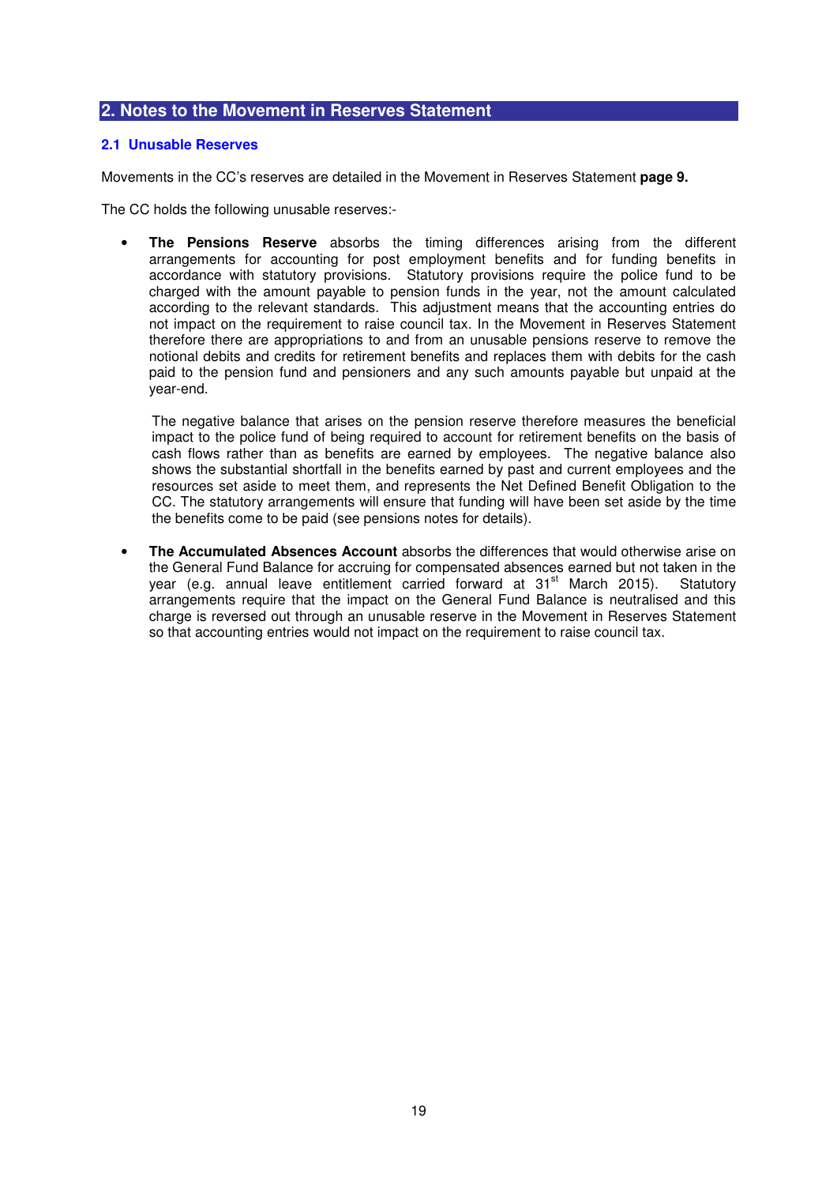## 2. Notes to the Movement in Reserves Statement

### 2.1 Unusable Reserves

Movements in the CC's reserves are detailed in the Movement in Reserves Statement **page 9.**

The CC holds the following unusable reserves:-

- **The Pensions Reserve** absorbs the timing differences arising from the different arrangements for accounting for post employment benefits and for funding benefits in accordance with statutory provisions. Statutory provisions require the police fund to be charged with the amount payable to pension funds in the year, not the amount calculated according to the relevant standards. This adjustment means that the accounting entries do not impact on the requirement to raise council tax. In the Movement in Reserves Statement therefore there are appropriations to and from an unusable pensions reserve to remove the notional debits and credits for retirement benefits and replaces them with debits for the cash paid to the pension fund and pensioners and any such amounts payable but unpaid at the year-end.

  The negative balance that arises on the pension reserve therefore measures the beneficial impact to the police fund of being required to account for retirement benefits on the basis of cash flows rather than as benefits are earned by employees. The negative balance also shows the substantial shortfall in the benefits earned by past and current employees and the resources set aside to meet them, and represents the Net Defined Benefit Obligation to the CC. The statutory arrangements will ensure that funding will have been set aside by the time the benefits come to be paid (see pensions notes for details).

- **The Accumulated Absences Account** absorbs the differences that would otherwise arise on the General Fund Balance for accruing for compensated absences earned but not taken in the year (e.g. annual leave entitlement carried forward at 31st March 2015). Statutory arrangements require that the impact on the General Fund Balance is neutralised and this charge is reversed out through an unusable reserve in the Movement in Reserves Statement so that accounting entries would not impact on the requirement to raise council tax.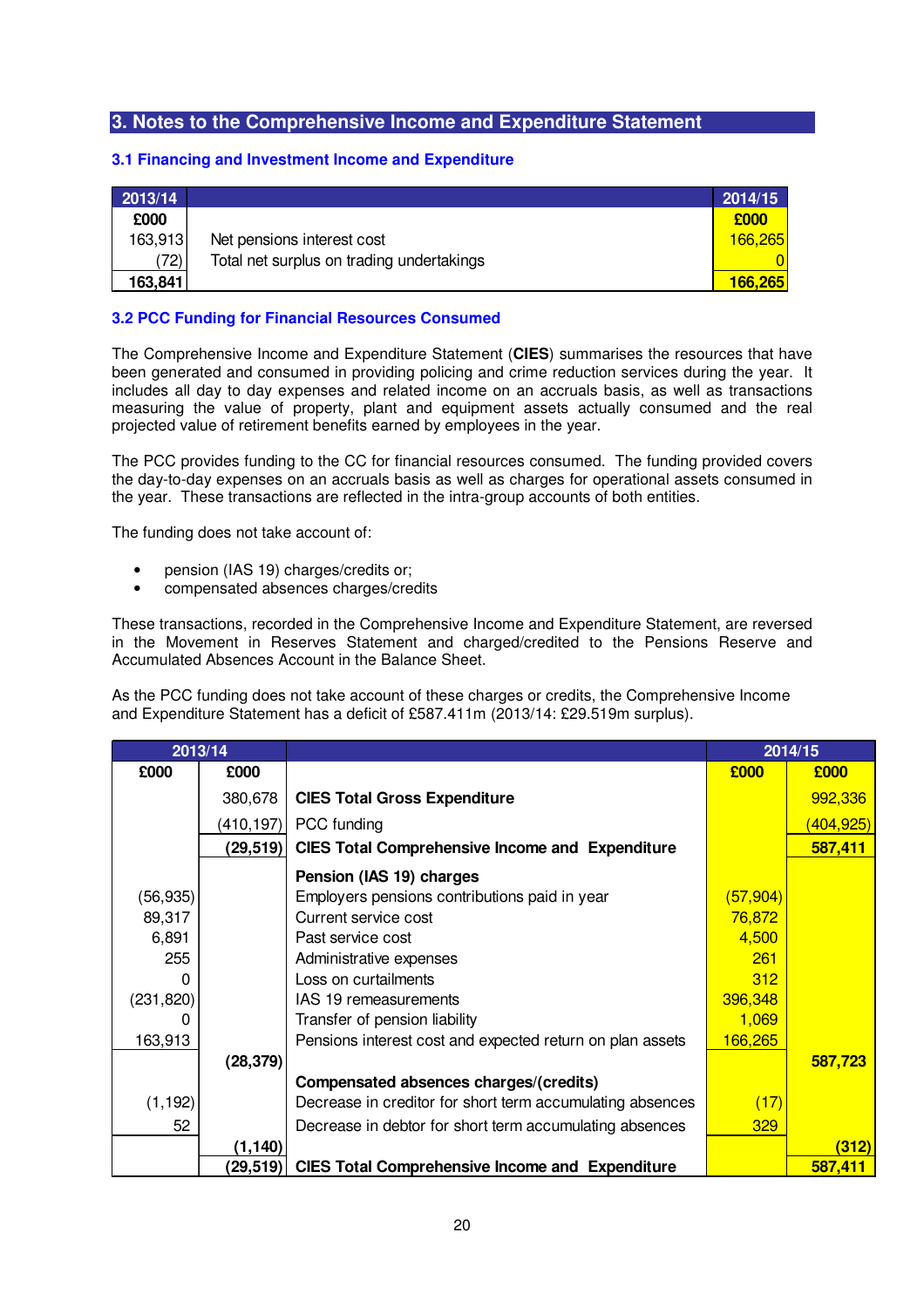## 3. Notes to the Comprehensive Income and Expenditure Statement

### 3.1 Financing and Investment Income and Expenditure

| 2013/14 | | 2014/15 |
|---|---|---|
| £000 | | £000 |
| 163,913 | Net pensions interest cost | 166,265 |
| (72) | Total net surplus on trading undertakings | 0 |
| **163,841** | | **166,265** |

### 3.2 PCC Funding for Financial Resources Consumed

The Comprehensive Income and Expenditure Statement (**CIES**) summarises the resources that have been generated and consumed in providing policing and crime reduction services during the year. It includes all day to day expenses and related income on an accruals basis, as well as transactions measuring the value of property, plant and equipment assets actually consumed and the real projected value of retirement benefits earned by employees in the year.

The PCC provides funding to the CC for financial resources consumed. The funding provided covers the day-to-day expenses on an accruals basis as well as charges for operational assets consumed in the year. These transactions are reflected in the intra-group accounts of both entities.

The funding does not take account of:

- pension (IAS 19) charges/credits or;
- compensated absences charges/credits

These transactions, recorded in the Comprehensive Income and Expenditure Statement, are reversed in the Movement in Reserves Statement and charged/credited to the Pensions Reserve and Accumulated Absences Account in the Balance Sheet.

As the PCC funding does not take account of these charges or credits, the Comprehensive Income and Expenditure Statement has a deficit of £587.411m (2013/14: £29.519m surplus).

| 2013/14 | | | 2014/15 | |
|---|---|---|---|---|
| £000 | £000 | | £000 | £000 |
| | 380,678 | **CIES Total Gross Expenditure** | | 992,336 |
| | (410,197) | PCC funding | | (404,925) |
| | **(29,519)** | **CIES Total Comprehensive Income and Expenditure** | | **587,411** |
| | | **Pension (IAS 19) charges** | | |
| (56,935) | | Employers pensions contributions paid in year | (57,904) | |
| 89,317 | | Current service cost | 76,872 | |
| 6,891 | | Past service cost | 4,500 | |
| 255 | | Administrative expenses | 261 | |
| 0 | | Loss on curtailments | 312 | |
| (231,820) | | IAS 19 remeasurements | 396,348 | |
| 0 | | Transfer of pension liability | 1,069 | |
| 163,913 | | Pensions interest cost and expected return on plan assets | 166,265 | |
| | **(28,379)** | | | **587,723** |
| | | **Compensated absences charges/(credits)** | | |
| (1,192) | | Decrease in creditor for short term accumulating absences | (17) | |
| 52 | | Decrease in debtor for short term accumulating absences | 329 | |
| | **(1,140)** | | | **(312)** |
| | **(29,519)** | **CIES Total Comprehensive Income and Expenditure** | | **587,411** |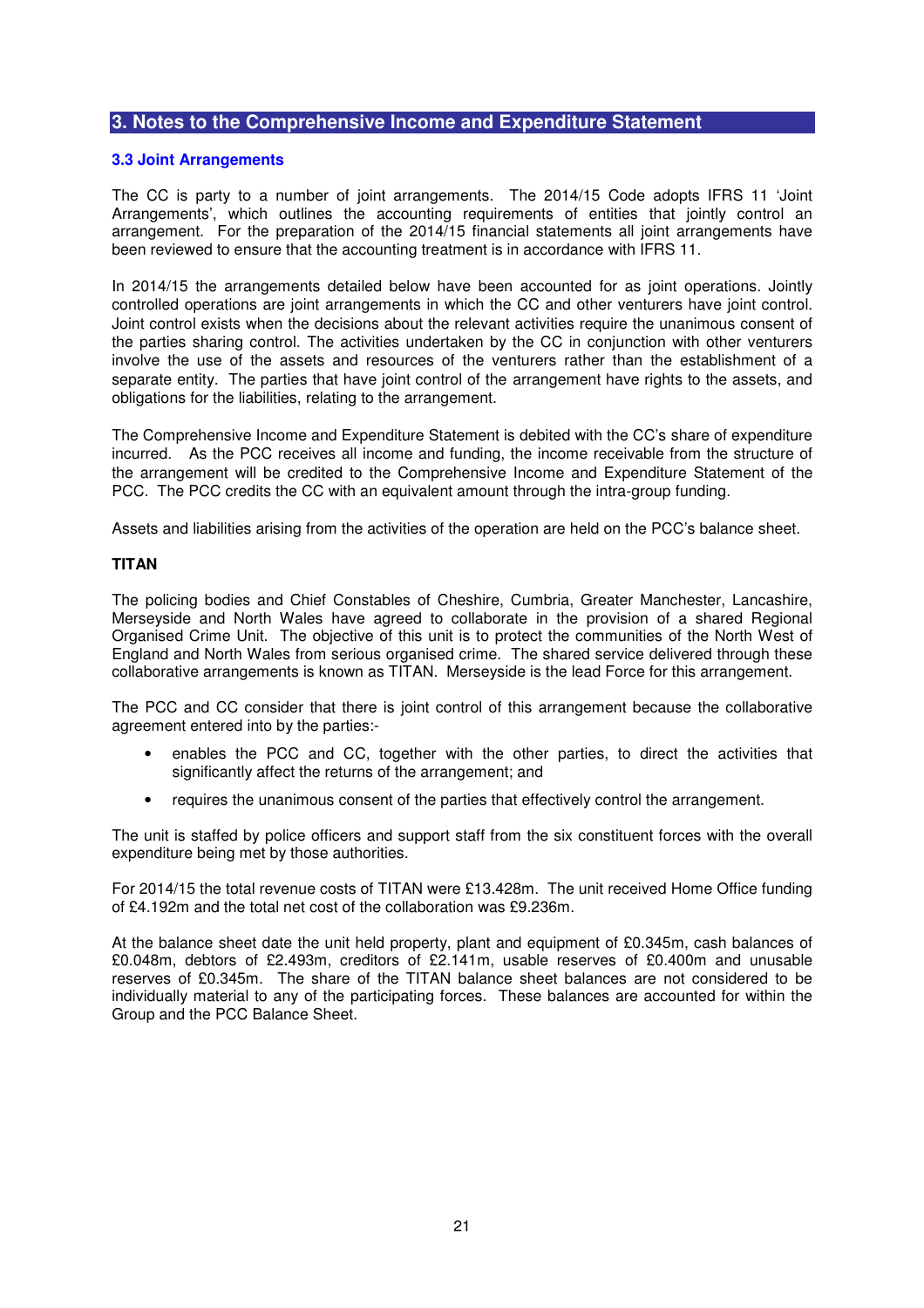## 3. Notes to the Comprehensive Income and Expenditure Statement

### 3.3 Joint Arrangements

The CC is party to a number of joint arrangements. The 2014/15 Code adopts IFRS 11 'Joint Arrangements', which outlines the accounting requirements of entities that jointly control an arrangement. For the preparation of the 2014/15 financial statements all joint arrangements have been reviewed to ensure that the accounting treatment is in accordance with IFRS 11.

In 2014/15 the arrangements detailed below have been accounted for as joint operations. Jointly controlled operations are joint arrangements in which the CC and other venturers have joint control. Joint control exists when the decisions about the relevant activities require the unanimous consent of the parties sharing control. The activities undertaken by the CC in conjunction with other venturers involve the use of the assets and resources of the venturers rather than the establishment of a separate entity. The parties that have joint control of the arrangement have rights to the assets, and obligations for the liabilities, relating to the arrangement.

The Comprehensive Income and Expenditure Statement is debited with the CC's share of expenditure incurred. As the PCC receives all income and funding, the income receivable from the structure of the arrangement will be credited to the Comprehensive Income and Expenditure Statement of the PCC. The PCC credits the CC with an equivalent amount through the intra-group funding.

Assets and liabilities arising from the activities of the operation are held on the PCC's balance sheet.

**TITAN**

The policing bodies and Chief Constables of Cheshire, Cumbria, Greater Manchester, Lancashire, Merseyside and North Wales have agreed to collaborate in the provision of a shared Regional Organised Crime Unit. The objective of this unit is to protect the communities of the North West of England and North Wales from serious organised crime. The shared service delivered through these collaborative arrangements is known as TITAN. Merseyside is the lead Force for this arrangement.

The PCC and CC consider that there is joint control of this arrangement because the collaborative agreement entered into by the parties:-

- enables the PCC and CC, together with the other parties, to direct the activities that significantly affect the returns of the arrangement; and
- requires the unanimous consent of the parties that effectively control the arrangement.

The unit is staffed by police officers and support staff from the six constituent forces with the overall expenditure being met by those authorities.

For 2014/15 the total revenue costs of TITAN were £13.428m. The unit received Home Office funding of £4.192m and the total net cost of the collaboration was £9.236m.

At the balance sheet date the unit held property, plant and equipment of £0.345m, cash balances of £0.048m, debtors of £2.493m, creditors of £2.141m, usable reserves of £0.400m and unusable reserves of £0.345m. The share of the TITAN balance sheet balances are not considered to be individually material to any of the participating forces. These balances are accounted for within the Group and the PCC Balance Sheet.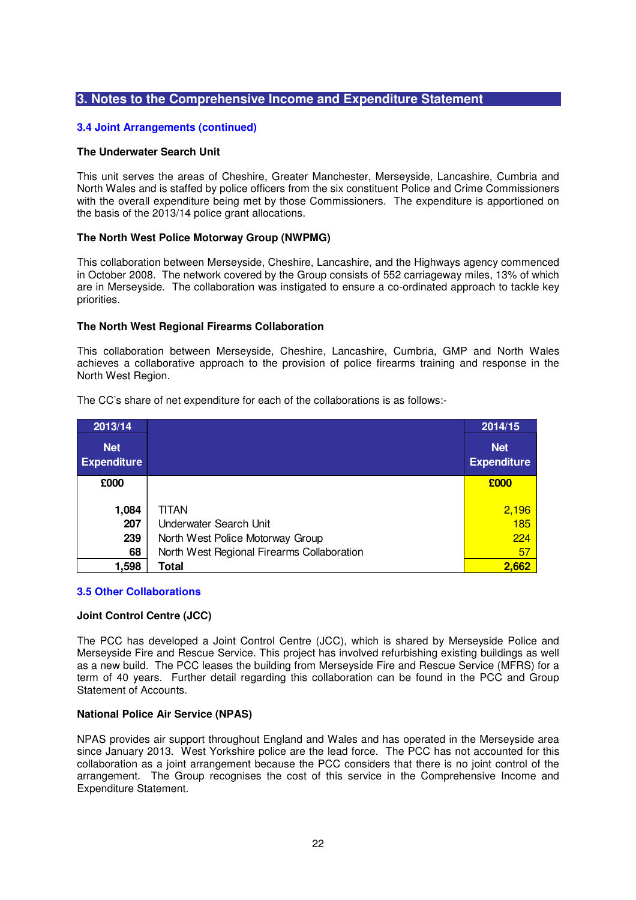## 3. Notes to the Comprehensive Income and Expenditure Statement

### 3.4 Joint Arrangements (continued)

**The Underwater Search Unit**

This unit serves the areas of Cheshire, Greater Manchester, Merseyside, Lancashire, Cumbria and North Wales and is staffed by police officers from the six constituent Police and Crime Commissioners with the overall expenditure being met by those Commissioners. The expenditure is apportioned on the basis of the 2013/14 police grant allocations.

**The North West Police Motorway Group (NWPMG)**

This collaboration between Merseyside, Cheshire, Lancashire, and the Highways agency commenced in October 2008. The network covered by the Group consists of 552 carriageway miles, 13% of which are in Merseyside. The collaboration was instigated to ensure a co-ordinated approach to tackle key priorities.

**The North West Regional Firearms Collaboration**

This collaboration between Merseyside, Cheshire, Lancashire, Cumbria, GMP and North Wales achieves a collaborative approach to the provision of police firearms training and response in the North West Region.

The CC's share of net expenditure for each of the collaborations is as follows:-

| 2013/14 Net Expenditure | | 2014/15 Net Expenditure |
|---|---|---|
| £000 | | £000 |
| 1,084 | TITAN | 2,196 |
| 207 | Underwater Search Unit | 185 |
| 239 | North West Police Motorway Group | 224 |
| 68 | North West Regional Firearms Collaboration | 57 |
| 1,598 | **Total** | 2,662 |

### 3.5 Other Collaborations

**Joint Control Centre (JCC)**

The PCC has developed a Joint Control Centre (JCC), which is shared by Merseyside Police and Merseyside Fire and Rescue Service. This project has involved refurbishing existing buildings as well as a new build. The PCC leases the building from Merseyside Fire and Rescue Service (MFRS) for a term of 40 years. Further detail regarding this collaboration can be found in the PCC and Group Statement of Accounts.

**National Police Air Service (NPAS)**

NPAS provides air support throughout England and Wales and has operated in the Merseyside area since January 2013. West Yorkshire police are the lead force. The PCC has not accounted for this collaboration as a joint arrangement because the PCC considers that there is no joint control of the arrangement. The Group recognises the cost of this service in the Comprehensive Income and Expenditure Statement.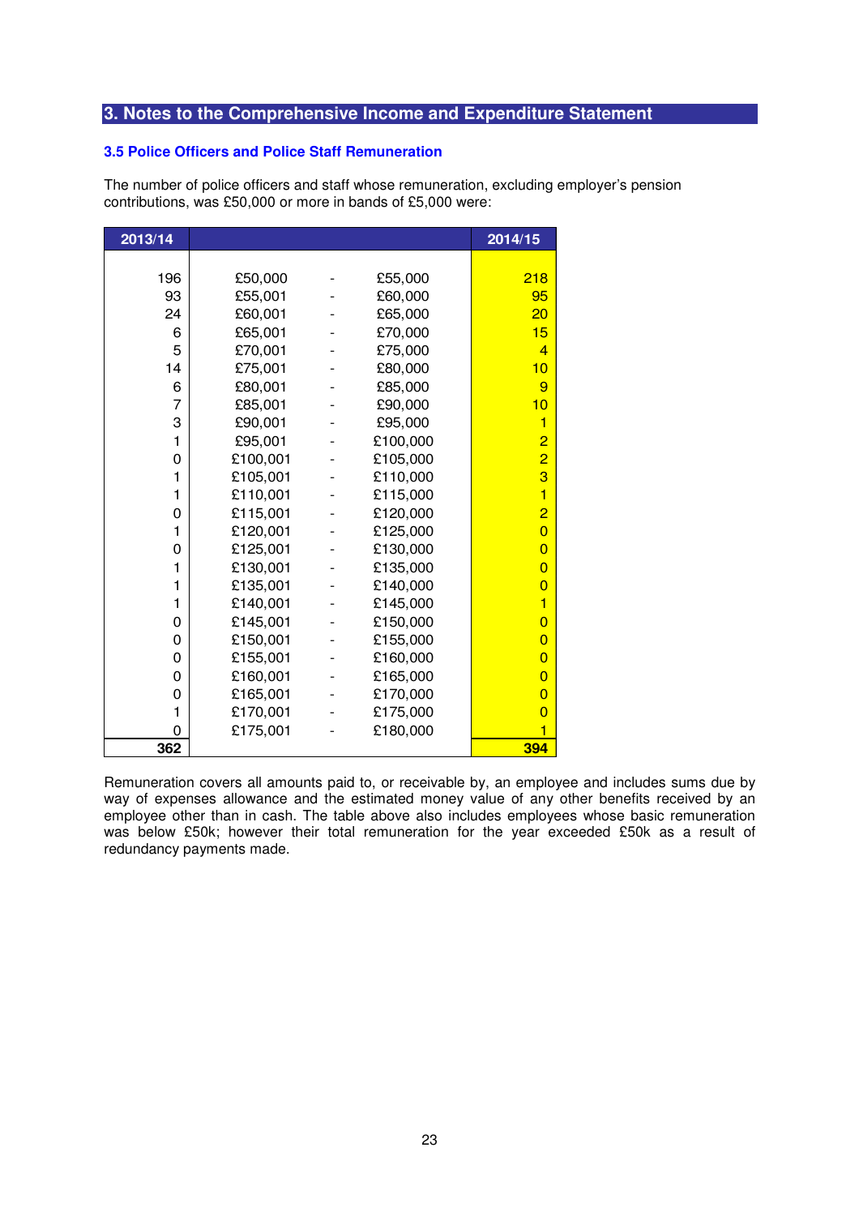## 3. Notes to the Comprehensive Income and Expenditure Statement

### 3.5 Police Officers and Police Staff Remuneration

The number of police officers and staff whose remuneration, excluding employer's pension contributions, was £50,000 or more in bands of £5,000 were:

| 2013/14 | | | | 2014/15 |
|---|---|---|---|---|
| 196 | £50,000 | - | £55,000 | 218 |
| 93 | £55,001 | - | £60,000 | 95 |
| 24 | £60,001 | - | £65,000 | 20 |
| 6 | £65,001 | - | £70,000 | 15 |
| 5 | £70,001 | - | £75,000 | 4 |
| 14 | £75,001 | - | £80,000 | 10 |
| 6 | £80,001 | - | £85,000 | 9 |
| 7 | £85,001 | - | £90,000 | 10 |
| 3 | £90,001 | - | £95,000 | 1 |
| 1 | £95,001 | - | £100,000 | 2 |
| 0 | £100,001 | - | £105,000 | 2 |
| 1 | £105,001 | - | £110,000 | 3 |
| 1 | £110,001 | - | £115,000 | 1 |
| 0 | £115,001 | - | £120,000 | 2 |
| 1 | £120,001 | - | £125,000 | 0 |
| 0 | £125,001 | - | £130,000 | 0 |
| 1 | £130,001 | - | £135,000 | 0 |
| 1 | £135,001 | - | £140,000 | 0 |
| 1 | £140,001 | - | £145,000 | 1 |
| 0 | £145,001 | - | £150,000 | 0 |
| 0 | £150,001 | - | £155,000 | 0 |
| 0 | £155,001 | - | £160,000 | 0 |
| 0 | £160,001 | - | £165,000 | 0 |
| 0 | £165,001 | - | £170,000 | 0 |
| 1 | £170,001 | - | £175,000 | 0 |
| 0 | £175,001 | - | £180,000 | 1 |
| **362** | | | | **394** |

Remuneration covers all amounts paid to, or receivable by, an employee and includes sums due by way of expenses allowance and the estimated money value of any other benefits received by an employee other than in cash. The table above also includes employees whose basic remuneration was below £50k; however their total remuneration for the year exceeded £50k as a result of redundancy payments made.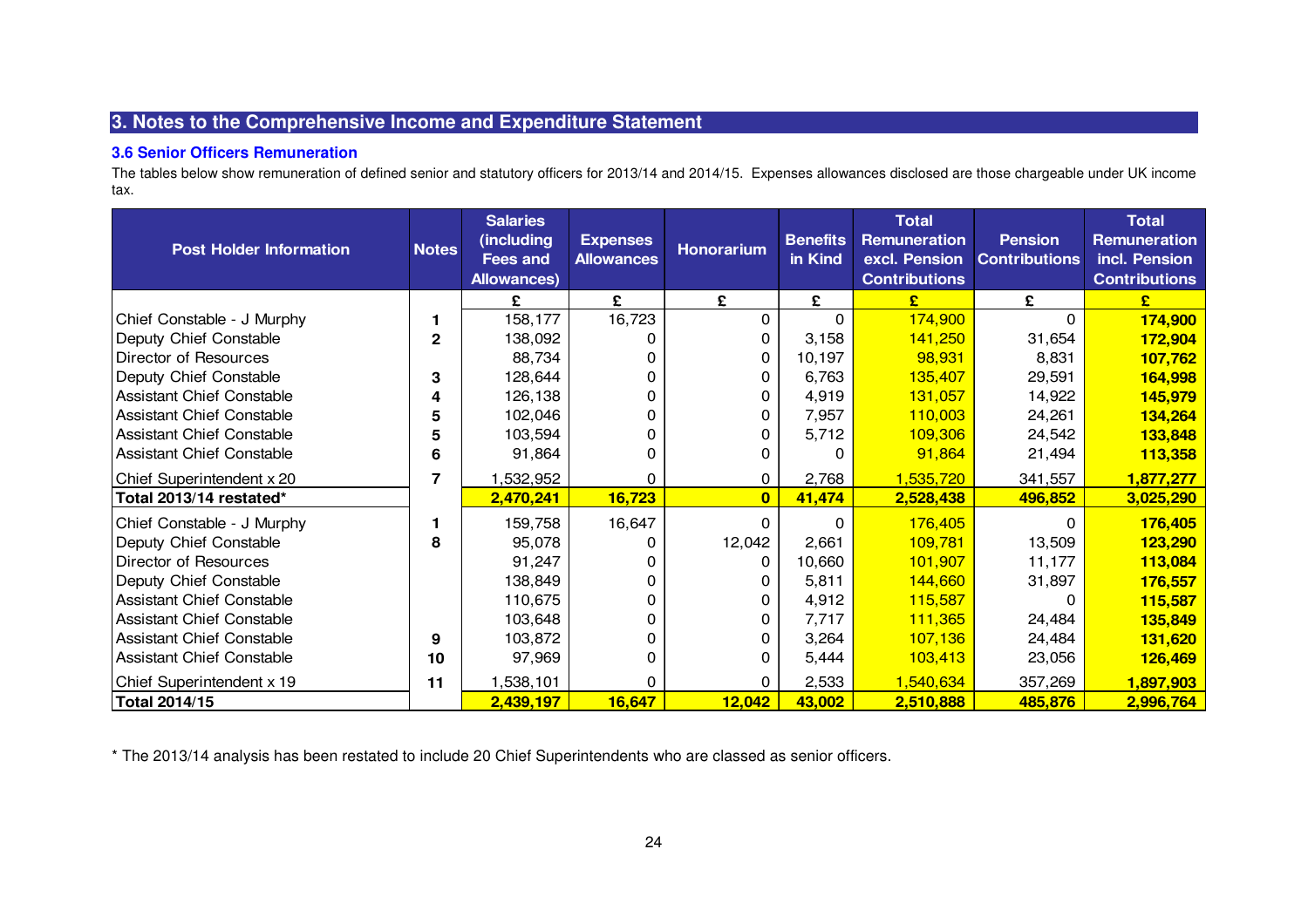## 3. Notes to the Comprehensive Income and Expenditure Statement

### 3.6 Senior Officers Remuneration

The tables below show remuneration of defined senior and statutory officers for 2013/14 and 2014/15. Expenses allowances disclosed are those chargeable under UK income tax.

| Post Holder Information | Notes | Salaries (including Fees and Allowances) | Expenses Allowances | Honorarium | Benefits in Kind | Total Remuneration excl. Pension Contributions | Pension Contributions | Total Remuneration incl. Pension Contributions |
|---|---|---|---|---|---|---|---|---|
| | | £ | £ | £ | £ | £ | £ | £ |
| Chief Constable - J Murphy | 1 | 158,177 | 16,723 | 0 | 0 | 174,900 | 0 | **174,900** |
| Deputy Chief Constable | 2 | 138,092 | 0 | 0 | 3,158 | 141,250 | 31,654 | **172,904** |
| Director of Resources | | 88,734 | 0 | 0 | 10,197 | 98,931 | 8,831 | **107,762** |
| Deputy Chief Constable | 3 | 128,644 | 0 | 0 | 6,763 | 135,407 | 29,591 | **164,998** |
| Assistant Chief Constable | 4 | 126,138 | 0 | 0 | 4,919 | 131,057 | 14,922 | **145,979** |
| Assistant Chief Constable | 5 | 102,046 | 0 | 0 | 7,957 | 110,003 | 24,261 | **134,264** |
| Assistant Chief Constable | 5 | 103,594 | 0 | 0 | 5,712 | 109,306 | 24,542 | **133,848** |
| Assistant Chief Constable | 6 | 91,864 | 0 | 0 | 0 | 91,864 | 21,494 | **113,358** |
| Chief Superintendent x 20 | 7 | 1,532,952 | 0 | 0 | 2,768 | 1,535,720 | 341,557 | **1,877,277** |
| **Total 2013/14 restated*** | | **2,470,241** | **16,723** | **0** | **41,474** | **2,528,438** | **496,852** | **3,025,290** |
| Chief Constable - J Murphy | 1 | 159,758 | 16,647 | 0 | 0 | 176,405 | 0 | **176,405** |
| Deputy Chief Constable | 8 | 95,078 | 0 | 12,042 | 2,661 | 109,781 | 13,509 | **123,290** |
| Director of Resources | | 91,247 | 0 | 0 | 10,660 | 101,907 | 11,177 | **113,084** |
| Deputy Chief Constable | | 138,849 | 0 | 0 | 5,811 | 144,660 | 31,897 | **176,557** |
| Assistant Chief Constable | | 110,675 | 0 | 0 | 4,912 | 115,587 | 0 | **115,587** |
| Assistant Chief Constable | | 103,648 | 0 | 0 | 7,717 | 111,365 | 24,484 | **135,849** |
| Assistant Chief Constable | 9 | 103,872 | 0 | 0 | 3,264 | 107,136 | 24,484 | **131,620** |
| Assistant Chief Constable | 10 | 97,969 | 0 | 0 | 5,444 | 103,413 | 23,056 | **126,469** |
| Chief Superintendent x 19 | 11 | 1,538,101 | 0 | 0 | 2,533 | 1,540,634 | 357,269 | **1,897,903** |
| **Total 2014/15** | | **2,439,197** | **16,647** | **12,042** | **43,002** | **2,510,888** | **485,876** | **2,996,764** |

\* The 2013/14 analysis has been restated to include 20 Chief Superintendents who are classed as senior officers.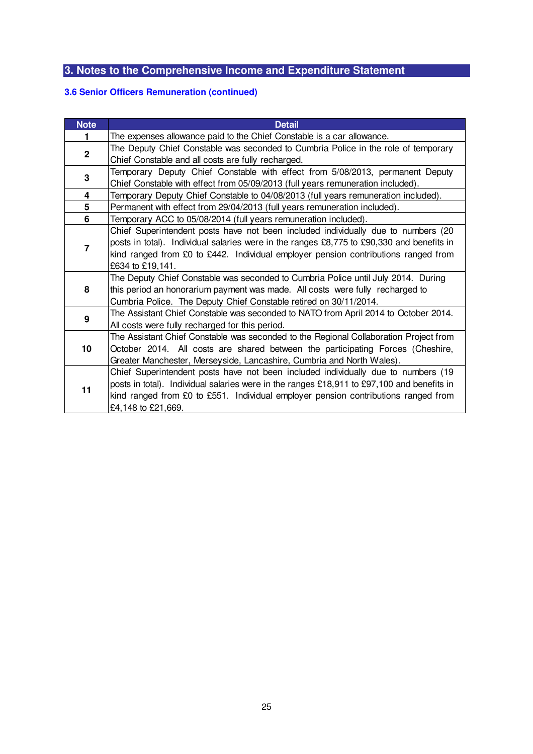## 3. Notes to the Comprehensive Income and Expenditure Statement

### 3.6 Senior Officers Remuneration (continued)

| Note | Detail |
|---|---|
| 1 | The expenses allowance paid to the Chief Constable is a car allowance. |
| 2 | The Deputy Chief Constable was seconded to Cumbria Police in the role of temporary Chief Constable and all costs are fully recharged. |
| 3 | Temporary Deputy Chief Constable with effect from 5/08/2013, permanent Deputy Chief Constable with effect from 05/09/2013 (full years remuneration included). |
| 4 | Temporary Deputy Chief Constable to 04/08/2013 (full years remuneration included). |
| 5 | Permanent with effect from 29/04/2013 (full years remuneration included). |
| 6 | Temporary ACC to 05/08/2014 (full years remuneration included). |
| 7 | Chief Superintendent posts have not been included individually due to numbers (20 posts in total). Individual salaries were in the ranges £8,775 to £90,330 and benefits in kind ranged from £0 to £442. Individual employer pension contributions ranged from £634 to £19,141. |
| 8 | The Deputy Chief Constable was seconded to Cumbria Police until July 2014. During this period an honorarium payment was made. All costs were fully recharged to Cumbria Police. The Deputy Chief Constable retired on 30/11/2014. |
| 9 | The Assistant Chief Constable was seconded to NATO from April 2014 to October 2014. All costs were fully recharged for this period. |
| 10 | The Assistant Chief Constable was seconded to the Regional Collaboration Project from October 2014. All costs are shared between the participating Forces (Cheshire, Greater Manchester, Merseyside, Lancashire, Cumbria and North Wales). |
| 11 | Chief Superintendent posts have not been included individually due to numbers (19 posts in total). Individual salaries were in the ranges £18,911 to £97,100 and benefits in kind ranged from £0 to £551. Individual employer pension contributions ranged from £4,148 to £21,669. |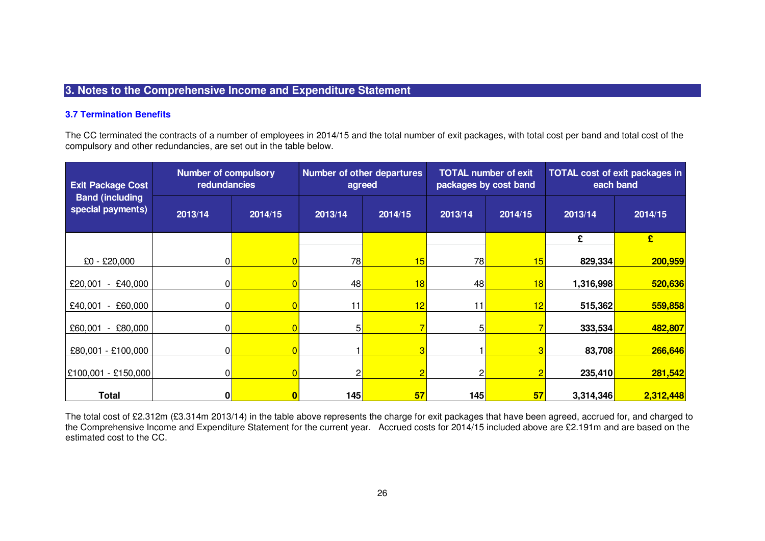## 3. Notes to the Comprehensive Income and Expenditure Statement

### 3.7 Termination Benefits

The CC terminated the contracts of a number of employees in 2014/15 and the total number of exit packages, with total cost per band and total cost of the compulsory and other redundancies, are set out in the table below.

| Exit Package Cost Band (including special payments) | Number of compulsory redundancies | | Number of other departures agreed | | TOTAL number of exit packages by cost band | | TOTAL cost of exit packages in each band | |
|---|---|---|---|---|---|---|---|---|
| | 2013/14 | 2014/15 | 2013/14 | 2014/15 | 2013/14 | 2014/15 | 2013/14 | 2014/15 |
| | | | | | | | £ | £ |
| £0 - £20,000 | 0 | 0 | 78 | 15 | 78 | 15 | **829,334** | **200,959** |
| £20,001 - £40,000 | 0 | 0 | 48 | 18 | 48 | 18 | **1,316,998** | **520,636** |
| £40,001 - £60,000 | 0 | 0 | 11 | 12 | 11 | 12 | **515,362** | **559,858** |
| £60,001 - £80,000 | 0 | 0 | 5 | 7 | 5 | 7 | **333,534** | **482,807** |
| £80,001 - £100,000 | 0 | 0 | 1 | 3 | 1 | 3 | **83,708** | **266,646** |
| £100,001 - £150,000 | 0 | 0 | 2 | 2 | 2 | 2 | **235,410** | **281,542** |
| **Total** | **0** | **0** | **145** | **57** | **145** | **57** | **3,314,346** | **2,312,448** |

The total cost of £2.312m (£3.314m 2013/14) in the table above represents the charge for exit packages that have been agreed, accrued for, and charged to the Comprehensive Income and Expenditure Statement for the current year. Accrued costs for 2014/15 included above are £2.191m and are based on the estimated cost to the CC.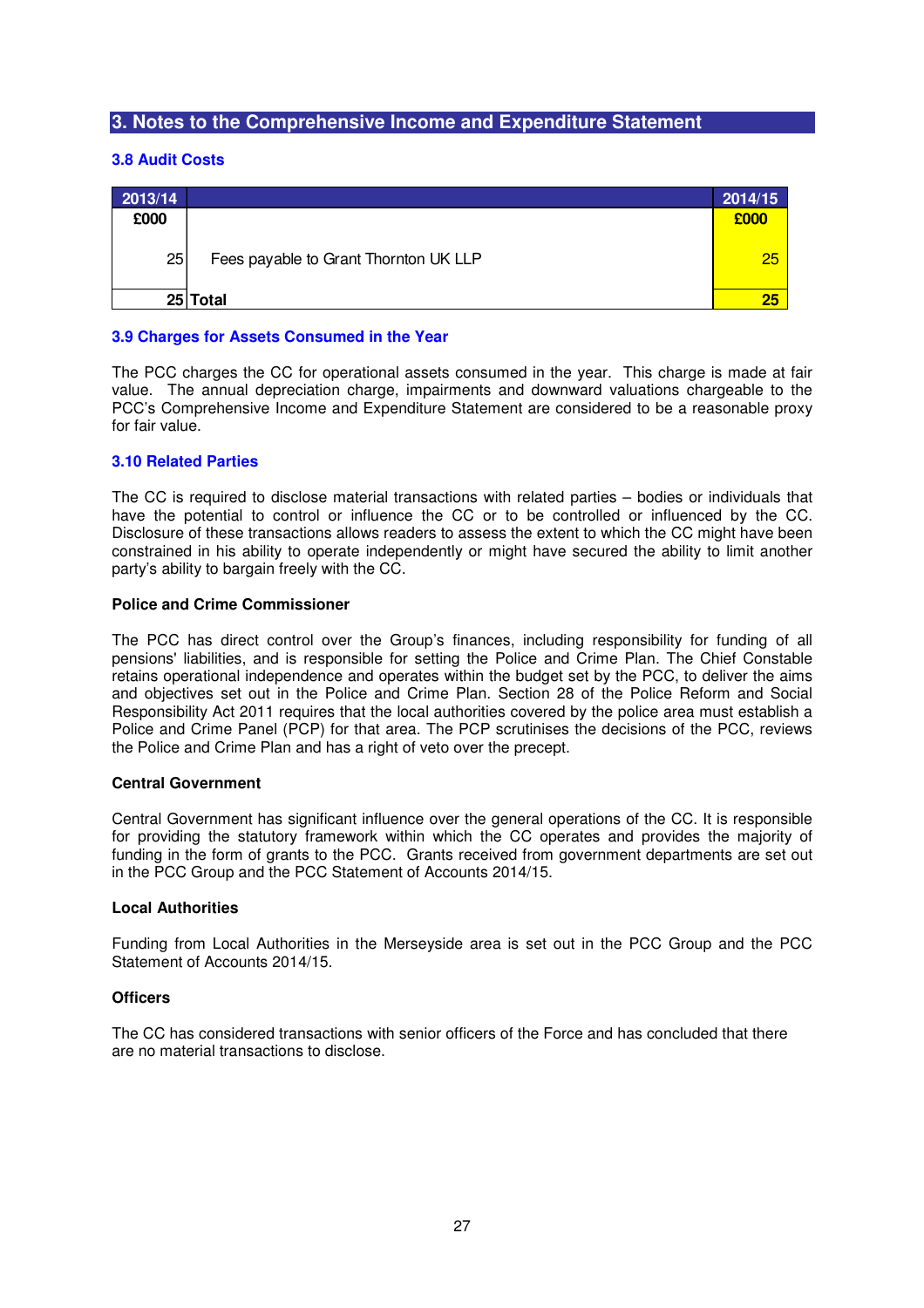## 3. Notes to the Comprehensive Income and Expenditure Statement

### 3.8 Audit Costs

| 2013/14 | | 2014/15 |
|---|---|---|
| £000 | | £000 |
| 25 | Fees payable to Grant Thornton UK LLP | 25 |
| 25 | **Total** | **25** |

### 3.9 Charges for Assets Consumed in the Year

The PCC charges the CC for operational assets consumed in the year. This charge is made at fair value. The annual depreciation charge, impairments and downward valuations chargeable to the PCC's Comprehensive Income and Expenditure Statement are considered to be a reasonable proxy for fair value.

### 3.10 Related Parties

The CC is required to disclose material transactions with related parties – bodies or individuals that have the potential to control or influence the CC or to be controlled or influenced by the CC. Disclosure of these transactions allows readers to assess the extent to which the CC might have been constrained in his ability to operate independently or might have secured the ability to limit another party's ability to bargain freely with the CC.

**Police and Crime Commissioner**

The PCC has direct control over the Group's finances, including responsibility for funding of all pensions' liabilities, and is responsible for setting the Police and Crime Plan. The Chief Constable retains operational independence and operates within the budget set by the PCC, to deliver the aims and objectives set out in the Police and Crime Plan. Section 28 of the Police Reform and Social Responsibility Act 2011 requires that the local authorities covered by the police area must establish a Police and Crime Panel (PCP) for that area. The PCP scrutinises the decisions of the PCC, reviews the Police and Crime Plan and has a right of veto over the precept.

**Central Government**

Central Government has significant influence over the general operations of the CC. It is responsible for providing the statutory framework within which the CC operates and provides the majority of funding in the form of grants to the PCC. Grants received from government departments are set out in the PCC Group and the PCC Statement of Accounts 2014/15.

**Local Authorities**

Funding from Local Authorities in the Merseyside area is set out in the PCC Group and the PCC Statement of Accounts 2014/15.

**Officers**

The CC has considered transactions with senior officers of the Force and has concluded that there are no material transactions to disclose.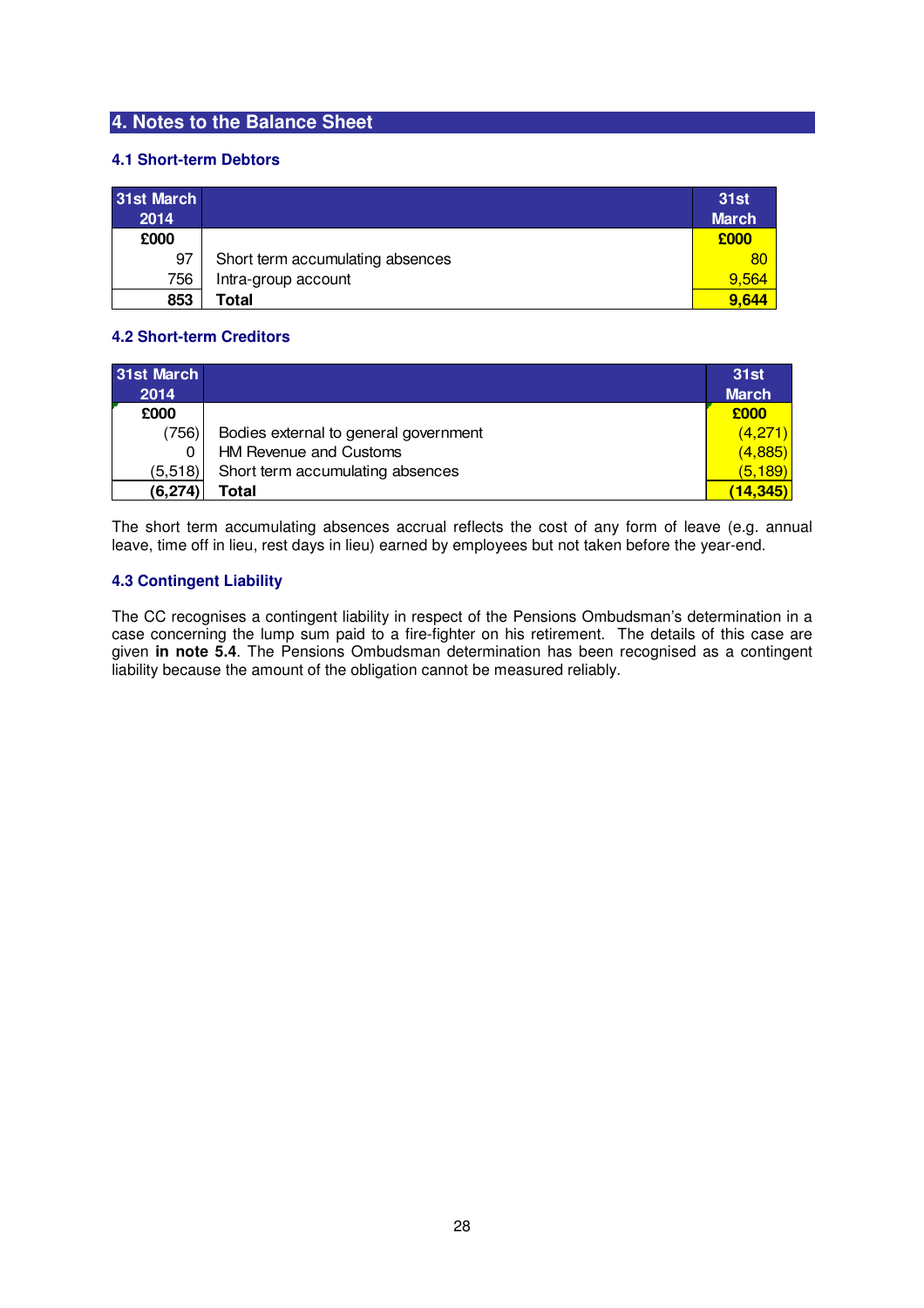## 4. Notes to the Balance Sheet

### 4.1 Short-term Debtors

| 31st March 2014 | | 31st March |
|---|---|---|
| **£000** | | **£000** |
| 97 | Short term accumulating absences | 80 |
| 756 | Intra-group account | 9,564 |
| **853** | **Total** | **9,644** |

### 4.2 Short-term Creditors

| 31st March 2014 | | 31st March |
|---|---|---|
| **£000** | | **£000** |
| (756) | Bodies external to general government | (4,271) |
| 0 | HM Revenue and Customs | (4,885) |
| (5,518) | Short term accumulating absences | (5,189) |
| **(6,274)** | **Total** | **(14,345)** |

The short term accumulating absences accrual reflects the cost of any form of leave (e.g. annual leave, time off in lieu, rest days in lieu) earned by employees but not taken before the year-end.

### 4.3 Contingent Liability

The CC recognises a contingent liability in respect of the Pensions Ombudsman's determination in a case concerning the lump sum paid to a fire-fighter on his retirement. The details of this case are given **in note 5.4**. The Pensions Ombudsman determination has been recognised as a contingent liability because the amount of the obligation cannot be measured reliably.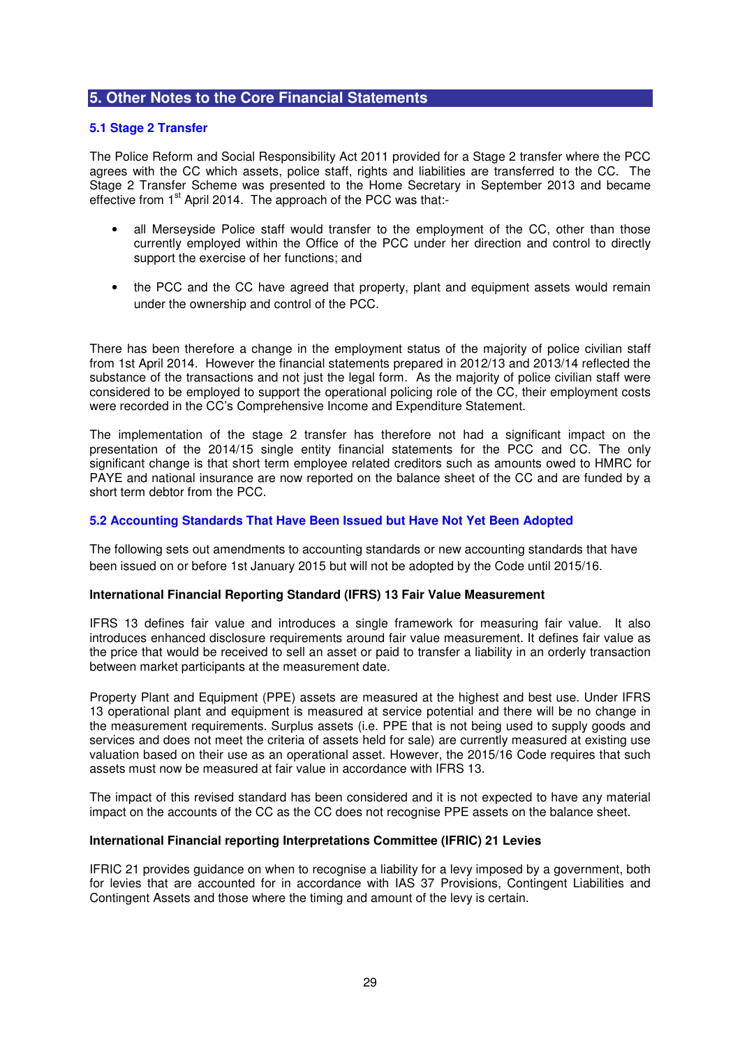## 5. Other Notes to the Core Financial Statements

### 5.1 Stage 2 Transfer

The Police Reform and Social Responsibility Act 2011 provided for a Stage 2 transfer where the PCC agrees with the CC which assets, police staff, rights and liabilities are transferred to the CC. The Stage 2 Transfer Scheme was presented to the Home Secretary in September 2013 and became effective from 1st April 2014. The approach of the PCC was that:-

- all Merseyside Police staff would transfer to the employment of the CC, other than those currently employed within the Office of the PCC under her direction and control to directly support the exercise of her functions; and
- the PCC and the CC have agreed that property, plant and equipment assets would remain under the ownership and control of the PCC.

There has been therefore a change in the employment status of the majority of police civilian staff from 1st April 2014. However the financial statements prepared in 2012/13 and 2013/14 reflected the substance of the transactions and not just the legal form. As the majority of police civilian staff were considered to be employed to support the operational policing role of the CC, their employment costs were recorded in the CC's Comprehensive Income and Expenditure Statement.

The implementation of the stage 2 transfer has therefore not had a significant impact on the presentation of the 2014/15 single entity financial statements for the PCC and CC. The only significant change is that short term employee related creditors such as amounts owed to HMRC for PAYE and national insurance are now reported on the balance sheet of the CC and are funded by a short term debtor from the PCC.

### 5.2 Accounting Standards That Have Been Issued but Have Not Yet Been Adopted

The following sets out amendments to accounting standards or new accounting standards that have been issued on or before 1st January 2015 but will not be adopted by the Code until 2015/16.

**International Financial Reporting Standard (IFRS) 13 Fair Value Measurement**

IFRS 13 defines fair value and introduces a single framework for measuring fair value. It also introduces enhanced disclosure requirements around fair value measurement. It defines fair value as the price that would be received to sell an asset or paid to transfer a liability in an orderly transaction between market participants at the measurement date.

Property Plant and Equipment (PPE) assets are measured at the highest and best use. Under IFRS 13 operational plant and equipment is measured at service potential and there will be no change in the measurement requirements. Surplus assets (i.e. PPE that is not being used to supply goods and services and does not meet the criteria of assets held for sale) are currently measured at existing use valuation based on their use as an operational asset. However, the 2015/16 Code requires that such assets must now be measured at fair value in accordance with IFRS 13.

The impact of this revised standard has been considered and it is not expected to have any material impact on the accounts of the CC as the CC does not recognise PPE assets on the balance sheet.

**International Financial reporting Interpretations Committee (IFRIC) 21 Levies**

IFRIC 21 provides guidance on when to recognise a liability for a levy imposed by a government, both for levies that are accounted for in accordance with IAS 37 Provisions, Contingent Liabilities and Contingent Assets and those where the timing and amount of the levy is certain.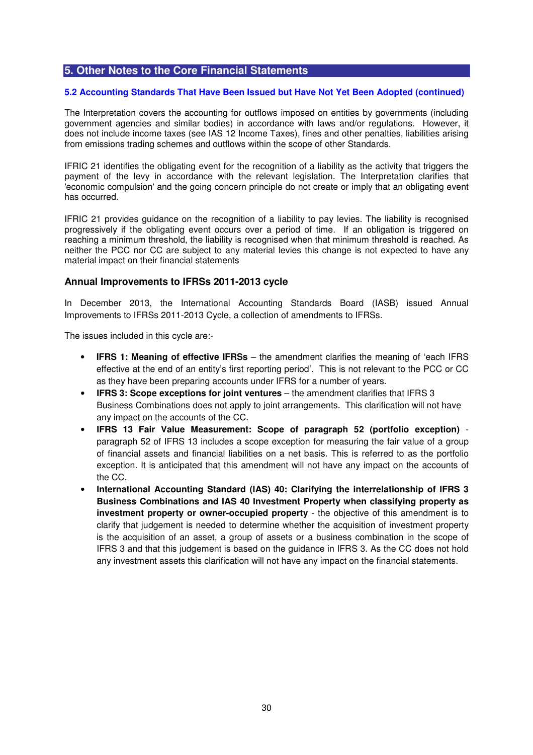## 5. Other Notes to the Core Financial Statements

### 5.2 Accounting Standards That Have Been Issued but Have Not Yet Been Adopted (continued)

The Interpretation covers the accounting for outflows imposed on entities by governments (including government agencies and similar bodies) in accordance with laws and/or regulations. However, it does not include income taxes (see IAS 12 Income Taxes), fines and other penalties, liabilities arising from emissions trading schemes and outflows within the scope of other Standards.

IFRIC 21 identifies the obligating event for the recognition of a liability as the activity that triggers the payment of the levy in accordance with the relevant legislation. The Interpretation clarifies that 'economic compulsion' and the going concern principle do not create or imply that an obligating event has occurred.

IFRIC 21 provides guidance on the recognition of a liability to pay levies. The liability is recognised progressively if the obligating event occurs over a period of time. If an obligation is triggered on reaching a minimum threshold, the liability is recognised when that minimum threshold is reached. As neither the PCC nor CC are subject to any material levies this change is not expected to have any material impact on their financial statements

### Annual Improvements to IFRSs 2011-2013 cycle

In December 2013, the International Accounting Standards Board (IASB) issued Annual Improvements to IFRSs 2011-2013 Cycle, a collection of amendments to IFRSs.

The issues included in this cycle are:-

- **IFRS 1: Meaning of effective IFRSs** – the amendment clarifies the meaning of 'each IFRS effective at the end of an entity's first reporting period'. This is not relevant to the PCC or CC as they have been preparing accounts under IFRS for a number of years.
- **IFRS 3: Scope exceptions for joint ventures** – the amendment clarifies that IFRS 3 Business Combinations does not apply to joint arrangements. This clarification will not have any impact on the accounts of the CC.
- **IFRS 13 Fair Value Measurement: Scope of paragraph 52 (portfolio exception)** - paragraph 52 of IFRS 13 includes a scope exception for measuring the fair value of a group of financial assets and financial liabilities on a net basis. This is referred to as the portfolio exception. It is anticipated that this amendment will not have any impact on the accounts of the CC.
- **International Accounting Standard (IAS) 40: Clarifying the interrelationship of IFRS 3 Business Combinations and IAS 40 Investment Property when classifying property as investment property or owner-occupied property** - the objective of this amendment is to clarify that judgement is needed to determine whether the acquisition of investment property is the acquisition of an asset, a group of assets or a business combination in the scope of IFRS 3 and that this judgement is based on the guidance in IFRS 3. As the CC does not hold any investment assets this clarification will not have any impact on the financial statements.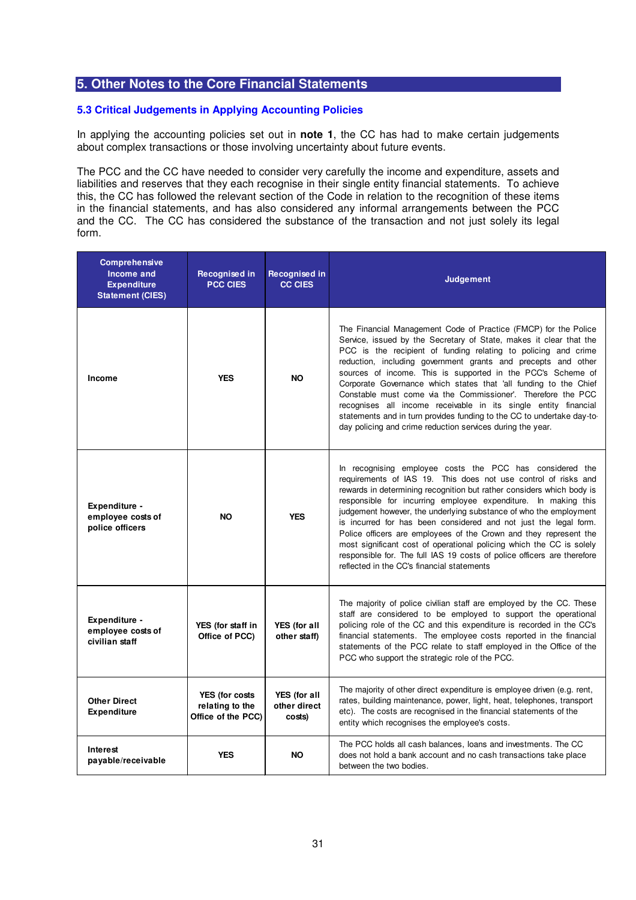## 5. Other Notes to the Core Financial Statements

### 5.3 Critical Judgements in Applying Accounting Policies

In applying the accounting policies set out in **note 1**, the CC has had to make certain judgements about complex transactions or those involving uncertainty about future events.

The PCC and the CC have needed to consider very carefully the income and expenditure, assets and liabilities and reserves that they each recognise in their single entity financial statements. To achieve this, the CC has followed the relevant section of the Code in relation to the recognition of these items in the financial statements, and has also considered any informal arrangements between the PCC and the CC. The CC has considered the substance of the transaction and not just solely its legal form.

| Comprehensive Income and Expenditure Statement (CIES) | Recognised in PCC CIES | Recognised in CC CIES | Judgement |
|---|---|---|---|
| **Income** | **YES** | **NO** | The Financial Management Code of Practice (FMCP) for the Police Service, issued by the Secretary of State, makes it clear that the PCC is the recipient of funding relating to policing and crime reduction, including government grants and precepts and other sources of income. This is supported in the PCC's Scheme of Corporate Governance which states that 'all funding to the Chief Constable must come via the Commissioner'. Therefore the PCC recognises all income receivable in its single entity financial statements and in turn provides funding to the CC to undertake day-to-day policing and crime reduction services during the year. |
| **Expenditure - employee costs of police officers** | **NO** | **YES** | In recognising employee costs the PCC has considered the requirements of IAS 19. This does not use control of risks and rewards in determining recognition but rather considers which body is responsible for incurring employee expenditure. In making this judgement however, the underlying substance of who the employment is incurred for has been considered and not just the legal form. Police officers are employees of the Crown and they represent the most significant cost of operational policing which the CC is solely responsible for. The full IAS 19 costs of police officers are therefore reflected in the CC's financial statements |
| **Expenditure - employee costs of civilian staff** | **YES (for staff in Office of PCC)** | **YES (for all other staff)** | The majority of police civilian staff are employed by the CC. These staff are considered to be employed to support the operational policing role of the CC and this expenditure is recorded in the CC's financial statements. The employee costs reported in the financial statements of the PCC relate to staff employed in the Office of the PCC who support the strategic role of the PCC. |
| **Other Direct Expenditure** | **YES (for costs relating to the Office of the PCC)** | **YES (for all other direct costs)** | The majority of other direct expenditure is employee driven (e.g. rent, rates, building maintenance, power, light, heat, telephones, transport etc). The costs are recognised in the financial statements of the entity which recognises the employee's costs. |
| **Interest payable/receivable** | **YES** | **NO** | The PCC holds all cash balances, loans and investments. The CC does not hold a bank account and no cash transactions take place between the two bodies. |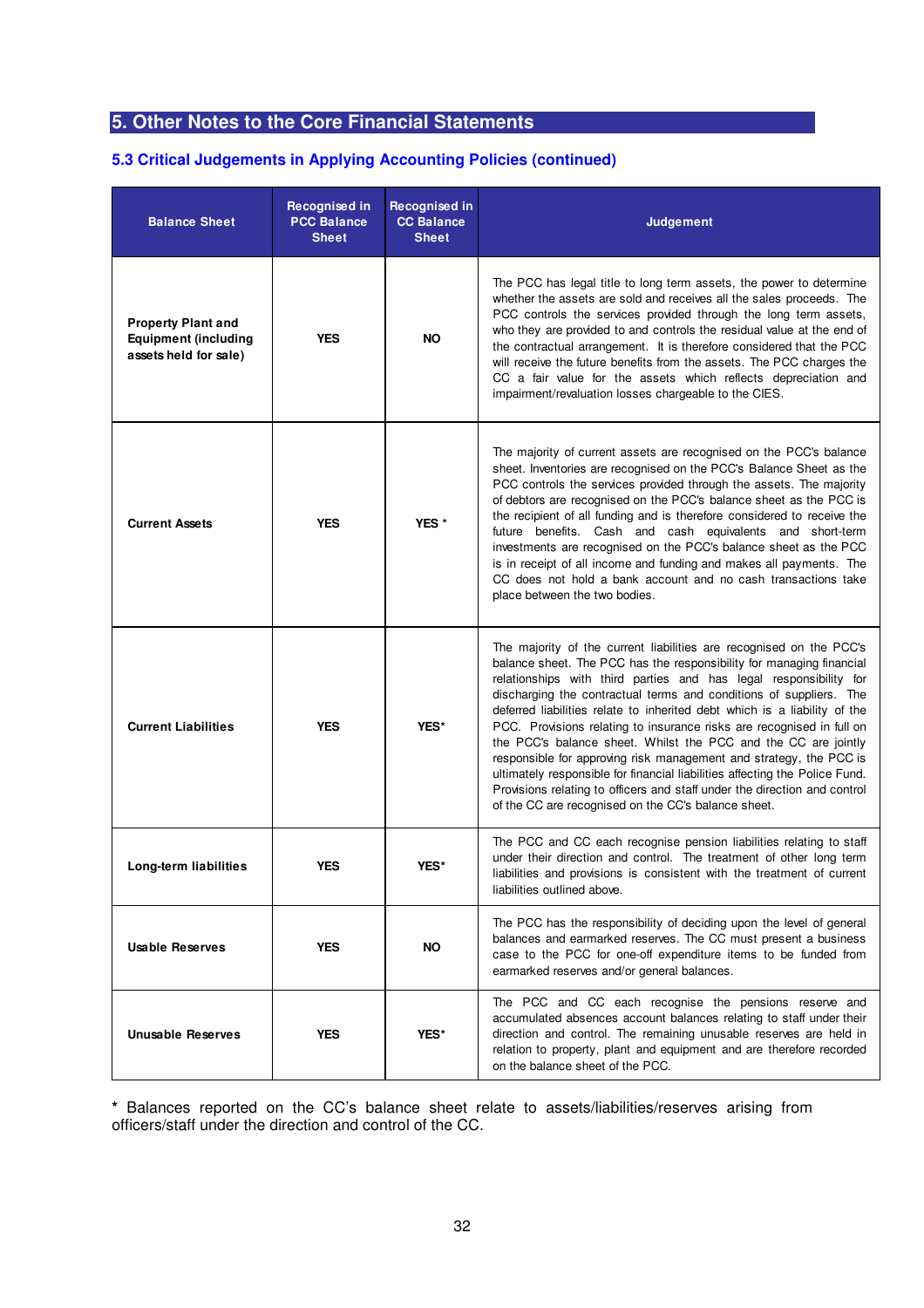# 5. Other Notes to the Core Financial Statements

## 5.3 Critical Judgements in Applying Accounting Policies (continued)

| Balance Sheet | Recognised in PCC Balance Sheet | Recognised in CC Balance Sheet | Judgement |
|---|---|---|---|
| **Property Plant and Equipment (including assets held for sale)** | **YES** | **NO** | The PCC has legal title to long term assets, the power to determine whether the assets are sold and receives all the sales proceeds. The PCC controls the services provided through the long term assets, who they are provided to and controls the residual value at the end of the contractual arrangement. It is therefore considered that the PCC will receive the future benefits from the assets. The PCC charges the CC a fair value for the assets which reflects depreciation and impairment/revaluation losses chargeable to the CIES. |
| **Current Assets** | **YES** | **YES \*** | The majority of current assets are recognised on the PCC's balance sheet. Inventories are recognised on the PCC's Balance Sheet as the PCC controls the services provided through the assets. The majority of debtors are recognised on the PCC's balance sheet as the PCC is the recipient of all funding and is therefore considered to receive the future benefits. Cash and cash equivalents and short-term investments are recognised on the PCC's balance sheet as the PCC is in receipt of all income and funding and makes all payments. The CC does not hold a bank account and no cash transactions take place between the two bodies. |
| **Current Liabilities** | **YES** | **YES\*** | The majority of the current liabilities are recognised on the PCC's balance sheet. The PCC has the responsibility for managing financial relationships with third parties and has legal responsibility for discharging the contractual terms and conditions of suppliers. The deferred liabilities relate to inherited debt which is a liability of the PCC. Provisions relating to insurance risks are recognised in full on the PCC's balance sheet. Whilst the PCC and the CC are jointly responsible for approving risk management and strategy, the PCC is ultimately responsible for financial liabilities affecting the Police Fund. Provisions relating to officers and staff under the direction and control of the CC are recognised on the CC's balance sheet. |
| **Long-term liabilities** | **YES** | **YES\*** | The PCC and CC each recognise pension liabilities relating to staff under their direction and control. The treatment of other long term liabilities and provisions is consistent with the treatment of current liabilities outlined above. |
| **Usable Reserves** | **YES** | **NO** | The PCC has the responsibility of deciding upon the level of general balances and earmarked reserves. The CC must present a business case to the PCC for one-off expenditure items to be funded from earmarked reserves and/or general balances. |
| **Unusable Reserves** | **YES** | **YES\*** | The PCC and CC each recognise the pensions reserve and accumulated absences account balances relating to staff under their direction and control. The remaining unusable reserves are held in relation to property, plant and equipment and are therefore recorded on the balance sheet of the PCC. |

**\*** Balances reported on the CC's balance sheet relate to assets/liabilities/reserves arising from officers/staff under the direction and control of the CC.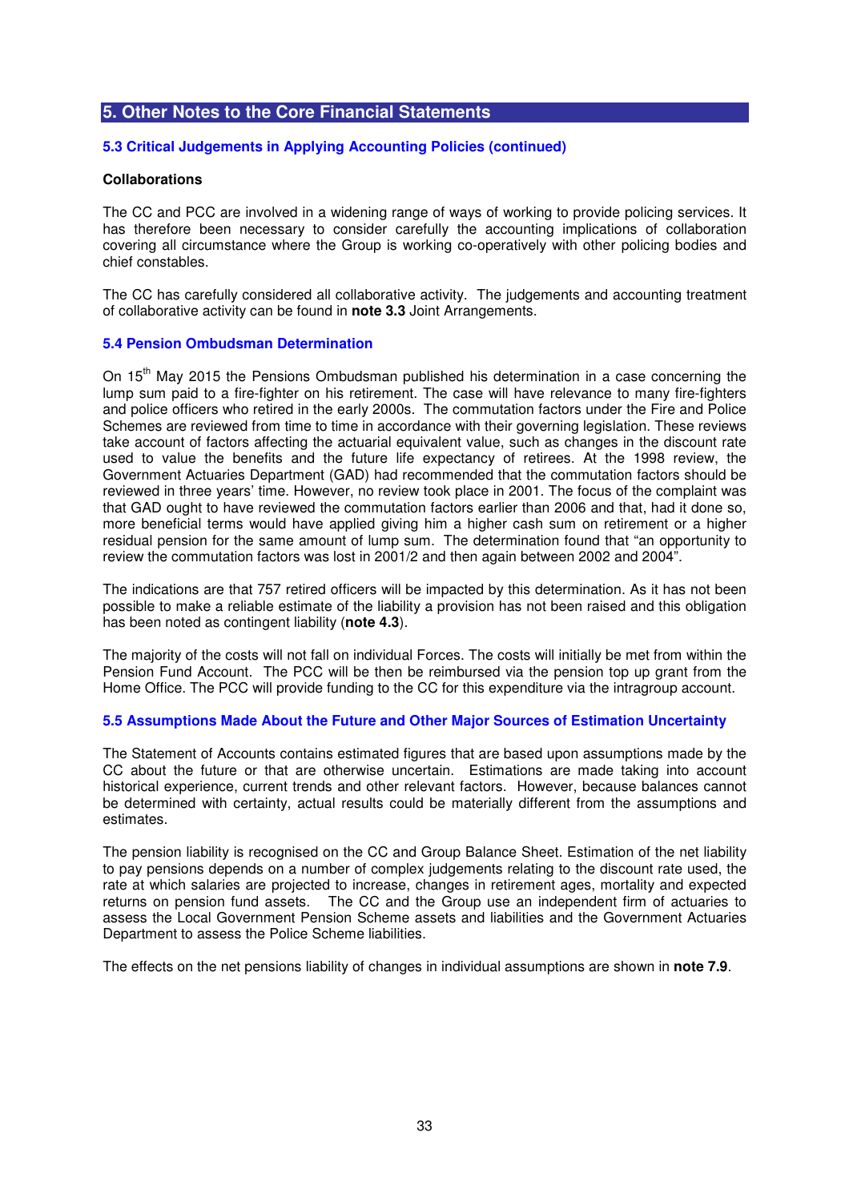## 5. Other Notes to the Core Financial Statements

### 5.3 Critical Judgements in Applying Accounting Policies (continued)

**Collaborations**

The CC and PCC are involved in a widening range of ways of working to provide policing services. It has therefore been necessary to consider carefully the accounting implications of collaboration covering all circumstance where the Group is working co-operatively with other policing bodies and chief constables.

The CC has carefully considered all collaborative activity. The judgements and accounting treatment of collaborative activity can be found in **note 3.3** Joint Arrangements.

### 5.4 Pension Ombudsman Determination

On 15th May 2015 the Pensions Ombudsman published his determination in a case concerning the lump sum paid to a fire-fighter on his retirement. The case will have relevance to many fire-fighters and police officers who retired in the early 2000s. The commutation factors under the Fire and Police Schemes are reviewed from time to time in accordance with their governing legislation. These reviews take account of factors affecting the actuarial equivalent value, such as changes in the discount rate used to value the benefits and the future life expectancy of retirees. At the 1998 review, the Government Actuaries Department (GAD) had recommended that the commutation factors should be reviewed in three years' time. However, no review took place in 2001. The focus of the complaint was that GAD ought to have reviewed the commutation factors earlier than 2006 and that, had it done so, more beneficial terms would have applied giving him a higher cash sum on retirement or a higher residual pension for the same amount of lump sum. The determination found that "an opportunity to review the commutation factors was lost in 2001/2 and then again between 2002 and 2004".

The indications are that 757 retired officers will be impacted by this determination. As it has not been possible to make a reliable estimate of the liability a provision has not been raised and this obligation has been noted as contingent liability (**note 4.3**).

The majority of the costs will not fall on individual Forces. The costs will initially be met from within the Pension Fund Account. The PCC will be then be reimbursed via the pension top up grant from the Home Office. The PCC will provide funding to the CC for this expenditure via the intragroup account.

### 5.5 Assumptions Made About the Future and Other Major Sources of Estimation Uncertainty

The Statement of Accounts contains estimated figures that are based upon assumptions made by the CC about the future or that are otherwise uncertain. Estimations are made taking into account historical experience, current trends and other relevant factors. However, because balances cannot be determined with certainty, actual results could be materially different from the assumptions and estimates.

The pension liability is recognised on the CC and Group Balance Sheet. Estimation of the net liability to pay pensions depends on a number of complex judgements relating to the discount rate used, the rate at which salaries are projected to increase, changes in retirement ages, mortality and expected returns on pension fund assets. The CC and the Group use an independent firm of actuaries to assess the Local Government Pension Scheme assets and liabilities and the Government Actuaries Department to assess the Police Scheme liabilities.

The effects on the net pensions liability of changes in individual assumptions are shown in **note 7.9**.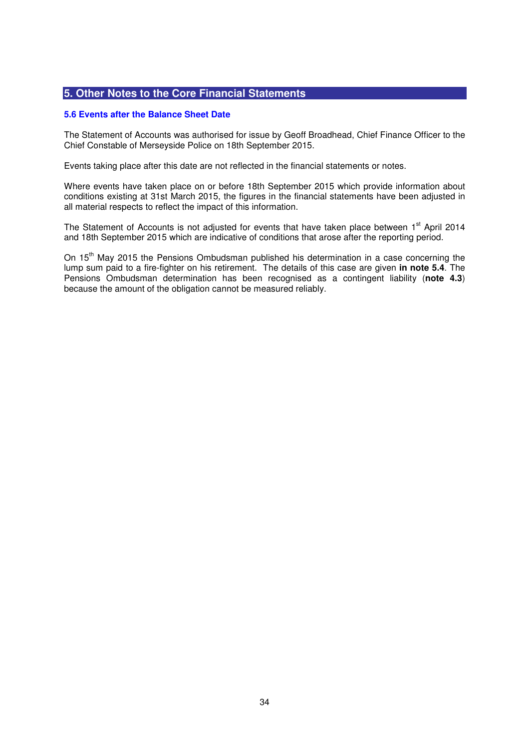## 5. Other Notes to the Core Financial Statements

### 5.6 Events after the Balance Sheet Date

The Statement of Accounts was authorised for issue by Geoff Broadhead, Chief Finance Officer to the Chief Constable of Merseyside Police on 18th September 2015.

Events taking place after this date are not reflected in the financial statements or notes.

Where events have taken place on or before 18th September 2015 which provide information about conditions existing at 31st March 2015, the figures in the financial statements have been adjusted in all material respects to reflect the impact of this information.

The Statement of Accounts is not adjusted for events that have taken place between 1st April 2014 and 18th September 2015 which are indicative of conditions that arose after the reporting period.

On 15th May 2015 the Pensions Ombudsman published his determination in a case concerning the lump sum paid to a fire-fighter on his retirement. The details of this case are given **in note 5.4**. The Pensions Ombudsman determination has been recognised as a contingent liability (**note 4.3**) because the amount of the obligation cannot be measured reliably.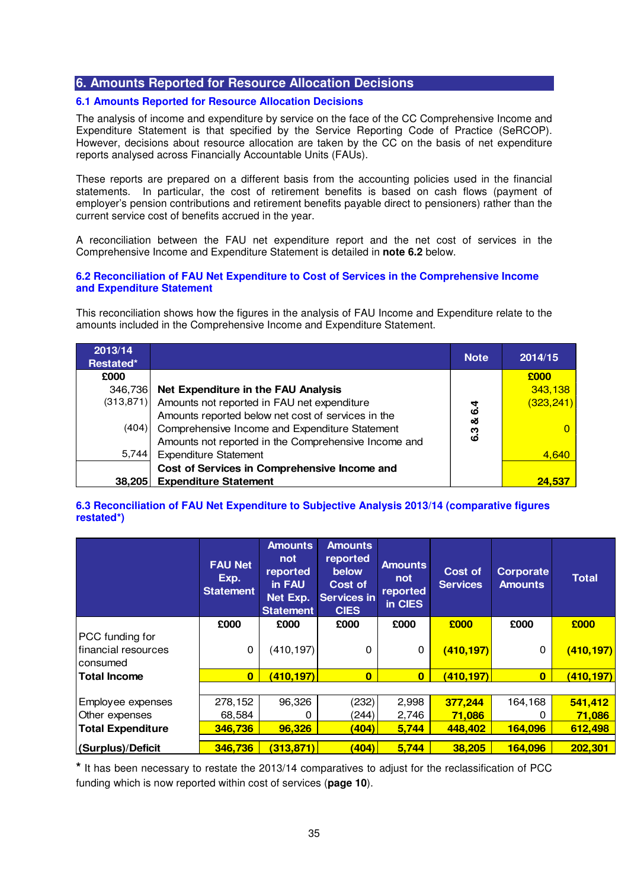## 6. Amounts Reported for Resource Allocation Decisions

### 6.1 Amounts Reported for Resource Allocation Decisions

The analysis of income and expenditure by service on the face of the CC Comprehensive Income and Expenditure Statement is that specified by the Service Reporting Code of Practice (SeRCOP). However, decisions about resource allocation are taken by the CC on the basis of net expenditure reports analysed across Financially Accountable Units (FAUs).

These reports are prepared on a different basis from the accounting policies used in the financial statements. In particular, the cost of retirement benefits is based on cash flows (payment of employer's pension contributions and retirement benefits payable direct to pensioners) rather than the current service cost of benefits accrued in the year.

A reconciliation between the FAU net expenditure report and the net cost of services in the Comprehensive Income and Expenditure Statement is detailed in **note 6.2** below.

### 6.2 Reconciliation of FAU Net Expenditure to Cost of Services in the Comprehensive Income and Expenditure Statement

This reconciliation shows how the figures in the analysis of FAU Income and Expenditure relate to the amounts included in the Comprehensive Income and Expenditure Statement.

| 2013/14 Restated* | | Note | 2014/15 |
|---|---|---|---|
| £000 | | | £000 |
| 346,736 | **Net Expenditure in the FAU Analysis** | | 343,138 |
| (313,871) | Amounts not reported in FAU net expenditure | 6.3 & 6.4 | (323,241) |
| (404) | Amounts reported below net cost of services in the Comprehensive Income and Expenditure Statement | | 0 |
| 5,744 | Amounts not reported in the Comprehensive Income and Expenditure Statement | | 4,640 |
| **38,205** | **Cost of Services in Comprehensive Income and Expenditure Statement** | | **24,537** |

### 6.3 Reconciliation of FAU Net Expenditure to Subjective Analysis 2013/14 (comparative figures restated*)

| | FAU Net Exp. Statement | Amounts not reported in FAU Net Exp. Statement | Amounts reported below Cost of Services in CIES | Amounts not reported in CIES | Cost of Services | Corporate Amounts | Total |
|---|---|---|---|---|---|---|---|
| | £000 | £000 | £000 | £000 | £000 | £000 | £000 |
| PCC funding for financial resources consumed | 0 | (410,197) | 0 | 0 | **(410,197)** | 0 | **(410,197)** |
| **Total Income** | **0** | **(410,197)** | **0** | **0** | **(410,197)** | **0** | **(410,197)** |
| Employee expenses | 278,152 | 96,326 | (232) | 2,998 | **377,244** | 164,168 | **541,412** |
| Other expenses | 68,584 | 0 | (244) | 2,746 | **71,086** | 0 | **71,086** |
| **Total Expenditure** | **346,736** | **96,326** | **(404)** | **5,744** | **448,402** | **164,096** | **612,498** |
| **(Surplus)/Deficit** | **346,736** | **(313,871)** | **(404)** | **5,744** | **38,205** | **164,096** | **202,301** |

* It has been necessary to restate the 2013/14 comparatives to adjust for the reclassification of PCC funding which is now reported within cost of services (**page 10**).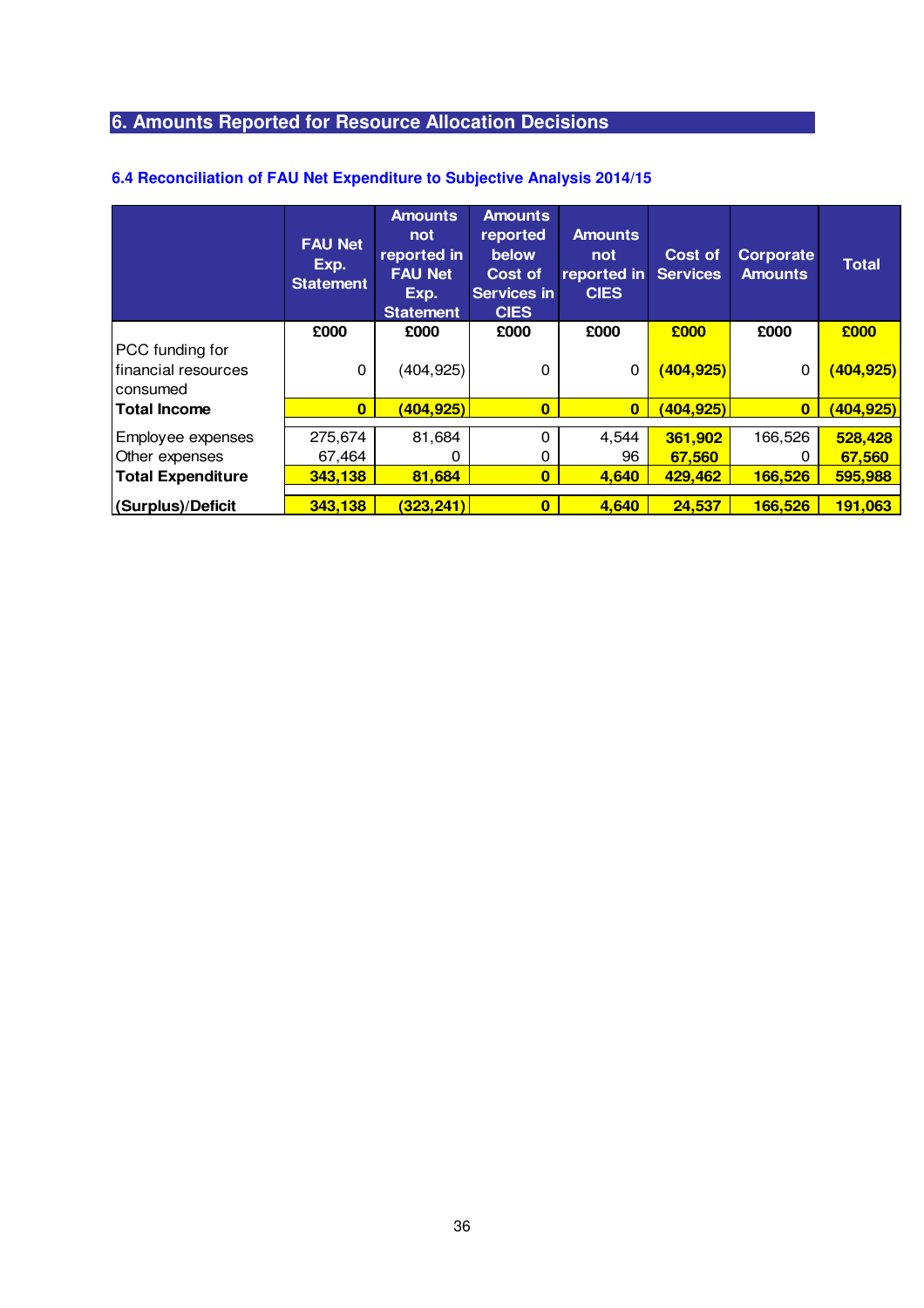## 6. Amounts Reported for Resource Allocation Decisions

### 6.4 Reconciliation of FAU Net Expenditure to Subjective Analysis 2014/15

| | FAU Net Exp. Statement | Amounts not reported in FAU Net Exp. Statement | Amounts reported below Cost of Services in CIES | Amounts not reported in CIES | Cost of Services | Corporate Amounts | Total |
|---|---|---|---|---|---|---|---|
| | £000 | £000 | £000 | £000 | £000 | £000 | £000 |
| PCC funding for financial resources consumed | 0 | (404,925) | 0 | 0 | **(404,925)** | 0 | **(404,925)** |
| **Total Income** | **0** | **(404,925)** | **0** | **0** | **(404,925)** | **0** | **(404,925)** |
| Employee expenses | 275,674 | 81,684 | 0 | 4,544 | **361,902** | 166,526 | **528,428** |
| Other expenses | 67,464 | 0 | 0 | 96 | **67,560** | 0 | **67,560** |
| **Total Expenditure** | **343,138** | **81,684** | **0** | **4,640** | **429,462** | **166,526** | **595,988** |
| **(Surplus)/Deficit** | **343,138** | **(323,241)** | **0** | **4,640** | **24,537** | **166,526** | **191,063** |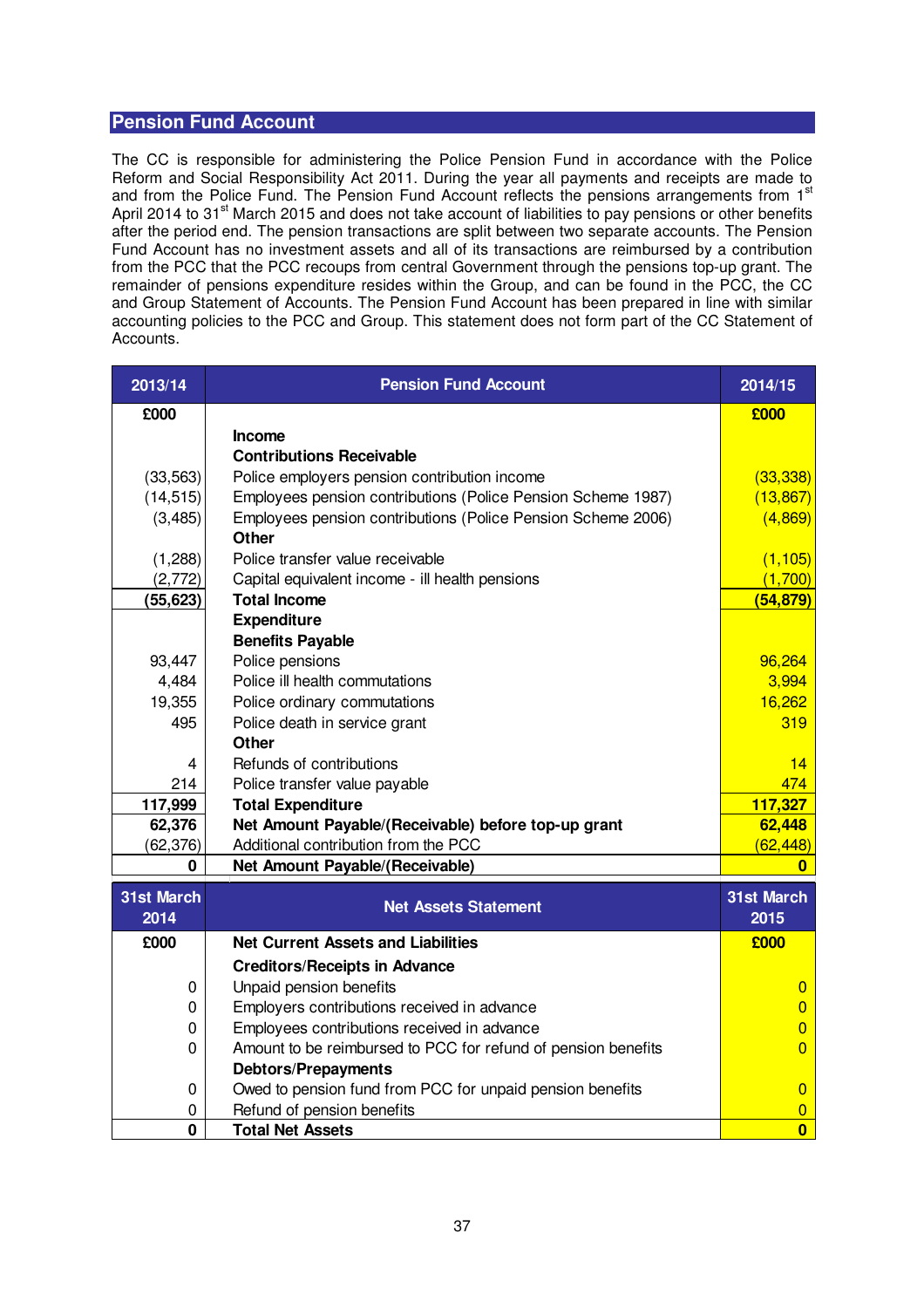## Pension Fund Account

The CC is responsible for administering the Police Pension Fund in accordance with the Police Reform and Social Responsibility Act 2011. During the year all payments and receipts are made to and from the Police Fund. The Pension Fund Account reflects the pensions arrangements from 1st April 2014 to 31st March 2015 and does not take account of liabilities to pay pensions or other benefits after the period end. The pension transactions are split between two separate accounts. The Pension Fund Account has no investment assets and all of its transactions are reimbursed by a contribution from the PCC that the PCC recoups from central Government through the pensions top-up grant. The remainder of pensions expenditure resides within the Group, and can be found in the PCC, the CC and Group Statement of Accounts. The Pension Fund Account has been prepared in line with similar accounting policies to the PCC and Group. This statement does not form part of the CC Statement of Accounts.

| 2013/14 | Pension Fund Account | 2014/15 |
|---|---|---|
| £000 | | £000 |
| | **Income** | |
| | **Contributions Receivable** | |
| (33,563) | Police employers pension contribution income | (33,338) |
| (14,515) | Employees pension contributions (Police Pension Scheme 1987) | (13,867) |
| (3,485) | Employees pension contributions (Police Pension Scheme 2006) | (4,869) |
| | **Other** | |
| (1,288) | Police transfer value receivable | (1,105) |
| (2,772) | Capital equivalent income - ill health pensions | (1,700) |
| **(55,623)** | **Total Income** | **(54,879)** |
| | **Expenditure** | |
| | **Benefits Payable** | |
| 93,447 | Police pensions | 96,264 |
| 4,484 | Police ill health commutations | 3,994 |
| 19,355 | Police ordinary commutations | 16,262 |
| 495 | Police death in service grant | 319 |
| | **Other** | |
| 4 | Refunds of contributions | 14 |
| 214 | Police transfer value payable | 474 |
| **117,999** | **Total Expenditure** | **117,327** |
| **62,376** | **Net Amount Payable/(Receivable) before top-up grant** | **62,448** |
| (62,376) | Additional contribution from the PCC | (62,448) |
| **0** | **Net Amount Payable/(Receivable)** | **0** |

| 31st March 2014 | Net Assets Statement | 31st March 2015 |
|---|---|---|
| £000 | **Net Current Assets and Liabilities** | £000 |
| | **Creditors/Receipts in Advance** | |
| 0 | Unpaid pension benefits | 0 |
| 0 | Employers contributions received in advance | 0 |
| 0 | Employees contributions received in advance | 0 |
| 0 | Amount to be reimbursed to PCC for refund of pension benefits | 0 |
| | **Debtors/Prepayments** | |
| 0 | Owed to pension fund from PCC for unpaid pension benefits | 0 |
| 0 | Refund of pension benefits | 0 |
| **0** | **Total Net Assets** | **0** |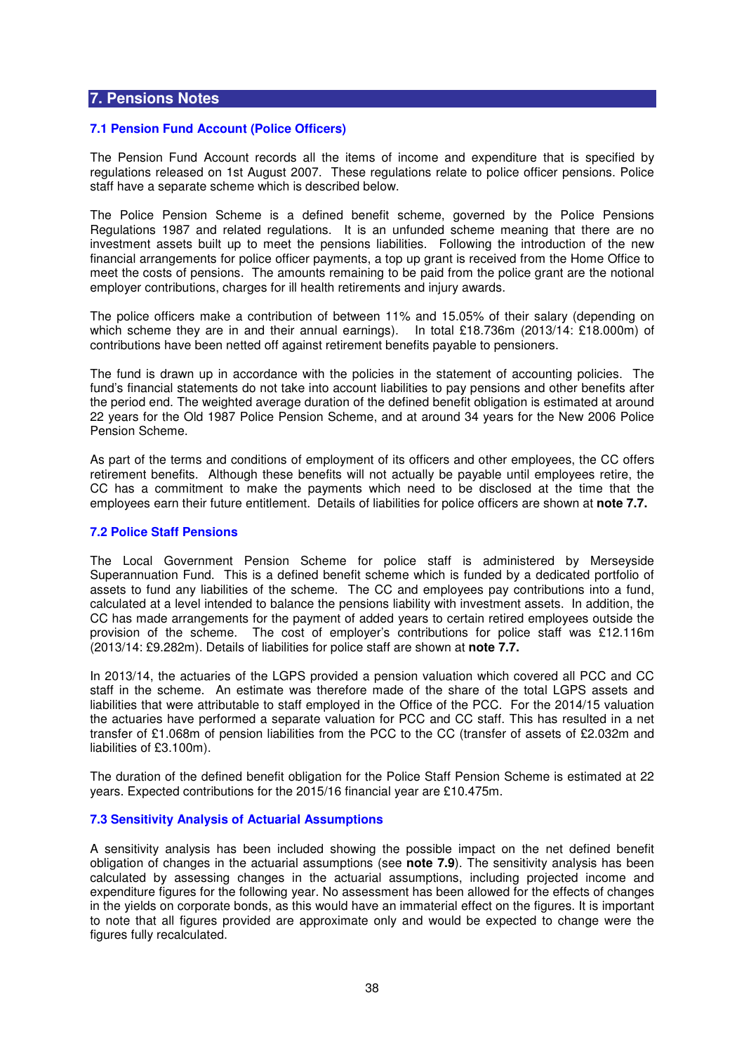## 7. Pensions Notes

### 7.1 Pension Fund Account (Police Officers)

The Pension Fund Account records all the items of income and expenditure that is specified by regulations released on 1st August 2007. These regulations relate to police officer pensions. Police staff have a separate scheme which is described below.

The Police Pension Scheme is a defined benefit scheme, governed by the Police Pensions Regulations 1987 and related regulations. It is an unfunded scheme meaning that there are no investment assets built up to meet the pensions liabilities. Following the introduction of the new financial arrangements for police officer payments, a top up grant is received from the Home Office to meet the costs of pensions. The amounts remaining to be paid from the police grant are the notional employer contributions, charges for ill health retirements and injury awards.

The police officers make a contribution of between 11% and 15.05% of their salary (depending on which scheme they are in and their annual earnings). In total £18.736m (2013/14: £18.000m) of contributions have been netted off against retirement benefits payable to pensioners.

The fund is drawn up in accordance with the policies in the statement of accounting policies. The fund's financial statements do not take into account liabilities to pay pensions and other benefits after the period end. The weighted average duration of the defined benefit obligation is estimated at around 22 years for the Old 1987 Police Pension Scheme, and at around 34 years for the New 2006 Police Pension Scheme.

As part of the terms and conditions of employment of its officers and other employees, the CC offers retirement benefits. Although these benefits will not actually be payable until employees retire, the CC has a commitment to make the payments which need to be disclosed at the time that the employees earn their future entitlement. Details of liabilities for police officers are shown at **note 7.7.**

### 7.2 Police Staff Pensions

The Local Government Pension Scheme for police staff is administered by Merseyside Superannuation Fund. This is a defined benefit scheme which is funded by a dedicated portfolio of assets to fund any liabilities of the scheme. The CC and employees pay contributions into a fund, calculated at a level intended to balance the pensions liability with investment assets. In addition, the CC has made arrangements for the payment of added years to certain retired employees outside the provision of the scheme. The cost of employer's contributions for police staff was £12.116m (2013/14: £9.282m). Details of liabilities for police staff are shown at **note 7.7.**

In 2013/14, the actuaries of the LGPS provided a pension valuation which covered all PCC and CC staff in the scheme. An estimate was therefore made of the share of the total LGPS assets and liabilities that were attributable to staff employed in the Office of the PCC. For the 2014/15 valuation the actuaries have performed a separate valuation for PCC and CC staff. This has resulted in a net transfer of £1.068m of pension liabilities from the PCC to the CC (transfer of assets of £2.032m and liabilities of £3.100m).

The duration of the defined benefit obligation for the Police Staff Pension Scheme is estimated at 22 years. Expected contributions for the 2015/16 financial year are £10.475m.

### 7.3 Sensitivity Analysis of Actuarial Assumptions

A sensitivity analysis has been included showing the possible impact on the net defined benefit obligation of changes in the actuarial assumptions (see **note 7.9**). The sensitivity analysis has been calculated by assessing changes in the actuarial assumptions, including projected income and expenditure figures for the following year. No assessment has been allowed for the effects of changes in the yields on corporate bonds, as this would have an immaterial effect on the figures. It is important to note that all figures provided are approximate only and would be expected to change were the figures fully recalculated.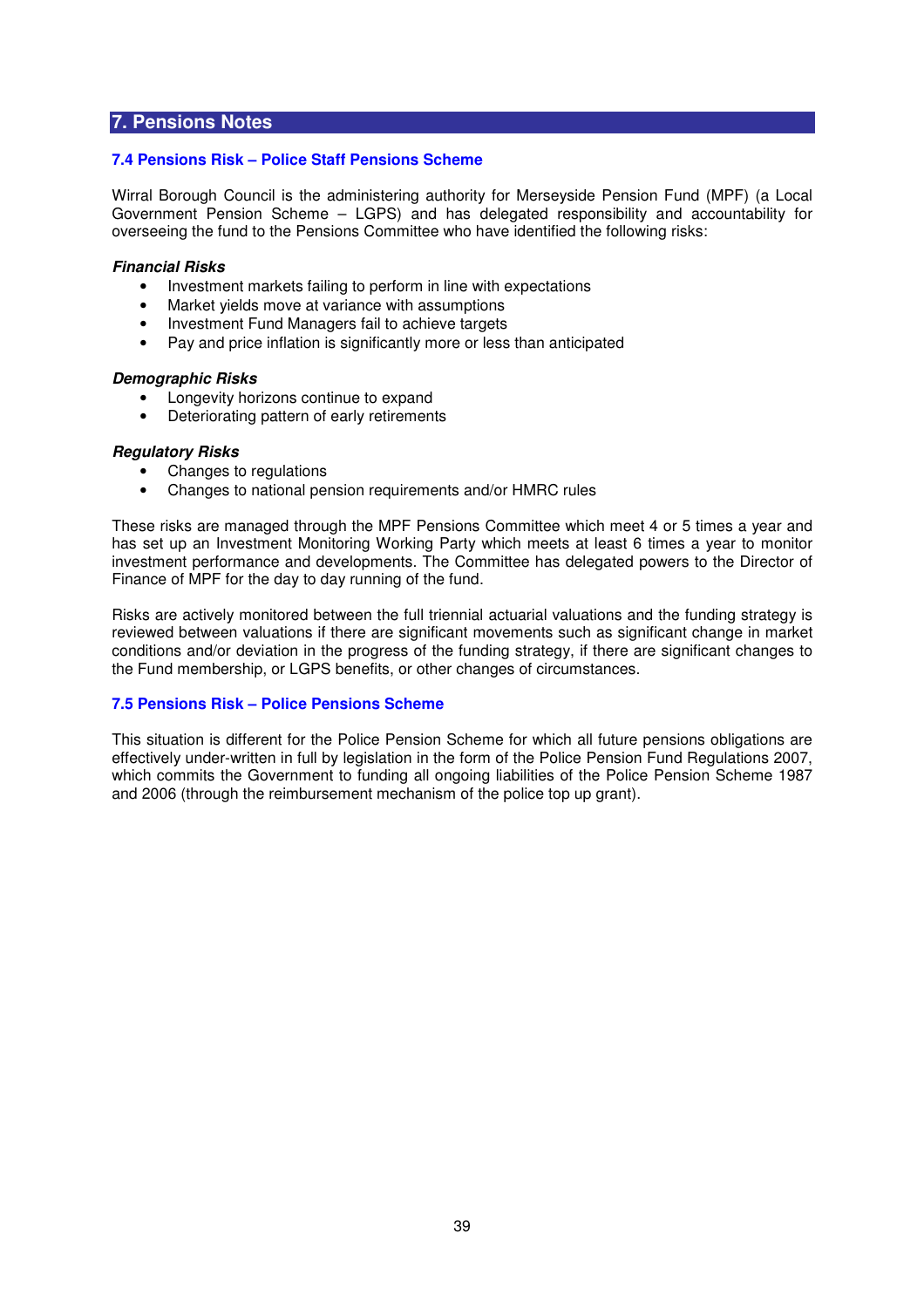## 7. Pensions Notes

### 7.4 Pensions Risk – Police Staff Pensions Scheme

Wirral Borough Council is the administering authority for Merseyside Pension Fund (MPF) (a Local Government Pension Scheme – LGPS) and has delegated responsibility and accountability for overseeing the fund to the Pensions Committee who have identified the following risks:

***Financial Risks***

- Investment markets failing to perform in line with expectations
- Market yields move at variance with assumptions
- Investment Fund Managers fail to achieve targets
- Pay and price inflation is significantly more or less than anticipated

***Demographic Risks***

- Longevity horizons continue to expand
- Deteriorating pattern of early retirements

***Regulatory Risks***

- Changes to regulations
- Changes to national pension requirements and/or HMRC rules

These risks are managed through the MPF Pensions Committee which meet 4 or 5 times a year and has set up an Investment Monitoring Working Party which meets at least 6 times a year to monitor investment performance and developments. The Committee has delegated powers to the Director of Finance of MPF for the day to day running of the fund.

Risks are actively monitored between the full triennial actuarial valuations and the funding strategy is reviewed between valuations if there are significant movements such as significant change in market conditions and/or deviation in the progress of the funding strategy, if there are significant changes to the Fund membership, or LGPS benefits, or other changes of circumstances.

### 7.5 Pensions Risk – Police Pensions Scheme

This situation is different for the Police Pension Scheme for which all future pensions obligations are effectively under-written in full by legislation in the form of the Police Pension Fund Regulations 2007, which commits the Government to funding all ongoing liabilities of the Police Pension Scheme 1987 and 2006 (through the reimbursement mechanism of the police top up grant).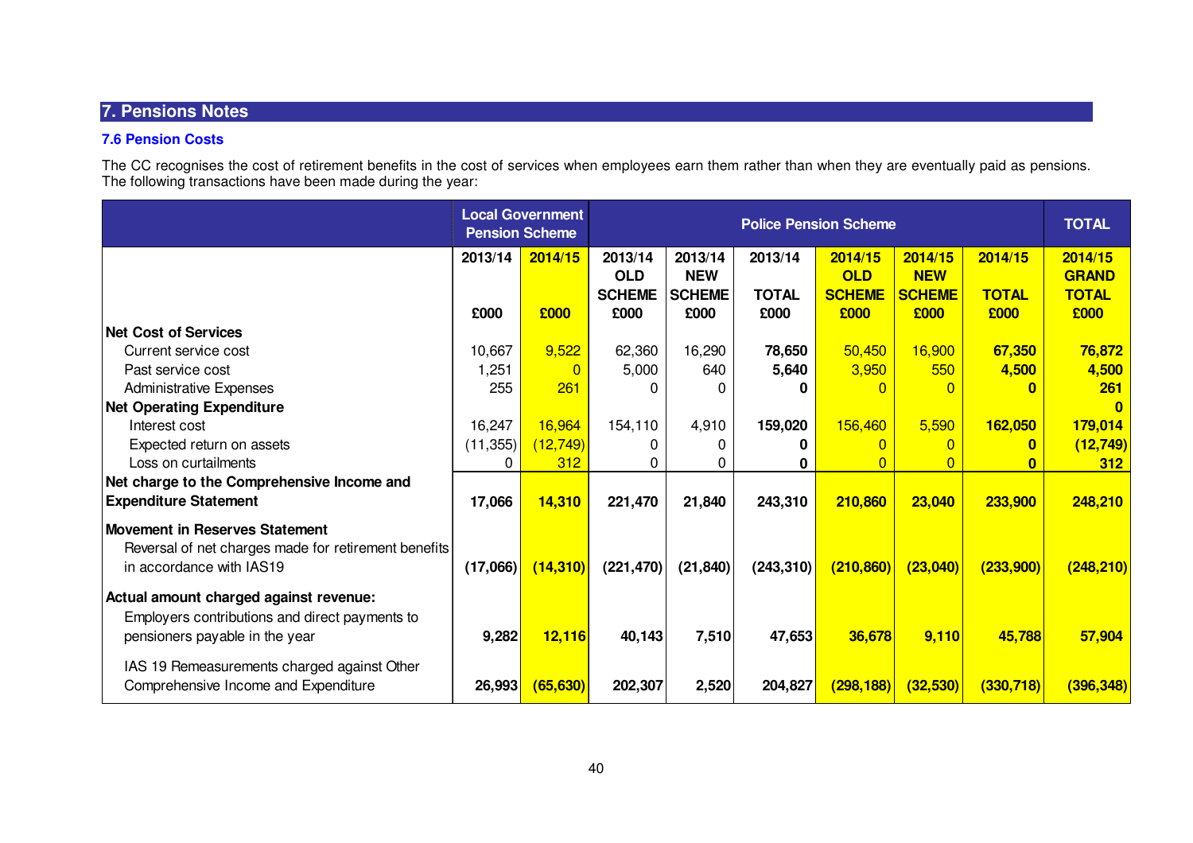## 7. Pensions Notes

### 7.6 Pension Costs

The CC recognises the cost of retirement benefits in the cost of services when employees earn them rather than when they are eventually paid as pensions. The following transactions have been made during the year:

| | Local Government Pension Scheme | | Police Pension Scheme | | | | | | TOTAL |
|---|---|---|---|---|---|---|---|---|---|
| | 2013/14 £000 | 2014/15 £000 | 2013/14 OLD SCHEME £000 | 2013/14 NEW SCHEME £000 | 2013/14 TOTAL £000 | 2014/15 OLD SCHEME £000 | 2014/15 NEW SCHEME £000 | 2014/15 TOTAL £000 | 2014/15 GRAND TOTAL £000 |
| **Net Cost of Services** | | | | | | | | | |
| Current service cost | 10,667 | 9,522 | 62,360 | 16,290 | **78,650** | 50,450 | 16,900 | **67,350** | **76,872** |
| Past service cost | 1,251 | 0 | 5,000 | 640 | **5,640** | 3,950 | 550 | **4,500** | **4,500** |
| Administrative Expenses | 255 | 261 | 0 | 0 | **0** | 0 | 0 | **0** | **261** |
| **Net Operating Expenditure** | | | | | | | | | **0** |
| Interest cost | 16,247 | 16,964 | 154,110 | 4,910 | **159,020** | 156,460 | 5,590 | **162,050** | **179,014** |
| Expected return on assets | (11,355) | (12,749) | 0 | 0 | **0** | 0 | 0 | **0** | **(12,749)** |
| Loss on curtailments | 0 | 312 | 0 | 0 | **0** | 0 | 0 | **0** | **312** |
| **Net charge to the Comprehensive Income and Expenditure Statement** | **17,066** | **14,310** | **221,470** | **21,840** | **243,310** | **210,860** | **23,040** | **233,900** | **248,210** |
| **Movement in Reserves Statement** | | | | | | | | | |
| Reversal of net charges made for retirement benefits in accordance with IAS19 | **(17,066)** | **(14,310)** | **(221,470)** | **(21,840)** | **(243,310)** | **(210,860)** | **(23,040)** | **(233,900)** | **(248,210)** |
| **Actual amount charged against revenue:** | | | | | | | | | |
| Employers contributions and direct payments to pensioners payable in the year | **9,282** | **12,116** | **40,143** | **7,510** | **47,653** | **36,678** | **9,110** | **45,788** | **57,904** |
| IAS 19 Remeasurements charged against Other Comprehensive Income and Expenditure | **26,993** | **(65,630)** | **202,307** | **2,520** | **204,827** | **(298,188)** | **(32,530)** | **(330,718)** | **(396,348)** |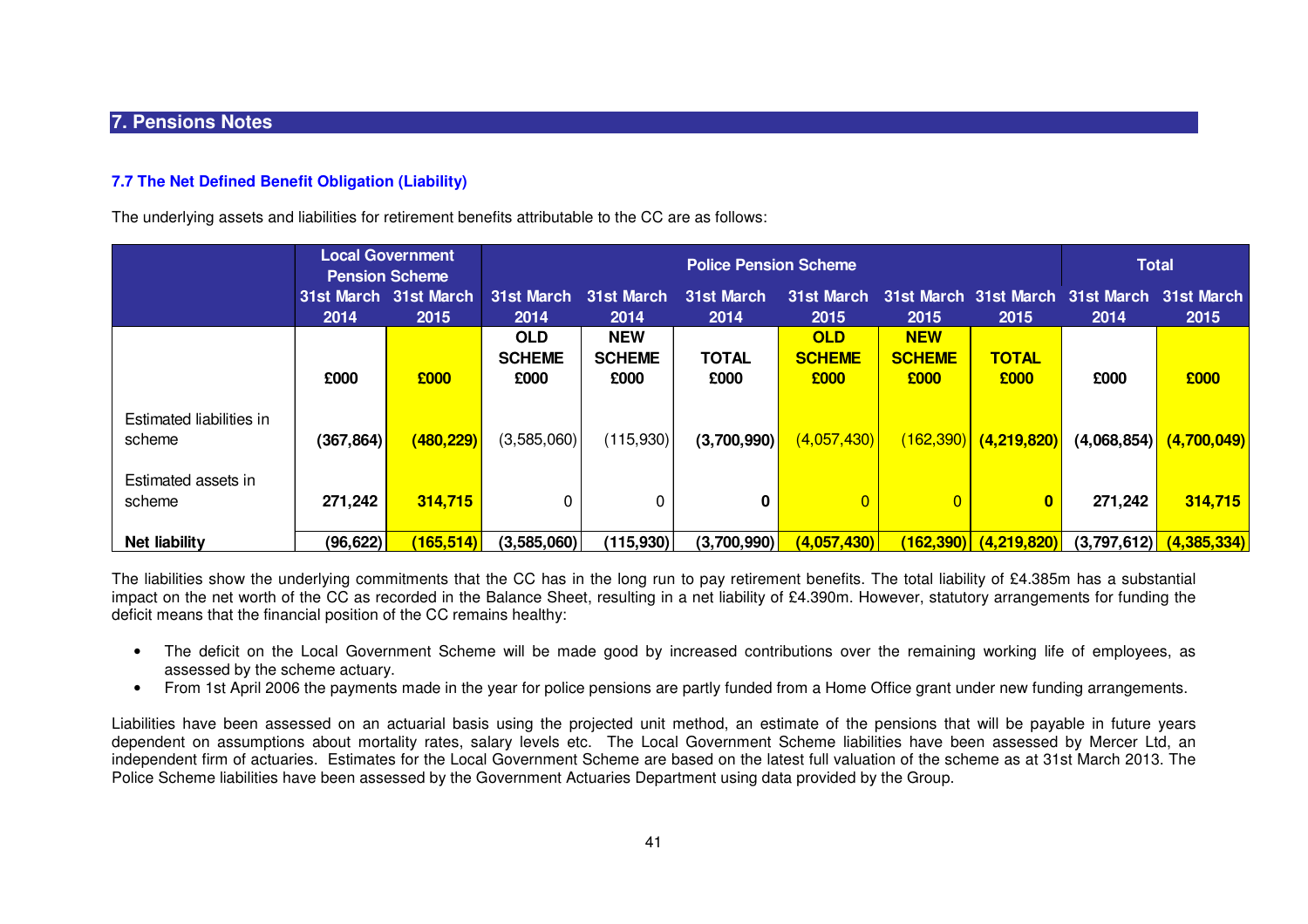## 7. Pensions Notes

### 7.7 The Net Defined Benefit Obligation (Liability)

The underlying assets and liabilities for retirement benefits attributable to the CC are as follows:

| | Local Government Pension Scheme | | Police Pension Scheme | | | | | | Total | |
|---|---|---|---|---|---|---|---|---|---|---|
| | 31st March 2014 | 31st March 2015 | 31st March 2014 | 31st March 2014 | 31st March 2014 | 31st March 2015 | 31st March 2015 | 31st March 2015 | 31st March 2014 | 31st March 2015 |
| | £000 | £000 | OLD SCHEME £000 | NEW SCHEME £000 | TOTAL £000 | OLD SCHEME £000 | NEW SCHEME £000 | TOTAL £000 | £000 | £000 |
| Estimated liabilities in scheme | **(367,864)** | **(480,229)** | (3,585,060) | (115,930) | **(3,700,990)** | (4,057,430) | (162,390) | **(4,219,820)** | **(4,068,854)** | **(4,700,049)** |
| Estimated assets in scheme | **271,242** | **314,715** | 0 | 0 | **0** | 0 | 0 | **0** | **271,242** | **314,715** |
| **Net liability** | **(96,622)** | **(165,514)** | **(3,585,060)** | **(115,930)** | **(3,700,990)** | **(4,057,430)** | **(162,390)** | **(4,219,820)** | **(3,797,612)** | **(4,385,334)** |

The liabilities show the underlying commitments that the CC has in the long run to pay retirement benefits. The total liability of £4.385m has a substantial impact on the net worth of the CC as recorded in the Balance Sheet, resulting in a net liability of £4.390m. However, statutory arrangements for funding the deficit means that the financial position of the CC remains healthy:

- The deficit on the Local Government Scheme will be made good by increased contributions over the remaining working life of employees, as assessed by the scheme actuary.
- From 1st April 2006 the payments made in the year for police pensions are partly funded from a Home Office grant under new funding arrangements.

Liabilities have been assessed on an actuarial basis using the projected unit method, an estimate of the pensions that will be payable in future years dependent on assumptions about mortality rates, salary levels etc. The Local Government Scheme liabilities have been assessed by Mercer Ltd, an independent firm of actuaries. Estimates for the Local Government Scheme are based on the latest full valuation of the scheme as at 31st March 2013. The Police Scheme liabilities have been assessed by the Government Actuaries Department using data provided by the Group.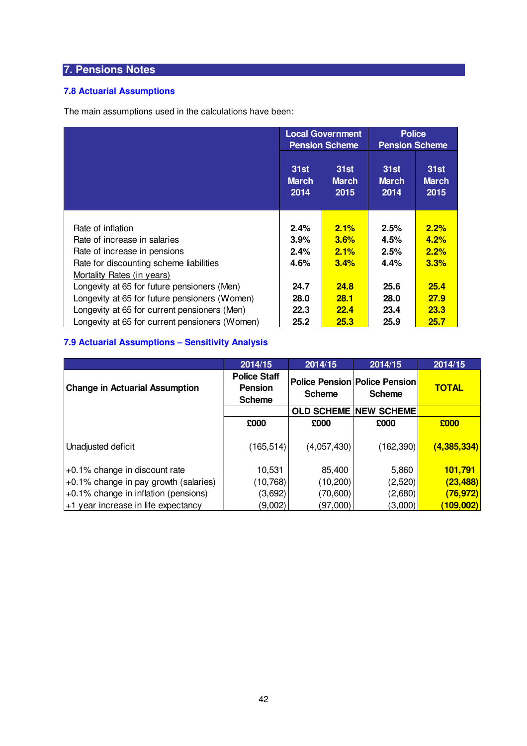## 7. Pensions Notes

### 7.8 Actuarial Assumptions

The main assumptions used in the calculations have been:

| | Local Government Pension Scheme | | Police Pension Scheme | |
|---|---|---|---|---|
| | 31st March 2014 | 31st March 2015 | 31st March 2014 | 31st March 2015 |
| Rate of inflation | 2.4% | 2.1% | 2.5% | 2.2% |
| Rate of increase in salaries | 3.9% | 3.6% | 4.5% | 4.2% |
| Rate of increase in pensions | 2.4% | 2.1% | 2.5% | 2.2% |
| Rate for discounting scheme liabilities | 4.6% | 3.4% | 4.4% | 3.3% |
| Mortality Rates (in years) | | | | |
| Longevity at 65 for future pensioners (Men) | 24.7 | 24.8 | 25.6 | 25.4 |
| Longevity at 65 for future pensioners (Women) | 28.0 | 28.1 | 28.0 | 27.9 |
| Longevity at 65 for current pensioners (Men) | 22.3 | 22.4 | 23.4 | 23.3 |
| Longevity at 65 for current pensioners (Women) | 25.2 | 25.3 | 25.9 | 25.7 |

### 7.9 Actuarial Assumptions – Sensitivity Analysis

| | 2014/15 | 2014/15 | 2014/15 | 2014/15 |
|---|---|---|---|---|
| **Change in Actuarial Assumption** | **Police Staff Pension Scheme** | **Police Pension Scheme** | **Police Pension Scheme** | **TOTAL** |
| | | **OLD SCHEME** | **NEW SCHEME** | |
| | **£000** | **£000** | **£000** | **£000** |
| Unadjusted deficit | (165,514) | (4,057,430) | (162,390) | **(4,385,334)** |
| +0.1% change in discount rate | 10,531 | 85,400 | 5,860 | **101,791** |
| +0.1% change in pay growth (salaries) | (10,768) | (10,200) | (2,520) | **(23,488)** |
| +0.1% change in inflation (pensions) | (3,692) | (70,600) | (2,680) | **(76,972)** |
| +1 year increase in life expectancy | (9,002) | (97,000) | (3,000) | **(109,002)** |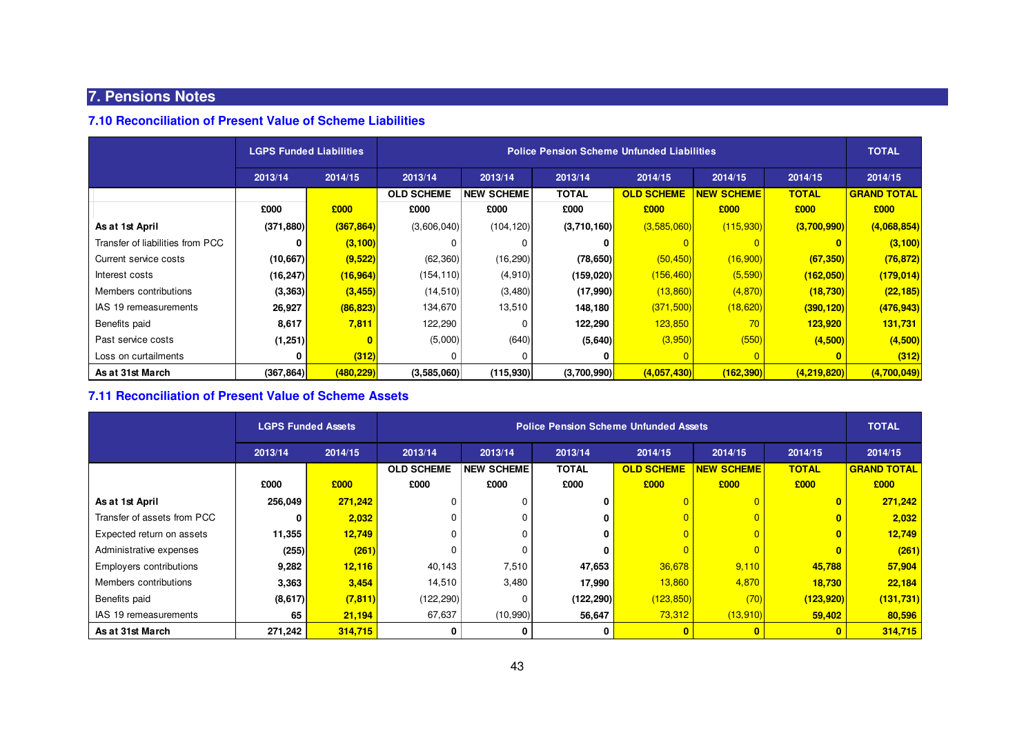## 7. Pensions Notes

### 7.10 Reconciliation of Present Value of Scheme Liabilities

| | LGPS Funded Liabilities | | Police Pension Scheme Unfunded Liabilities | | | | | | TOTAL |
|---|---|---|---|---|---|---|---|---|---|
| | 2013/14 | 2014/15 | 2013/14 | 2013/14 | 2013/14 | 2014/15 | 2014/15 | 2014/15 | 2014/15 |
| | | | OLD SCHEME | NEW SCHEME | TOTAL | OLD SCHEME | NEW SCHEME | TOTAL | GRAND TOTAL |
| | £000 | £000 | £000 | £000 | £000 | £000 | £000 | £000 | £000 |
| **As at 1st April** | (371,880) | (367,864) | (3,606,040) | (104,120) | (3,710,160) | (3,585,060) | (115,930) | (3,700,990) | (4,068,854) |
| Transfer of liabilities from PCC | 0 | (3,100) | 0 | 0 | 0 | 0 | 0 | 0 | (3,100) |
| Current service costs | (10,667) | (9,522) | (62,360) | (16,290) | (78,650) | (50,450) | (16,900) | (67,350) | (76,872) |
| Interest costs | (16,247) | (16,964) | (154,110) | (4,910) | (159,020) | (156,460) | (5,590) | (162,050) | (179,014) |
| Members contributions | (3,363) | (3,455) | (14,510) | (3,480) | (17,990) | (13,860) | (4,870) | (18,730) | (22,185) |
| IAS 19 remeasurements | 26,927 | (86,823) | 134,670 | 13,510 | 148,180 | (371,500) | (18,620) | (390,120) | (476,943) |
| Benefits paid | 8,617 | 7,811 | 122,290 | 0 | 122,290 | 123,850 | 70 | 123,920 | 131,731 |
| Past service costs | (1,251) | 0 | (5,000) | (640) | (5,640) | (3,950) | (550) | (4,500) | (4,500) |
| Loss on curtailments | 0 | (312) | 0 | 0 | 0 | 0 | 0 | 0 | (312) |
| **As at 31st March** | (367,864) | (480,229) | (3,585,060) | (115,930) | (3,700,990) | (4,057,430) | (162,390) | (4,219,820) | (4,700,049) |

### 7.11 Reconciliation of Present Value of Scheme Assets

| | LGPS Funded Assets | | Police Pension Scheme Unfunded Assets | | | | | | TOTAL |
|---|---|---|---|---|---|---|---|---|---|
| | 2013/14 | 2014/15 | 2013/14 | 2013/14 | 2013/14 | 2014/15 | 2014/15 | 2014/15 | 2014/15 |
| | | | OLD SCHEME | NEW SCHEME | TOTAL | OLD SCHEME | NEW SCHEME | TOTAL | GRAND TOTAL |
| | £000 | £000 | £000 | £000 | £000 | £000 | £000 | £000 | £000 |
| **As at 1st April** | 256,049 | 271,242 | 0 | 0 | 0 | 0 | 0 | 0 | 271,242 |
| Transfer of assets from PCC | 0 | 2,032 | 0 | 0 | 0 | 0 | 0 | 0 | 2,032 |
| Expected return on assets | 11,355 | 12,749 | 0 | 0 | 0 | 0 | 0 | 0 | 12,749 |
| Administrative expenses | (255) | (261) | 0 | 0 | 0 | 0 | 0 | 0 | (261) |
| Employers contributions | 9,282 | 12,116 | 40,143 | 7,510 | 47,653 | 36,678 | 9,110 | 45,788 | 57,904 |
| Members contributions | 3,363 | 3,454 | 14,510 | 3,480 | 17,990 | 13,860 | 4,870 | 18,730 | 22,184 |
| Benefits paid | (8,617) | (7,811) | (122,290) | 0 | (122,290) | (123,850) | (70) | (123,920) | (131,731) |
| IAS 19 remeasurements | 65 | 21,194 | 67,637 | (10,990) | 56,647 | 73,312 | (13,910) | 59,402 | 80,596 |
| **As at 31st March** | 271,242 | 314,715 | 0 | 0 | 0 | 0 | 0 | 0 | 314,715 |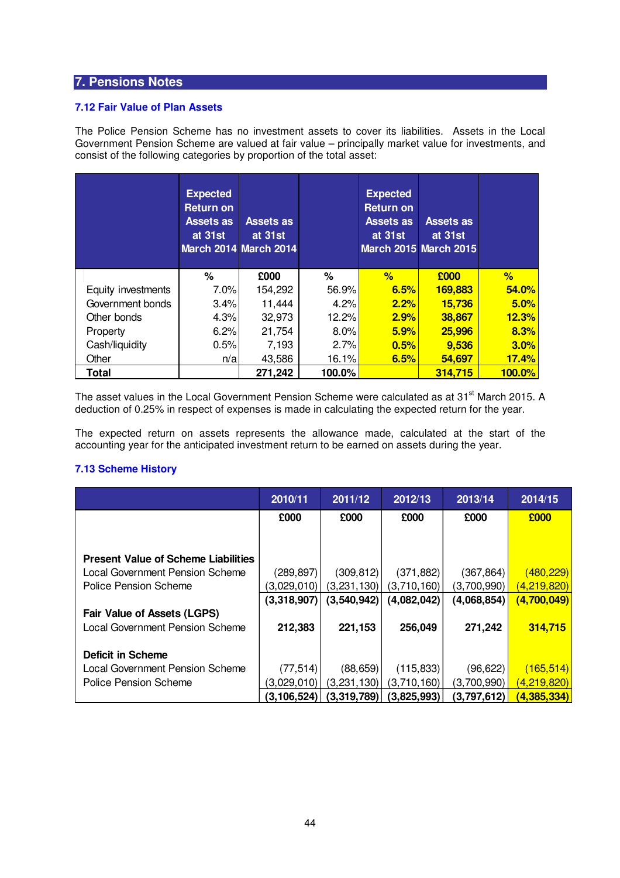## 7. Pensions Notes

### 7.12 Fair Value of Plan Assets

The Police Pension Scheme has no investment assets to cover its liabilities. Assets in the Local Government Pension Scheme are valued at fair value – principally market value for investments, and consist of the following categories by proportion of the total asset:

| | Expected Return on Assets as at 31st March 2014 | Assets as at 31st March 2014 | | Expected Return on Assets as at 31st March 2015 | Assets as at 31st March 2015 | |
|---|---|---|---|---|---|---|
| | % | £000 | % | % | £000 | % |
| Equity investments | 7.0% | 154,292 | 56.9% | 6.5% | 169,883 | 54.0% |
| Government bonds | 3.4% | 11,444 | 4.2% | 2.2% | 15,736 | 5.0% |
| Other bonds | 4.3% | 32,973 | 12.2% | 2.9% | 38,867 | 12.3% |
| Property | 6.2% | 21,754 | 8.0% | 5.9% | 25,996 | 8.3% |
| Cash/liquidity | 0.5% | 7,193 | 2.7% | 0.5% | 9,536 | 3.0% |
| Other | n/a | 43,586 | 16.1% | 6.5% | 54,697 | 17.4% |
| **Total** | | **271,242** | **100.0%** | | **314,715** | **100.0%** |

The asset values in the Local Government Pension Scheme were calculated as at 31st March 2015. A deduction of 0.25% in respect of expenses is made in calculating the expected return for the year.

The expected return on assets represents the allowance made, calculated at the start of the accounting year for the anticipated investment return to be earned on assets during the year.

### 7.13 Scheme History

| | 2010/11 | 2011/12 | 2012/13 | 2013/14 | 2014/15 |
|---|---|---|---|---|---|
| | £000 | £000 | £000 | £000 | £000 |
| **Present Value of Scheme Liabilities** | | | | | |
| Local Government Pension Scheme | (289,897) | (309,812) | (371,882) | (367,864) | (480,229) |
| Police Pension Scheme | (3,029,010) | (3,231,130) | (3,710,160) | (3,700,990) | (4,219,820) |
| | **(3,318,907)** | **(3,540,942)** | **(4,082,042)** | **(4,068,854)** | **(4,700,049)** |
| **Fair Value of Assets (LGPS)** | | | | | |
| Local Government Pension Scheme | **212,383** | **221,153** | **256,049** | **271,242** | **314,715** |
| **Deficit in Scheme** | | | | | |
| Local Government Pension Scheme | (77,514) | (88,659) | (115,833) | (96,622) | (165,514) |
| Police Pension Scheme | (3,029,010) | (3,231,130) | (3,710,160) | (3,700,990) | (4,219,820) |
| | **(3,106,524)** | **(3,319,789)** | **(3,825,993)** | **(3,797,612)** | **(4,385,334)** |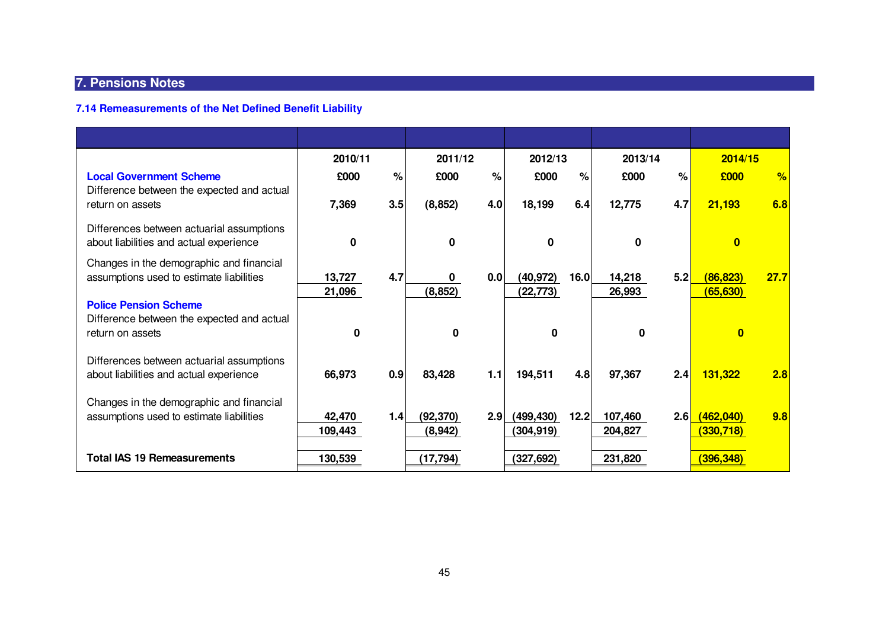## 7. Pensions Notes

### 7.14 Remeasurements of the Net Defined Benefit Liability

| | 2010/11 | | 2011/12 | | 2012/13 | | 2013/14 | | 2014/15 | |
|---|---|---|---|---|---|---|---|---|---|---|
| **Local Government Scheme** | £000 | % | £000 | % | £000 | % | £000 | % | £000 | % |
| Difference between the expected and actual return on assets | 7,369 | 3.5 | (8,852) | 4.0 | 18,199 | 6.4 | 12,775 | 4.7 | 21,193 | 6.8 |
| Differences between actuarial assumptions about liabilities and actual experience | 0 | | 0 | | 0 | | 0 | | 0 | |
| Changes in the demographic and financial assumptions used to estimate liabilities | 13,727 | 4.7 | 0 | 0.0 | (40,972) | 16.0 | 14,218 | 5.2 | (86,823) | 27.7 |
| | 21,096 | | (8,852) | | (22,773) | | 26,993 | | (65,630) | |
| **Police Pension Scheme** | | | | | | | | | | |
| Difference between the expected and actual return on assets | 0 | | 0 | | 0 | | 0 | | 0 | |
| Differences between actuarial assumptions about liabilities and actual experience | 66,973 | 0.9 | 83,428 | 1.1 | 194,511 | 4.8 | 97,367 | 2.4 | 131,322 | 2.8 |
| Changes in the demographic and financial assumptions used to estimate liabilities | 42,470 | 1.4 | (92,370) | 2.9 | (499,430) | 12.2 | 107,460 | 2.6 | (462,040) | 9.8 |
| | 109,443 | | (8,942) | | (304,919) | | 204,827 | | (330,718) | |
| **Total IAS 19 Remeasurements** | 130,539 | | (17,794) | | (327,692) | | 231,820 | | (396,348) | |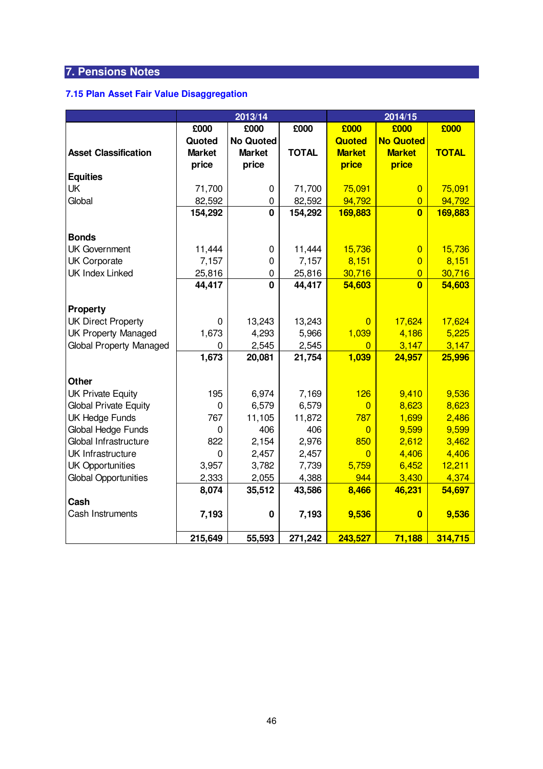## 7. Pensions Notes

### 7.15 Plan Asset Fair Value Disaggregation

| Asset Classification | 2013/14 | | | 2014/15 | | |
|---|---|---|---|---|---|---|
| | £000 Quoted Market price | £000 No Quoted Market price | £000 TOTAL | £000 Quoted Market price | £000 No Quoted Market price | £000 TOTAL |
| **Equities** | | | | | | |
| UK | 71,700 | 0 | 71,700 | 75,091 | 0 | 75,091 |
| Global | 82,592 | 0 | 82,592 | 94,792 | 0 | 94,792 |
| | **154,292** | **0** | **154,292** | **169,883** | **0** | **169,883** |
| **Bonds** | | | | | | |
| UK Government | 11,444 | 0 | 11,444 | 15,736 | 0 | 15,736 |
| UK Corporate | 7,157 | 0 | 7,157 | 8,151 | 0 | 8,151 |
| UK Index Linked | 25,816 | 0 | 25,816 | 30,716 | 0 | 30,716 |
| | **44,417** | **0** | **44,417** | **54,603** | **0** | **54,603** |
| **Property** | | | | | | |
| UK Direct Property | 0 | 13,243 | 13,243 | 0 | 17,624 | 17,624 |
| UK Property Managed | 1,673 | 4,293 | 5,966 | 1,039 | 4,186 | 5,225 |
| Global Property Managed | 0 | 2,545 | 2,545 | 0 | 3,147 | 3,147 |
| | **1,673** | **20,081** | **21,754** | **1,039** | **24,957** | **25,996** |
| **Other** | | | | | | |
| UK Private Equity | 195 | 6,974 | 7,169 | 126 | 9,410 | 9,536 |
| Global Private Equity | 0 | 6,579 | 6,579 | 0 | 8,623 | 8,623 |
| UK Hedge Funds | 767 | 11,105 | 11,872 | 787 | 1,699 | 2,486 |
| Global Hedge Funds | 0 | 406 | 406 | 0 | 9,599 | 9,599 |
| Global Infrastructure | 822 | 2,154 | 2,976 | 850 | 2,612 | 3,462 |
| UK Infrastructure | 0 | 2,457 | 2,457 | 0 | 4,406 | 4,406 |
| UK Opportunities | 3,957 | 3,782 | 7,739 | 5,759 | 6,452 | 12,211 |
| Global Opportunities | 2,333 | 2,055 | 4,388 | 944 | 3,430 | 4,374 |
| | **8,074** | **35,512** | **43,586** | **8,466** | **46,231** | **54,697** |
| **Cash** | | | | | | |
| Cash Instruments | **7,193** | **0** | **7,193** | **9,536** | **0** | **9,536** |
| | **215,649** | **55,593** | **271,242** | **243,527** | **71,188** | **314,715** |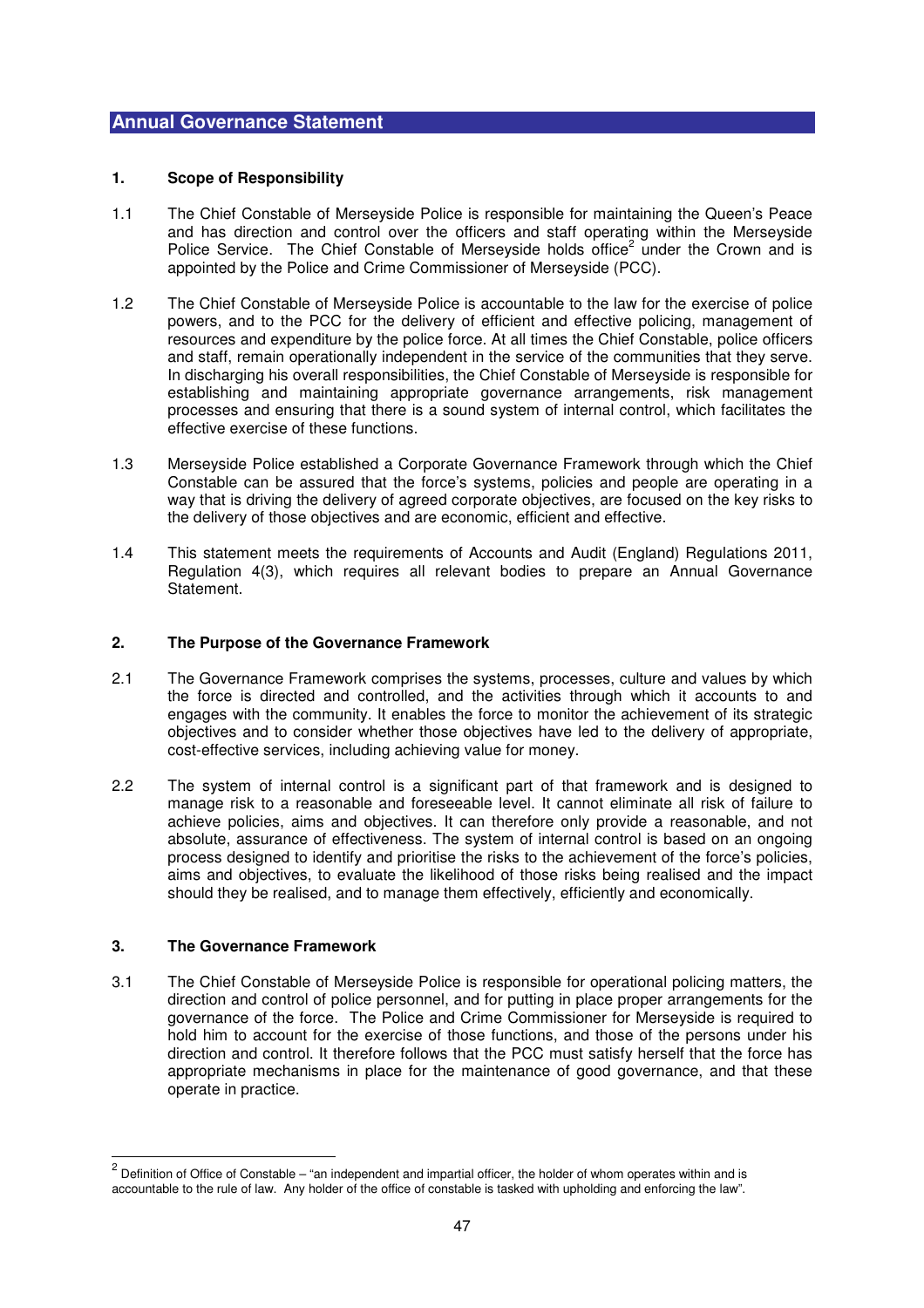## Annual Governance Statement

### 1. Scope of Responsibility

1.1 The Chief Constable of Merseyside Police is responsible for maintaining the Queen's Peace and has direction and control over the officers and staff operating within the Merseyside Police Service. The Chief Constable of Merseyside holds office[2] under the Crown and is appointed by the Police and Crime Commissioner of Merseyside (PCC).

1.2 The Chief Constable of Merseyside Police is accountable to the law for the exercise of police powers, and to the PCC for the delivery of efficient and effective policing, management of resources and expenditure by the police force. At all times the Chief Constable, police officers and staff, remain operationally independent in the service of the communities that they serve. In discharging his overall responsibilities, the Chief Constable of Merseyside is responsible for establishing and maintaining appropriate governance arrangements, risk management processes and ensuring that there is a sound system of internal control, which facilitates the effective exercise of these functions.

1.3 Merseyside Police established a Corporate Governance Framework through which the Chief Constable can be assured that the force's systems, policies and people are operating in a way that is driving the delivery of agreed corporate objectives, are focused on the key risks to the delivery of those objectives and are economic, efficient and effective.

1.4 This statement meets the requirements of Accounts and Audit (England) Regulations 2011, Regulation 4(3), which requires all relevant bodies to prepare an Annual Governance Statement.

### 2. The Purpose of the Governance Framework

2.1 The Governance Framework comprises the systems, processes, culture and values by which the force is directed and controlled, and the activities through which it accounts to and engages with the community. It enables the force to monitor the achievement of its strategic objectives and to consider whether those objectives have led to the delivery of appropriate, cost-effective services, including achieving value for money.

2.2 The system of internal control is a significant part of that framework and is designed to manage risk to a reasonable and foreseeable level. It cannot eliminate all risk of failure to achieve policies, aims and objectives. It can therefore only provide a reasonable, and not absolute, assurance of effectiveness. The system of internal control is based on an ongoing process designed to identify and prioritise the risks to the achievement of the force's policies, aims and objectives, to evaluate the likelihood of those risks being realised and the impact should they be realised, and to manage them effectively, efficiently and economically.

### 3. The Governance Framework

3.1 The Chief Constable of Merseyside Police is responsible for operational policing matters, the direction and control of police personnel, and for putting in place proper arrangements for the governance of the force. The Police and Crime Commissioner for Merseyside is required to hold him to account for the exercise of those functions, and those of the persons under his direction and control. It therefore follows that the PCC must satisfy herself that the force has appropriate mechanisms in place for the maintenance of good governance, and that these operate in practice.

---

[2] Definition of Office of Constable – "an independent and impartial officer, the holder of whom operates within and is accountable to the rule of law. Any holder of the office of constable is tasked with upholding and enforcing the law".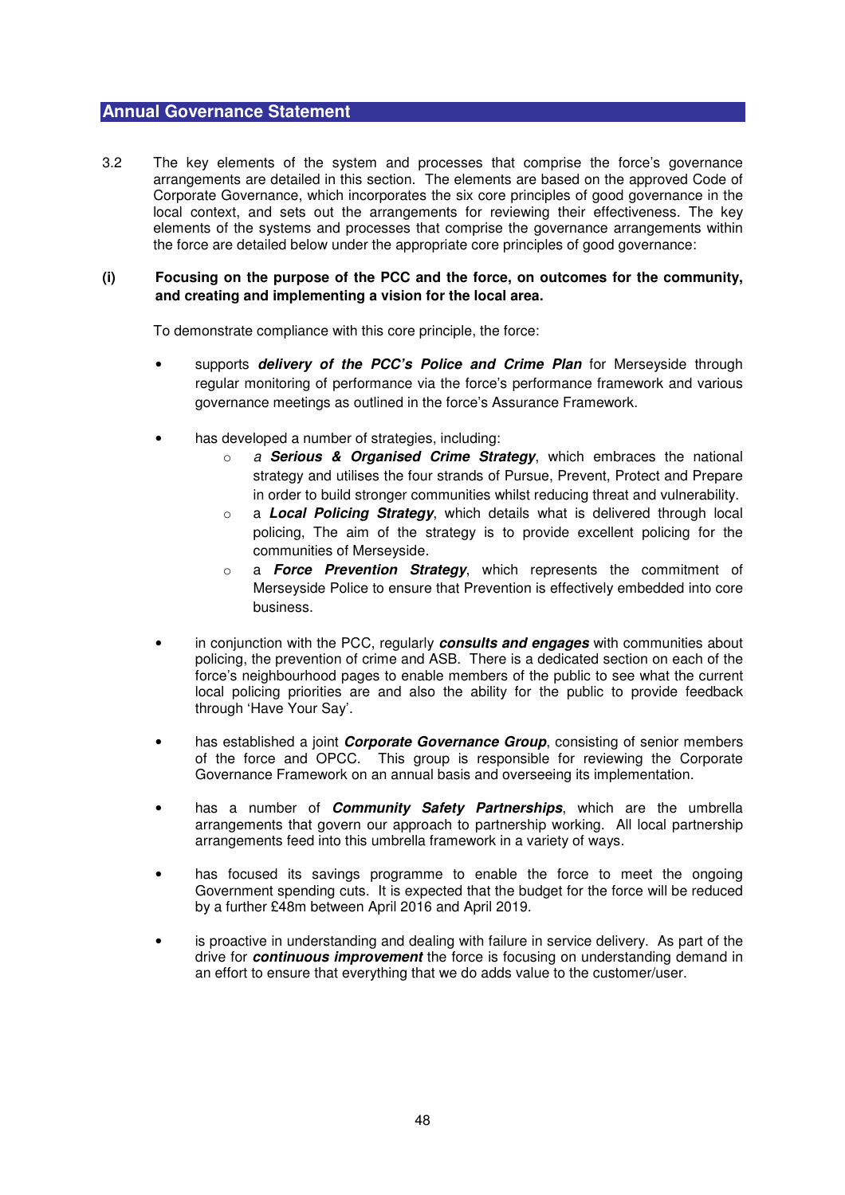## Annual Governance Statement

3.2 The key elements of the system and processes that comprise the force's governance arrangements are detailed in this section. The elements are based on the approved Code of Corporate Governance, which incorporates the six core principles of good governance in the local context, and sets out the arrangements for reviewing their effectiveness. The key elements of the systems and processes that comprise the governance arrangements within the force are detailed below under the appropriate core principles of good governance:

**(i) Focusing on the purpose of the PCC and the force, on outcomes for the community, and creating and implementing a vision for the local area.**

To demonstrate compliance with this core principle, the force:

- supports ***delivery of the PCC's Police and Crime Plan*** for Merseyside through regular monitoring of performance via the force's performance framework and various governance meetings as outlined in the force's Assurance Framework.

- has developed a number of strategies, including:
  - *a* ***Serious & Organised Crime Strategy***, which embraces the national strategy and utilises the four strands of Pursue, Prevent, Protect and Prepare in order to build stronger communities whilst reducing threat and vulnerability.
  - a ***Local Policing Strategy***, which details what is delivered through local policing, The aim of the strategy is to provide excellent policing for the communities of Merseyside.
  - a ***Force Prevention Strategy***, which represents the commitment of Merseyside Police to ensure that Prevention is effectively embedded into core business.

- in conjunction with the PCC, regularly ***consults and engages*** with communities about policing, the prevention of crime and ASB. There is a dedicated section on each of the force's neighbourhood pages to enable members of the public to see what the current local policing priorities are and also the ability for the public to provide feedback through 'Have Your Say'.

- has established a joint ***Corporate Governance Group***, consisting of senior members of the force and OPCC. This group is responsible for reviewing the Corporate Governance Framework on an annual basis and overseeing its implementation.

- has a number of ***Community Safety Partnerships***, which are the umbrella arrangements that govern our approach to partnership working. All local partnership arrangements feed into this umbrella framework in a variety of ways.

- has focused its savings programme to enable the force to meet the ongoing Government spending cuts. It is expected that the budget for the force will be reduced by a further £48m between April 2016 and April 2019.

- is proactive in understanding and dealing with failure in service delivery. As part of the drive for ***continuous improvement*** the force is focusing on understanding demand in an effort to ensure that everything that we do adds value to the customer/user.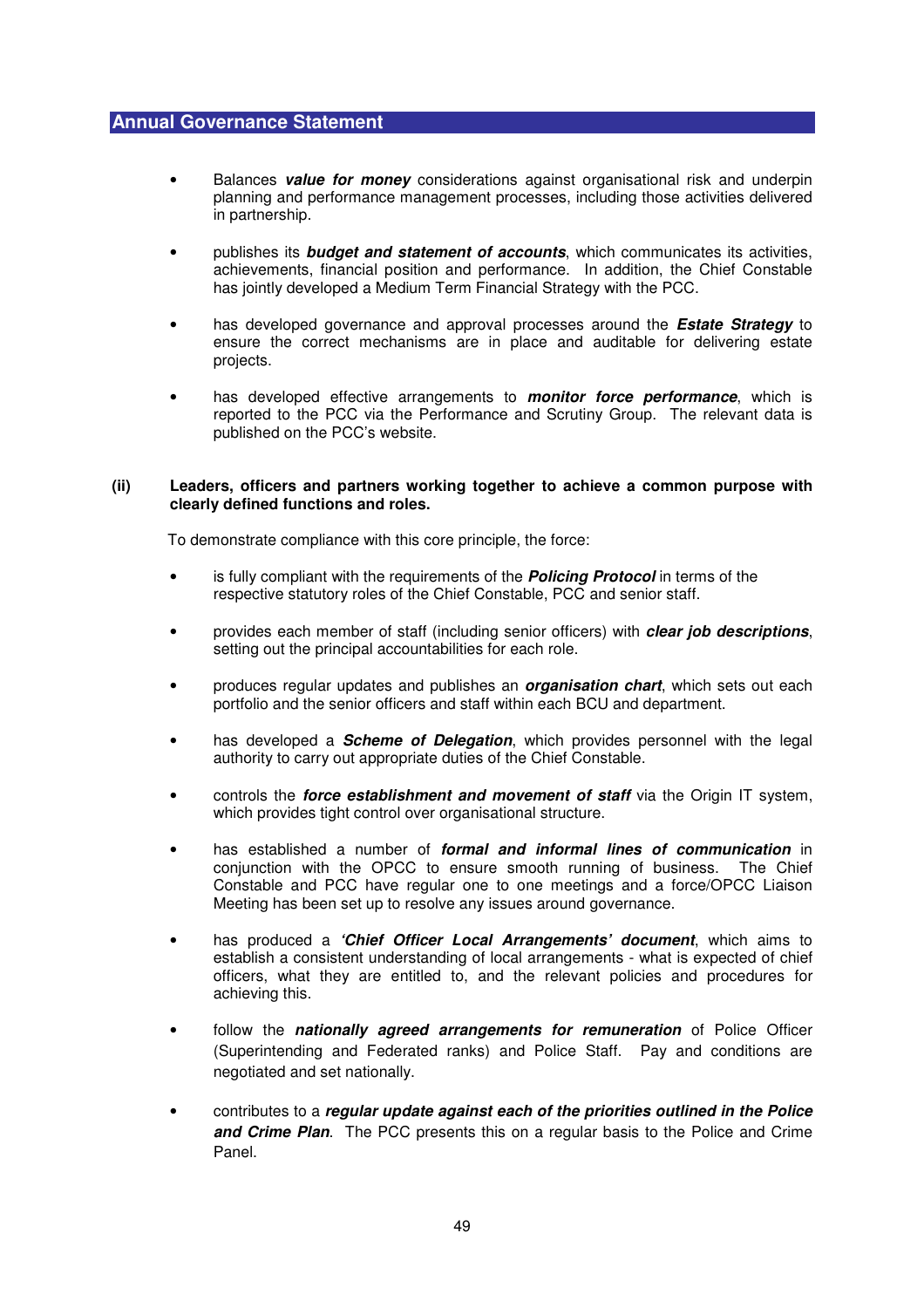- Balances ***value for money*** considerations against organisational risk and underpin planning and performance management processes, including those activities delivered in partnership.

- publishes its ***budget and statement of accounts***, which communicates its activities, achievements, financial position and performance. In addition, the Chief Constable has jointly developed a Medium Term Financial Strategy with the PCC.

- has developed governance and approval processes around the ***Estate Strategy*** to ensure the correct mechanisms are in place and auditable for delivering estate projects.

- has developed effective arrangements to ***monitor force performance***, which is reported to the PCC via the Performance and Scrutiny Group. The relevant data is published on the PCC's website.

**(ii) Leaders, officers and partners working together to achieve a common purpose with clearly defined functions and roles.**

To demonstrate compliance with this core principle, the force:

- is fully compliant with the requirements of the ***Policing Protocol*** in terms of the respective statutory roles of the Chief Constable, PCC and senior staff.

- provides each member of staff (including senior officers) with ***clear job descriptions***, setting out the principal accountabilities for each role.

- produces regular updates and publishes an ***organisation chart***, which sets out each portfolio and the senior officers and staff within each BCU and department.

- has developed a ***Scheme of Delegation***, which provides personnel with the legal authority to carry out appropriate duties of the Chief Constable.

- controls the ***force establishment and movement of staff*** via the Origin IT system, which provides tight control over organisational structure.

- has established a number of ***formal and informal lines of communication*** in conjunction with the OPCC to ensure smooth running of business. The Chief Constable and PCC have regular one to one meetings and a force/OPCC Liaison Meeting has been set up to resolve any issues around governance.

- has produced a ***'Chief Officer Local Arrangements' document***, which aims to establish a consistent understanding of local arrangements - what is expected of chief officers, what they are entitled to, and the relevant policies and procedures for achieving this.

- follow the ***nationally agreed arrangements for remuneration*** of Police Officer (Superintending and Federated ranks) and Police Staff. Pay and conditions are negotiated and set nationally.

- contributes to a ***regular update against each of the priorities outlined in the Police and Crime Plan***. The PCC presents this on a regular basis to the Police and Crime Panel.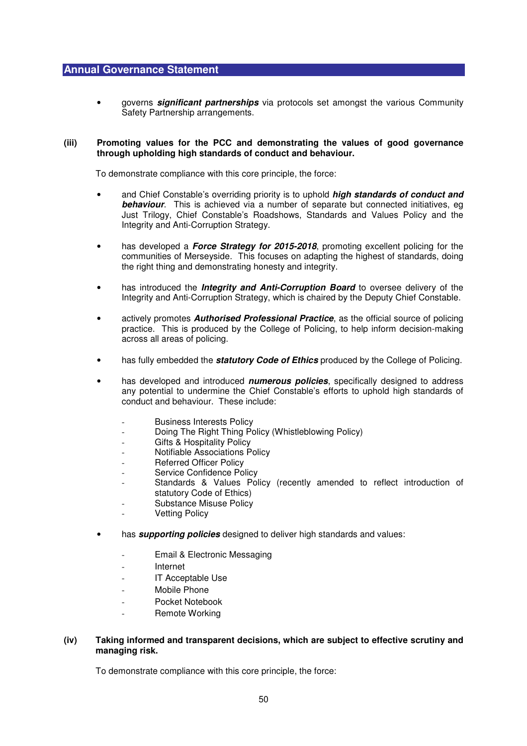- governs ***significant partnerships*** via protocols set amongst the various Community Safety Partnership arrangements.

**(iii) Promoting values for the PCC and demonstrating the values of good governance through upholding high standards of conduct and behaviour.**

To demonstrate compliance with this core principle, the force:

- and Chief Constable's overriding priority is to uphold ***high standards of conduct and behaviour***. This is achieved via a number of separate but connected initiatives, eg Just Trilogy, Chief Constable's Roadshows, Standards and Values Policy and the Integrity and Anti-Corruption Strategy.

- has developed a ***Force Strategy for 2015-2018***, promoting excellent policing for the communities of Merseyside. This focuses on adapting the highest of standards, doing the right thing and demonstrating honesty and integrity.

- has introduced the ***Integrity and Anti-Corruption Board*** to oversee delivery of the Integrity and Anti-Corruption Strategy, which is chaired by the Deputy Chief Constable.

- actively promotes ***Authorised Professional Practice***, as the official source of policing practice. This is produced by the College of Policing, to help inform decision-making across all areas of policing.

- has fully embedded the ***statutory Code of Ethics*** produced by the College of Policing.

- has developed and introduced ***numerous policies***, specifically designed to address any potential to undermine the Chief Constable's efforts to uphold high standards of conduct and behaviour. These include:

  - Business Interests Policy
  - Doing The Right Thing Policy (Whistleblowing Policy)
  - Gifts & Hospitality Policy
  - Notifiable Associations Policy
  - Referred Officer Policy
  - Service Confidence Policy
  - Standards & Values Policy (recently amended to reflect introduction of statutory Code of Ethics)
  - Substance Misuse Policy
  - Vetting Policy

- has ***supporting policies*** designed to deliver high standards and values:

  - Email & Electronic Messaging
  - Internet
  - IT Acceptable Use
  - Mobile Phone
  - Pocket Notebook
  - Remote Working

**(iv) Taking informed and transparent decisions, which are subject to effective scrutiny and managing risk.**

To demonstrate compliance with this core principle, the force: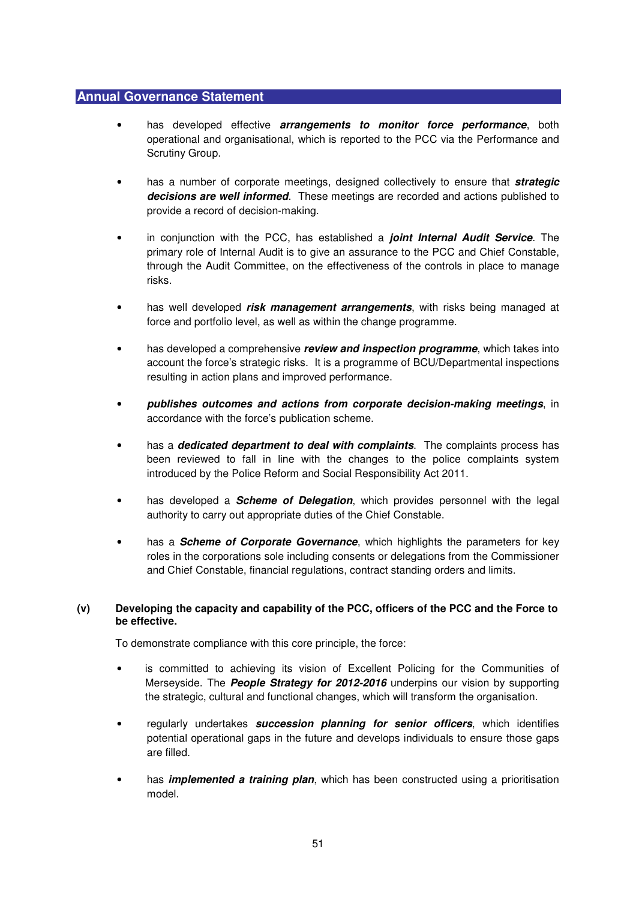- has developed effective ***arrangements to monitor force performance***, both operational and organisational, which is reported to the PCC via the Performance and Scrutiny Group.

- has a number of corporate meetings, designed collectively to ensure that ***strategic decisions are well informed***. These meetings are recorded and actions published to provide a record of decision-making.

- in conjunction with the PCC, has established a ***joint Internal Audit Service***. The primary role of Internal Audit is to give an assurance to the PCC and Chief Constable, through the Audit Committee, on the effectiveness of the controls in place to manage risks.

- has well developed ***risk management arrangements***, with risks being managed at force and portfolio level, as well as within the change programme.

- has developed a comprehensive ***review and inspection programme***, which takes into account the force's strategic risks. It is a programme of BCU/Departmental inspections resulting in action plans and improved performance.

- ***publishes outcomes and actions from corporate decision-making meetings***, in accordance with the force's publication scheme.

- has a ***dedicated department to deal with complaints***. The complaints process has been reviewed to fall in line with the changes to the police complaints system introduced by the Police Reform and Social Responsibility Act 2011.

- has developed a ***Scheme of Delegation***, which provides personnel with the legal authority to carry out appropriate duties of the Chief Constable.

- has a ***Scheme of Corporate Governance***, which highlights the parameters for key roles in the corporations sole including consents or delegations from the Commissioner and Chief Constable, financial regulations, contract standing orders and limits.

**(v) Developing the capacity and capability of the PCC, officers of the PCC and the Force to be effective.**

To demonstrate compliance with this core principle, the force:

- is committed to achieving its vision of Excellent Policing for the Communities of Merseyside. The ***People Strategy for 2012-2016*** underpins our vision by supporting the strategic, cultural and functional changes, which will transform the organisation.

- regularly undertakes ***succession planning for senior officers***, which identifies potential operational gaps in the future and develops individuals to ensure those gaps are filled.

- has ***implemented a training plan***, which has been constructed using a prioritisation model.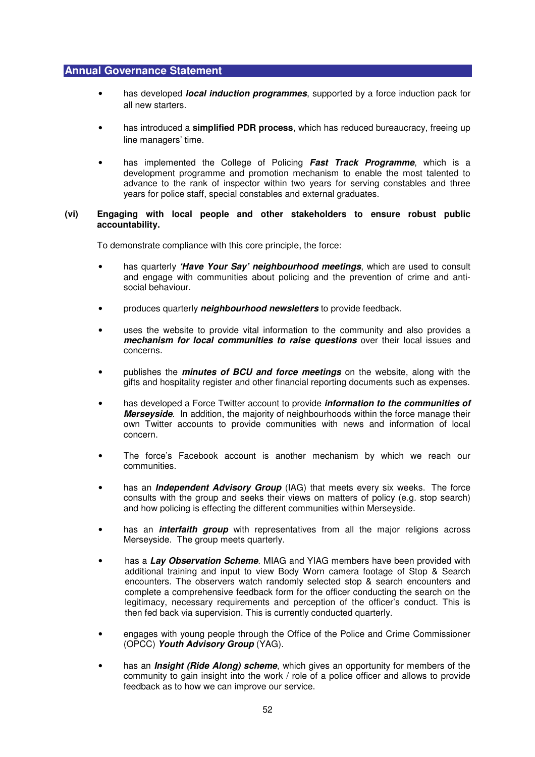- has developed ***local induction programmes***, supported by a force induction pack for all new starters.

- has introduced a **simplified PDR process**, which has reduced bureaucracy, freeing up line managers' time.

- has implemented the College of Policing ***Fast Track Programme***, which is a development programme and promotion mechanism to enable the most talented to advance to the rank of inspector within two years for serving constables and three years for police staff, special constables and external graduates.

**(vi) Engaging with local people and other stakeholders to ensure robust public accountability.**

To demonstrate compliance with this core principle, the force:

- has quarterly ***'Have Your Say' neighbourhood meetings***, which are used to consult and engage with communities about policing and the prevention of crime and anti-social behaviour.

- produces quarterly ***neighbourhood newsletters*** to provide feedback.

- uses the website to provide vital information to the community and also provides a ***mechanism for local communities to raise questions*** over their local issues and concerns.

- publishes the ***minutes of BCU and force meetings*** on the website, along with the gifts and hospitality register and other financial reporting documents such as expenses.

- has developed a Force Twitter account to provide ***information to the communities of Merseyside***. In addition, the majority of neighbourhoods within the force manage their own Twitter accounts to provide communities with news and information of local concern.

- The force's Facebook account is another mechanism by which we reach our communities.

- has an ***Independent Advisory Group*** (IAG) that meets every six weeks. The force consults with the group and seeks their views on matters of policy (e.g. stop search) and how policing is effecting the different communities within Merseyside.

- has an ***interfaith group*** with representatives from all the major religions across Merseyside. The group meets quarterly.

- has a ***Lay Observation Scheme***. MIAG and YIAG members have been provided with additional training and input to view Body Worn camera footage of Stop & Search encounters. The observers watch randomly selected stop & search encounters and complete a comprehensive feedback form for the officer conducting the search on the legitimacy, necessary requirements and perception of the officer's conduct. This is then fed back via supervision. This is currently conducted quarterly.

- engages with young people through the Office of the Police and Crime Commissioner (OPCC) ***Youth Advisory Group*** (YAG).

- has an ***Insight (Ride Along) scheme***, which gives an opportunity for members of the community to gain insight into the work / role of a police officer and allows to provide feedback as to how we can improve our service.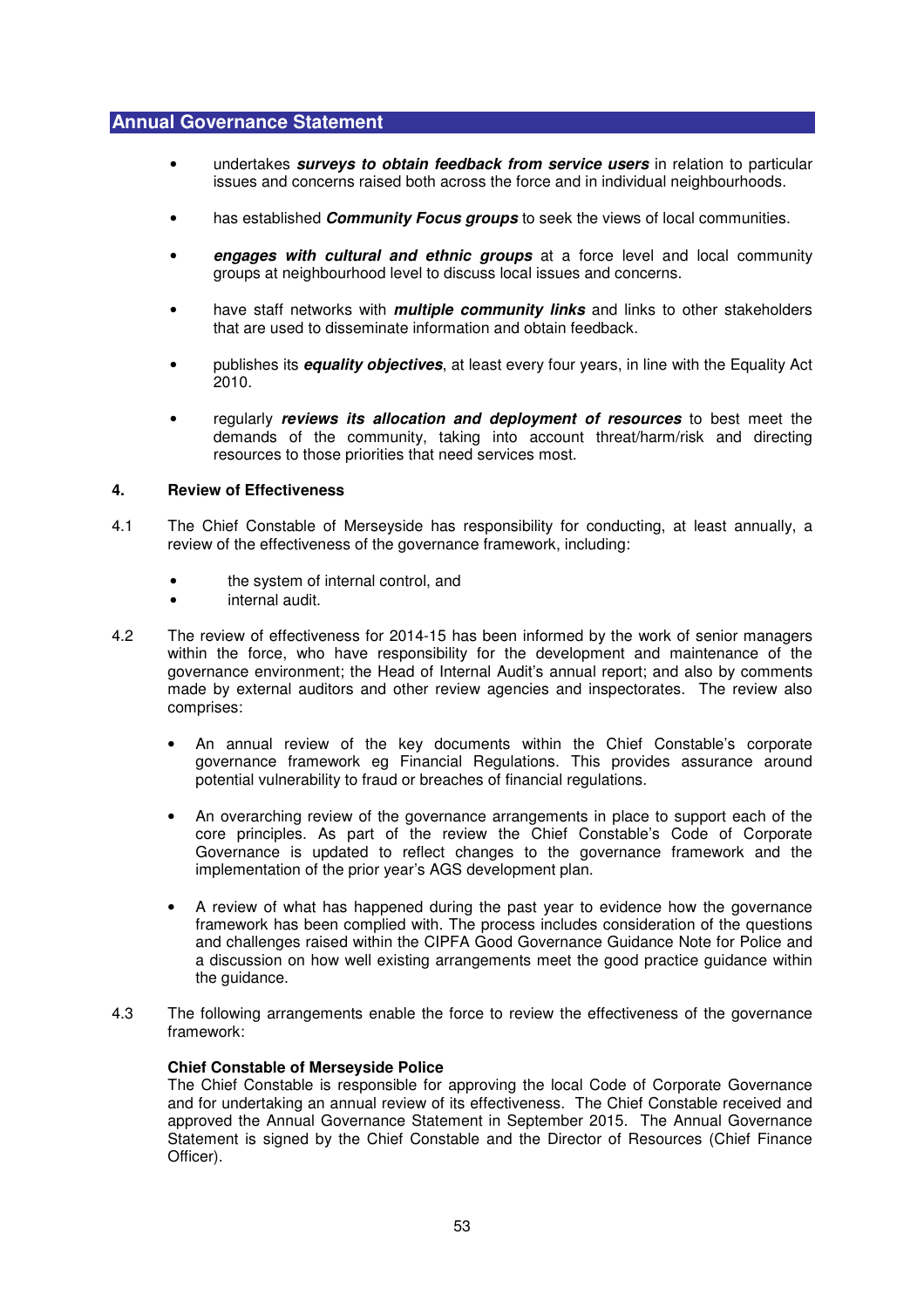- undertakes ***surveys to obtain feedback from service users*** in relation to particular issues and concerns raised both across the force and in individual neighbourhoods.

- has established ***Community Focus groups*** to seek the views of local communities.

- ***engages with cultural and ethnic groups*** at a force level and local community groups at neighbourhood level to discuss local issues and concerns.

- have staff networks with ***multiple community links*** and links to other stakeholders that are used to disseminate information and obtain feedback.

- publishes its ***equality objectives***, at least every four years, in line with the Equality Act 2010.

- regularly ***reviews its allocation and deployment of resources*** to best meet the demands of the community, taking into account threat/harm/risk and directing resources to those priorities that need services most.

## 4. Review of Effectiveness

4.1 The Chief Constable of Merseyside has responsibility for conducting, at least annually, a review of the effectiveness of the governance framework, including:

- the system of internal control, and
- internal audit.

4.2 The review of effectiveness for 2014-15 has been informed by the work of senior managers within the force, who have responsibility for the development and maintenance of the governance environment; the Head of Internal Audit's annual report; and also by comments made by external auditors and other review agencies and inspectorates. The review also comprises:

- An annual review of the key documents within the Chief Constable's corporate governance framework eg Financial Regulations. This provides assurance around potential vulnerability to fraud or breaches of financial regulations.

- An overarching review of the governance arrangements in place to support each of the core principles. As part of the review the Chief Constable's Code of Corporate Governance is updated to reflect changes to the governance framework and the implementation of the prior year's AGS development plan.

- A review of what has happened during the past year to evidence how the governance framework has been complied with. The process includes consideration of the questions and challenges raised within the CIPFA Good Governance Guidance Note for Police and a discussion on how well existing arrangements meet the good practice guidance within the guidance.

4.3 The following arrangements enable the force to review the effectiveness of the governance framework:

**Chief Constable of Merseyside Police**
The Chief Constable is responsible for approving the local Code of Corporate Governance and for undertaking an annual review of its effectiveness. The Chief Constable received and approved the Annual Governance Statement in September 2015. The Annual Governance Statement is signed by the Chief Constable and the Director of Resources (Chief Finance Officer).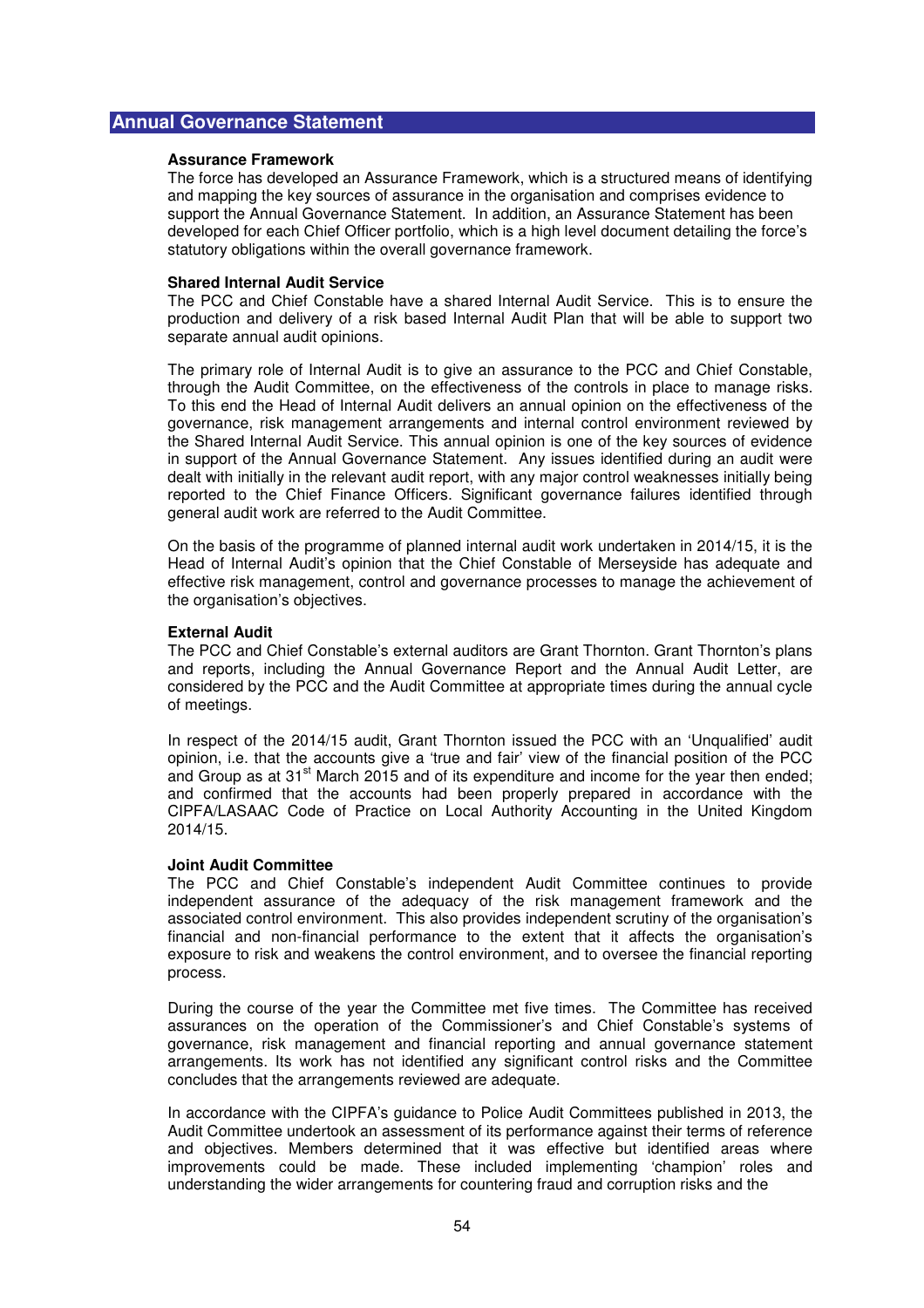## Annual Governance Statement

**Assurance Framework**

The force has developed an Assurance Framework, which is a structured means of identifying and mapping the key sources of assurance in the organisation and comprises evidence to support the Annual Governance Statement. In addition, an Assurance Statement has been developed for each Chief Officer portfolio, which is a high level document detailing the force's statutory obligations within the overall governance framework.

**Shared Internal Audit Service**

The PCC and Chief Constable have a shared Internal Audit Service. This is to ensure the production and delivery of a risk based Internal Audit Plan that will be able to support two separate annual audit opinions.

The primary role of Internal Audit is to give an assurance to the PCC and Chief Constable, through the Audit Committee, on the effectiveness of the controls in place to manage risks. To this end the Head of Internal Audit delivers an annual opinion on the effectiveness of the governance, risk management arrangements and internal control environment reviewed by the Shared Internal Audit Service. This annual opinion is one of the key sources of evidence in support of the Annual Governance Statement. Any issues identified during an audit were dealt with initially in the relevant audit report, with any major control weaknesses initially being reported to the Chief Finance Officers. Significant governance failures identified through general audit work are referred to the Audit Committee.

On the basis of the programme of planned internal audit work undertaken in 2014/15, it is the Head of Internal Audit's opinion that the Chief Constable of Merseyside has adequate and effective risk management, control and governance processes to manage the achievement of the organisation's objectives.

**External Audit**

The PCC and Chief Constable's external auditors are Grant Thornton. Grant Thornton's plans and reports, including the Annual Governance Report and the Annual Audit Letter, are considered by the PCC and the Audit Committee at appropriate times during the annual cycle of meetings.

In respect of the 2014/15 audit, Grant Thornton issued the PCC with an 'Unqualified' audit opinion, i.e. that the accounts give a 'true and fair' view of the financial position of the PCC and Group as at 31st March 2015 and of its expenditure and income for the year then ended; and confirmed that the accounts had been properly prepared in accordance with the CIPFA/LASAAC Code of Practice on Local Authority Accounting in the United Kingdom 2014/15.

**Joint Audit Committee**

The PCC and Chief Constable's independent Audit Committee continues to provide independent assurance of the adequacy of the risk management framework and the associated control environment. This also provides independent scrutiny of the organisation's financial and non-financial performance to the extent that it affects the organisation's exposure to risk and weakens the control environment, and to oversee the financial reporting process.

During the course of the year the Committee met five times. The Committee has received assurances on the operation of the Commissioner's and Chief Constable's systems of governance, risk management and financial reporting and annual governance statement arrangements. Its work has not identified any significant control risks and the Committee concludes that the arrangements reviewed are adequate.

In accordance with the CIPFA's guidance to Police Audit Committees published in 2013, the Audit Committee undertook an assessment of its performance against their terms of reference and objectives. Members determined that it was effective but identified areas where improvements could be made. These included implementing 'champion' roles and understanding the wider arrangements for countering fraud and corruption risks and the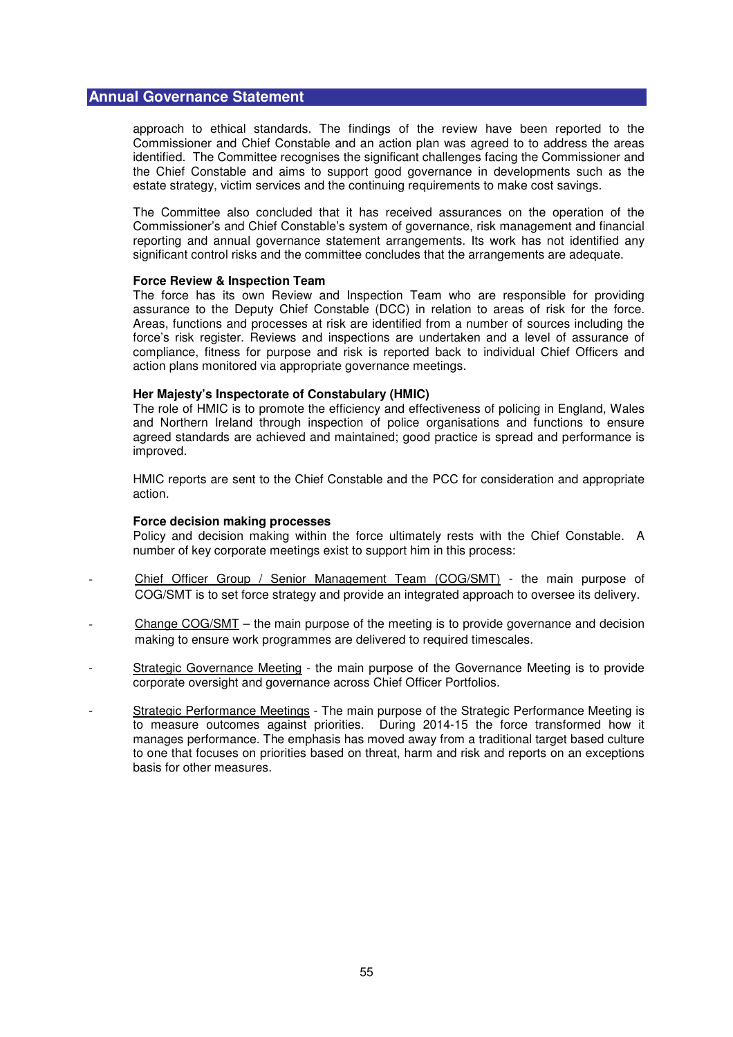approach to ethical standards. The findings of the review have been reported to the Commissioner and Chief Constable and an action plan was agreed to to address the areas identified. The Committee recognises the significant challenges facing the Commissioner and the Chief Constable and aims to support good governance in developments such as the estate strategy, victim services and the continuing requirements to make cost savings.

The Committee also concluded that it has received assurances on the operation of the Commissioner's and Chief Constable's system of governance, risk management and financial reporting and annual governance statement arrangements. Its work has not identified any significant control risks and the committee concludes that the arrangements are adequate.

**Force Review & Inspection Team**

The force has its own Review and Inspection Team who are responsible for providing assurance to the Deputy Chief Constable (DCC) in relation to areas of risk for the force. Areas, functions and processes at risk are identified from a number of sources including the force's risk register. Reviews and inspections are undertaken and a level of assurance of compliance, fitness for purpose and risk is reported back to individual Chief Officers and action plans monitored via appropriate governance meetings.

**Her Majesty's Inspectorate of Constabulary (HMIC)**

The role of HMIC is to promote the efficiency and effectiveness of policing in England, Wales and Northern Ireland through inspection of police organisations and functions to ensure agreed standards are achieved and maintained; good practice is spread and performance is improved.

HMIC reports are sent to the Chief Constable and the PCC for consideration and appropriate action.

**Force decision making processes**

Policy and decision making within the force ultimately rests with the Chief Constable. A number of key corporate meetings exist to support him in this process:

- Chief Officer Group / Senior Management Team (COG/SMT) - the main purpose of COG/SMT is to set force strategy and provide an integrated approach to oversee its delivery.
- Change COG/SMT – the main purpose of the meeting is to provide governance and decision making to ensure work programmes are delivered to required timescales.
- Strategic Governance Meeting - the main purpose of the Governance Meeting is to provide corporate oversight and governance across Chief Officer Portfolios.
- Strategic Performance Meetings - The main purpose of the Strategic Performance Meeting is to measure outcomes against priorities. During 2014-15 the force transformed how it manages performance. The emphasis has moved away from a traditional target based culture to one that focuses on priorities based on threat, harm and risk and reports on an exceptions basis for other measures.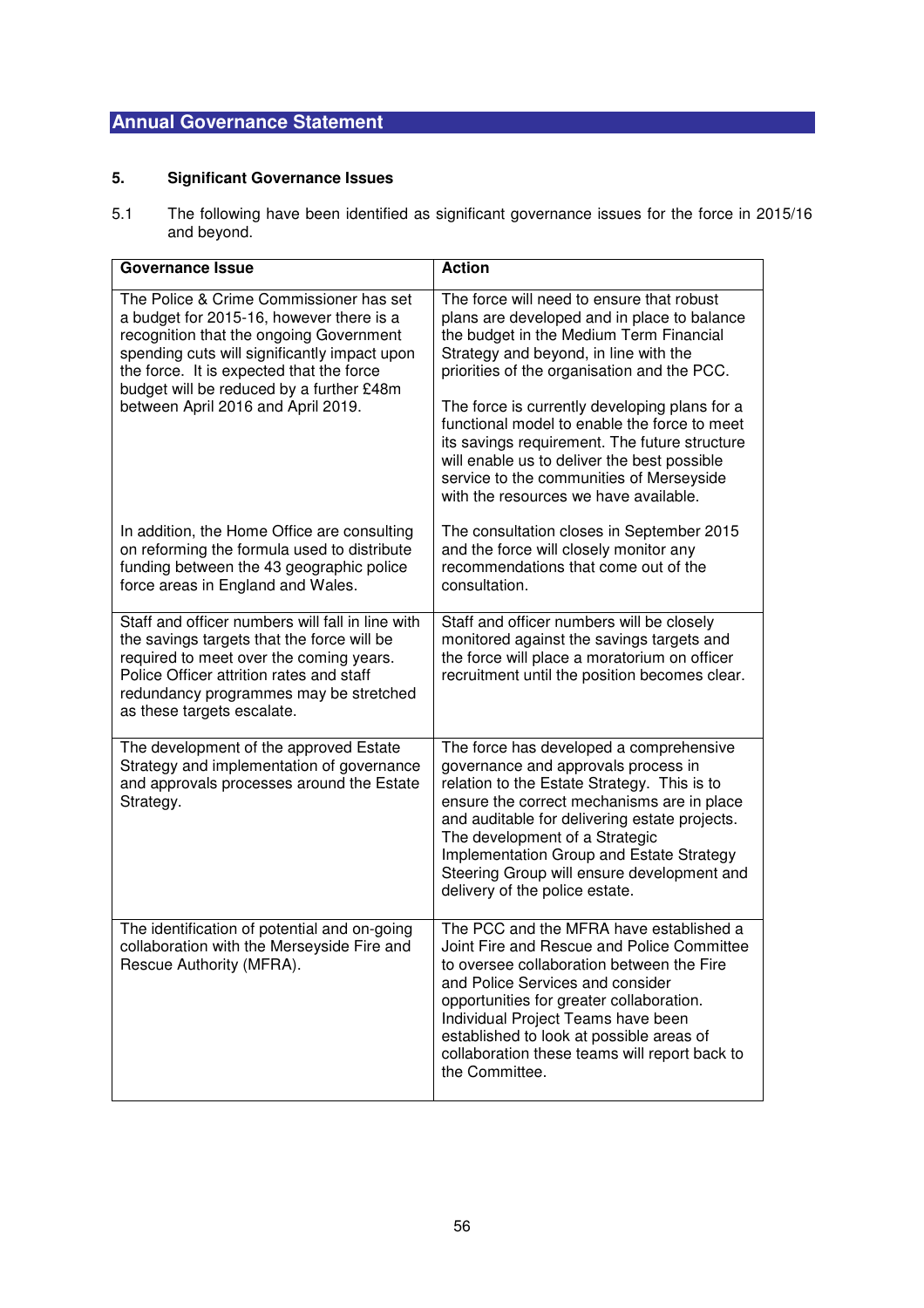## Annual Governance Statement

### 5. Significant Governance Issues

5.1 The following have been identified as significant governance issues for the force in 2015/16 and beyond.

| Governance Issue | Action |
|---|---|
| The Police & Crime Commissioner has set a budget for 2015-16, however there is a recognition that the ongoing Government spending cuts will significantly impact upon the force. It is expected that the force budget will be reduced by a further £48m between April 2016 and April 2019. | The force will need to ensure that robust plans are developed and in place to balance the budget in the Medium Term Financial Strategy and beyond, in line with the priorities of the organisation and the PCC.<br><br>The force is currently developing plans for a functional model to enable the force to meet its savings requirement. The future structure will enable us to deliver the best possible service to the communities of Merseyside with the resources we have available. |
| In addition, the Home Office are consulting on reforming the formula used to distribute funding between the 43 geographic police force areas in England and Wales. | The consultation closes in September 2015 and the force will closely monitor any recommendations that come out of the consultation. |
| Staff and officer numbers will fall in line with the savings targets that the force will be required to meet over the coming years. Police Officer attrition rates and staff redundancy programmes may be stretched as these targets escalate. | Staff and officer numbers will be closely monitored against the savings targets and the force will place a moratorium on officer recruitment until the position becomes clear. |
| The development of the approved Estate Strategy and implementation of governance and approvals processes around the Estate Strategy. | The force has developed a comprehensive governance and approvals process in relation to the Estate Strategy. This is to ensure the correct mechanisms are in place and auditable for delivering estate projects. The development of a Strategic Implementation Group and Estate Strategy Steering Group will ensure development and delivery of the police estate. |
| The identification of potential and on-going collaboration with the Merseyside Fire and Rescue Authority (MFRA). | The PCC and the MFRA have established a Joint Fire and Rescue and Police Committee to oversee collaboration between the Fire and Police Services and consider opportunities for greater collaboration. Individual Project Teams have been established to look at possible areas of collaboration these teams will report back to the Committee. |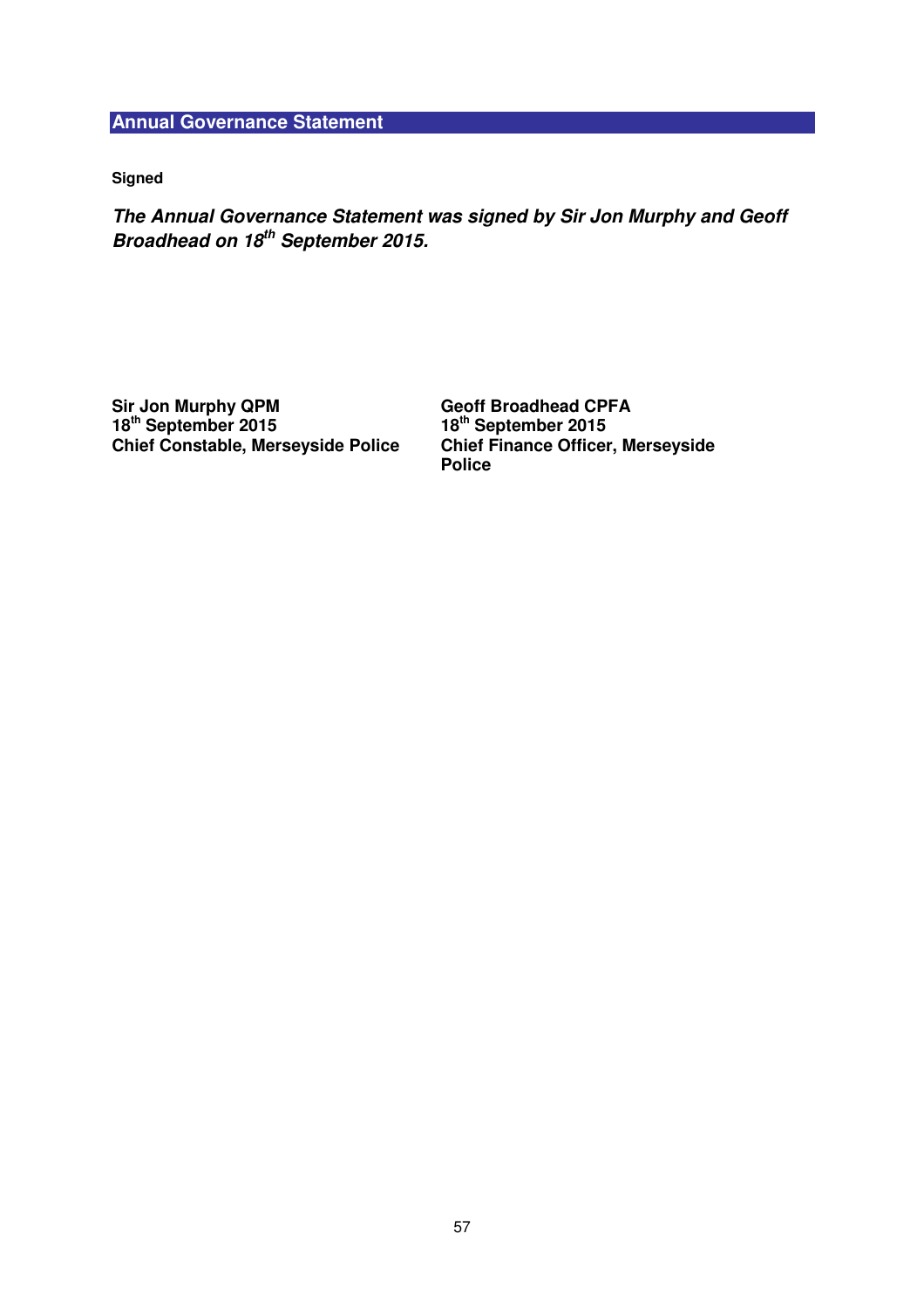## Annual Governance Statement

**Signed**

***The Annual Governance Statement was signed by Sir Jon Murphy and Geoff Broadhead on 18th September 2015.***

| | |
|---|---|
| **Sir Jon Murphy QPM** | **Geoff Broadhead CPFA** |
| **18th September 2015** | **18th September 2015** |
| **Chief Constable, Merseyside Police** | **Chief Finance Officer, Merseyside Police** |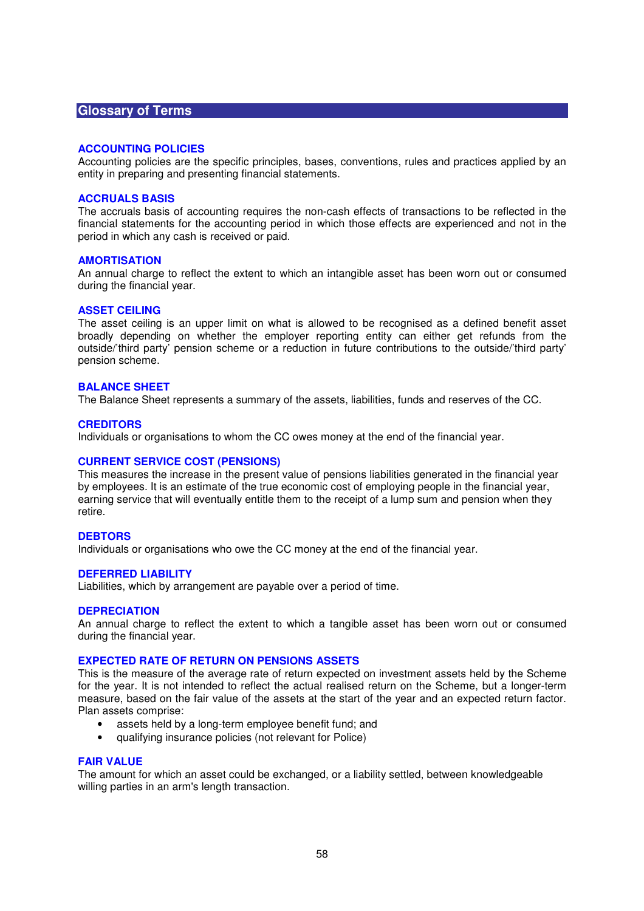## Glossary of Terms

### ACCOUNTING POLICIES

Accounting policies are the specific principles, bases, conventions, rules and practices applied by an entity in preparing and presenting financial statements.

### ACCRUALS BASIS

The accruals basis of accounting requires the non-cash effects of transactions to be reflected in the financial statements for the accounting period in which those effects are experienced and not in the period in which any cash is received or paid.

### AMORTISATION

An annual charge to reflect the extent to which an intangible asset has been worn out or consumed during the financial year.

### ASSET CEILING

The asset ceiling is an upper limit on what is allowed to be recognised as a defined benefit asset broadly depending on whether the employer reporting entity can either get refunds from the outside/'third party' pension scheme or a reduction in future contributions to the outside/'third party' pension scheme.

### BALANCE SHEET

The Balance Sheet represents a summary of the assets, liabilities, funds and reserves of the CC.

### CREDITORS

Individuals or organisations to whom the CC owes money at the end of the financial year.

### CURRENT SERVICE COST (PENSIONS)

This measures the increase in the present value of pensions liabilities generated in the financial year by employees. It is an estimate of the true economic cost of employing people in the financial year, earning service that will eventually entitle them to the receipt of a lump sum and pension when they retire.

### DEBTORS

Individuals or organisations who owe the CC money at the end of the financial year.

### DEFERRED LIABILITY

Liabilities, which by arrangement are payable over a period of time.

### DEPRECIATION

An annual charge to reflect the extent to which a tangible asset has been worn out or consumed during the financial year.

### EXPECTED RATE OF RETURN ON PENSIONS ASSETS

This is the measure of the average rate of return expected on investment assets held by the Scheme for the year. It is not intended to reflect the actual realised return on the Scheme, but a longer-term measure, based on the fair value of the assets at the start of the year and an expected return factor. Plan assets comprise:

- assets held by a long-term employee benefit fund; and
- qualifying insurance policies (not relevant for Police)

### FAIR VALUE

The amount for which an asset could be exchanged, or a liability settled, between knowledgeable willing parties in an arm's length transaction.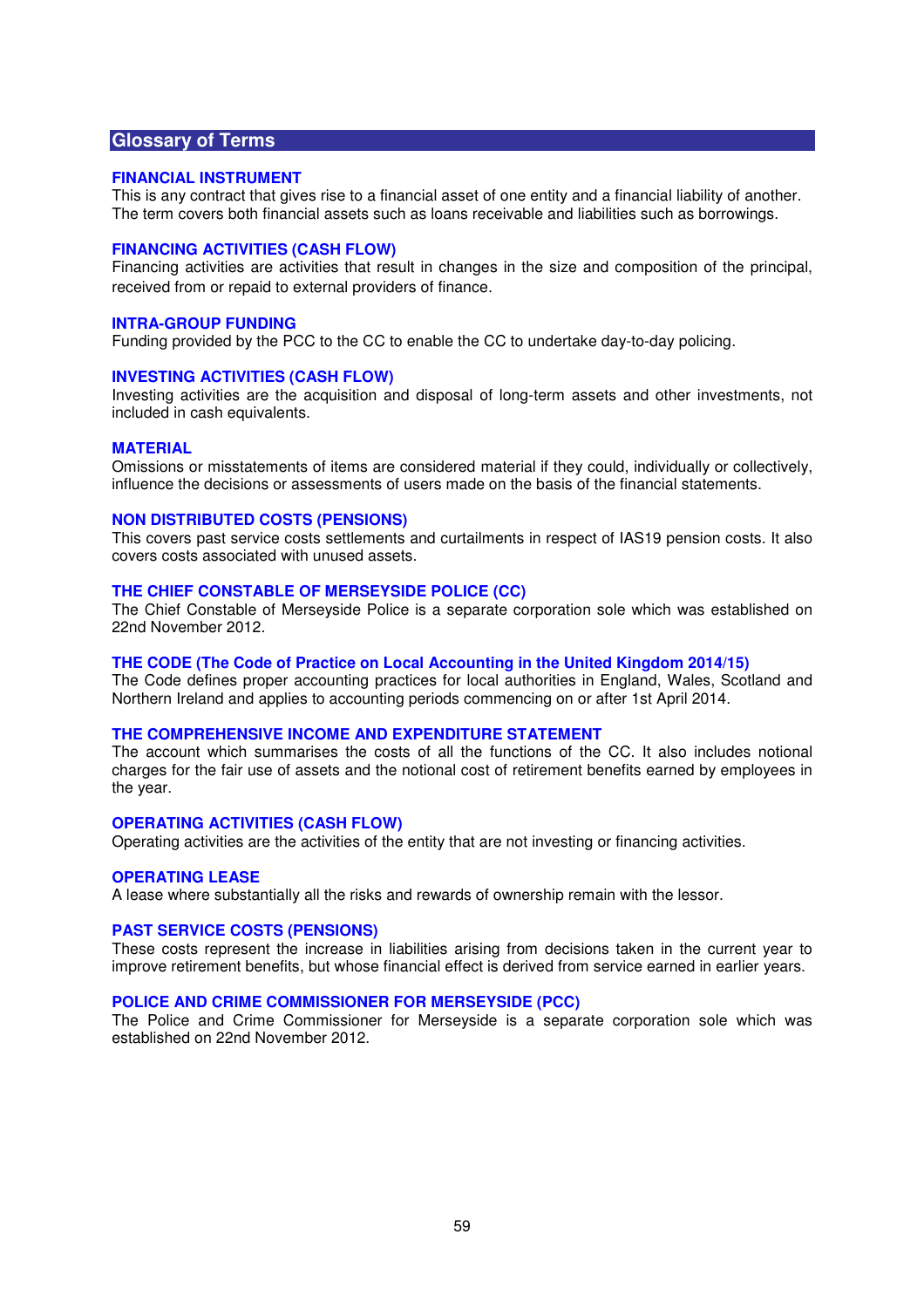## Glossary of Terms

### FINANCIAL INSTRUMENT
This is any contract that gives rise to a financial asset of one entity and a financial liability of another. The term covers both financial assets such as loans receivable and liabilities such as borrowings.

### FINANCING ACTIVITIES (CASH FLOW)
Financing activities are activities that result in changes in the size and composition of the principal, received from or repaid to external providers of finance.

### INTRA-GROUP FUNDING
Funding provided by the PCC to the CC to enable the CC to undertake day-to-day policing.

### INVESTING ACTIVITIES (CASH FLOW)
Investing activities are the acquisition and disposal of long-term assets and other investments, not included in cash equivalents.

### MATERIAL
Omissions or misstatements of items are considered material if they could, individually or collectively, influence the decisions or assessments of users made on the basis of the financial statements.

### NON DISTRIBUTED COSTS (PENSIONS)
This covers past service costs settlements and curtailments in respect of IAS19 pension costs. It also covers costs associated with unused assets.

### THE CHIEF CONSTABLE OF MERSEYSIDE POLICE (CC)
The Chief Constable of Merseyside Police is a separate corporation sole which was established on 22nd November 2012.

### THE CODE (The Code of Practice on Local Accounting in the United Kingdom 2014/15)
The Code defines proper accounting practices for local authorities in England, Wales, Scotland and Northern Ireland and applies to accounting periods commencing on or after 1st April 2014.

### THE COMPREHENSIVE INCOME AND EXPENDITURE STATEMENT
The account which summarises the costs of all the functions of the CC. It also includes notional charges for the fair use of assets and the notional cost of retirement benefits earned by employees in the year.

### OPERATING ACTIVITIES (CASH FLOW)
Operating activities are the activities of the entity that are not investing or financing activities.

### OPERATING LEASE
A lease where substantially all the risks and rewards of ownership remain with the lessor.

### PAST SERVICE COSTS (PENSIONS)
These costs represent the increase in liabilities arising from decisions taken in the current year to improve retirement benefits, but whose financial effect is derived from service earned in earlier years.

### POLICE AND CRIME COMMISSIONER FOR MERSEYSIDE (PCC)
The Police and Crime Commissioner for Merseyside is a separate corporation sole which was established on 22nd November 2012.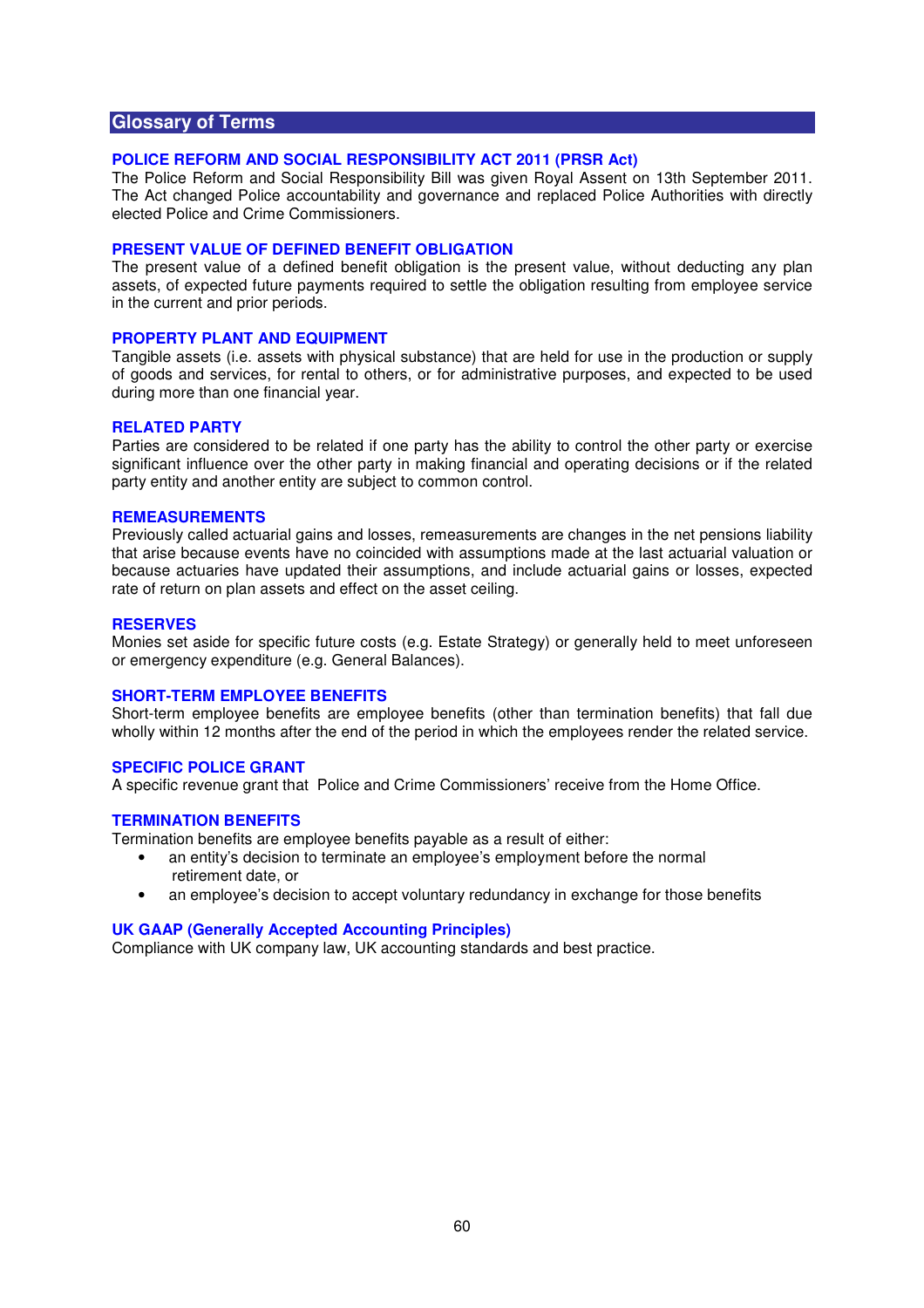## Glossary of Terms

### POLICE REFORM AND SOCIAL RESPONSIBILITY ACT 2011 (PRSR Act)

The Police Reform and Social Responsibility Bill was given Royal Assent on 13th September 2011. The Act changed Police accountability and governance and replaced Police Authorities with directly elected Police and Crime Commissioners.

### PRESENT VALUE OF DEFINED BENEFIT OBLIGATION

The present value of a defined benefit obligation is the present value, without deducting any plan assets, of expected future payments required to settle the obligation resulting from employee service in the current and prior periods.

### PROPERTY PLANT AND EQUIPMENT

Tangible assets (i.e. assets with physical substance) that are held for use in the production or supply of goods and services, for rental to others, or for administrative purposes, and expected to be used during more than one financial year.

### RELATED PARTY

Parties are considered to be related if one party has the ability to control the other party or exercise significant influence over the other party in making financial and operating decisions or if the related party entity and another entity are subject to common control.

### REMEASUREMENTS

Previously called actuarial gains and losses, remeasurements are changes in the net pensions liability that arise because events have no coincided with assumptions made at the last actuarial valuation or because actuaries have updated their assumptions, and include actuarial gains or losses, expected rate of return on plan assets and effect on the asset ceiling.

### RESERVES

Monies set aside for specific future costs (e.g. Estate Strategy) or generally held to meet unforeseen or emergency expenditure (e.g. General Balances).

### SHORT-TERM EMPLOYEE BENEFITS

Short-term employee benefits are employee benefits (other than termination benefits) that fall due wholly within 12 months after the end of the period in which the employees render the related service.

### SPECIFIC POLICE GRANT

A specific revenue grant that Police and Crime Commissioners' receive from the Home Office.

### TERMINATION BENEFITS

Termination benefits are employee benefits payable as a result of either:

- an entity's decision to terminate an employee's employment before the normal retirement date, or
- an employee's decision to accept voluntary redundancy in exchange for those benefits

### UK GAAP (Generally Accepted Accounting Principles)

Compliance with UK company law, UK accounting standards and best practice.